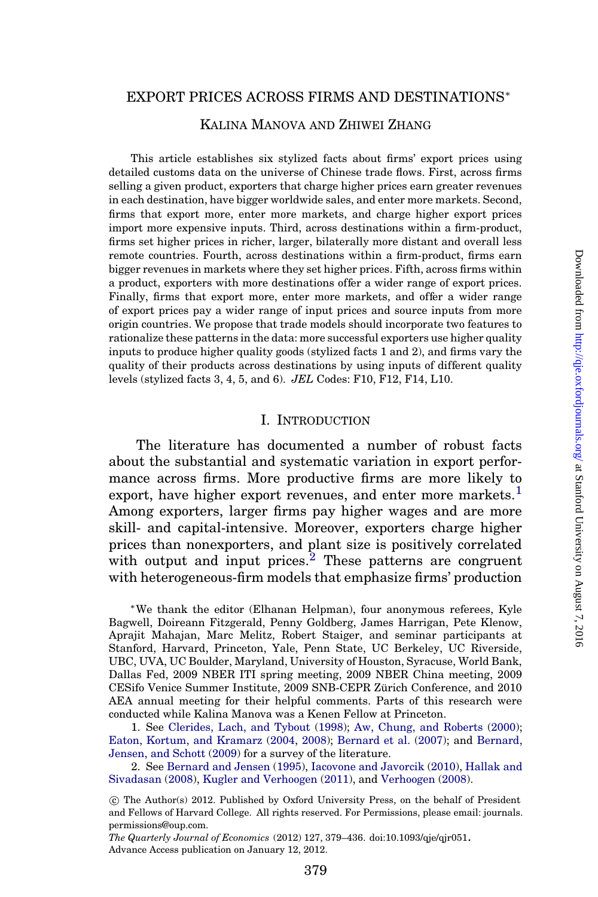# EXPORT PRICES ACROSS FIRMS AND DESTINATIONS*

KALINA MANOVA AND ZHIWEI ZHANG

This article establishes six stylized facts about firms' export prices using detailed customs data on the universe of Chinese trade flows. First, across firms selling a given product, exporters that charge higher prices earn greater revenues in each destination, have bigger worldwide sales, and enter more markets. Second, firms that export more, enter more markets, and charge higher export prices import more expensive inputs. Third, across destinations within a firm-product, firms set higher prices in richer, larger, bilaterally more distant and overall less remote countries. Fourth, across destinations within a firm-product, firms earn bigger revenues in markets where they set higher prices. Fifth, across firms within a product, exporters with more destinations offer a wider range of export prices. Finally, firms that export more, enter more markets, and offer a wider range of export prices pay a wider range of input prices and source inputs from more origin countries. We propose that trade models should incorporate two features to rationalize these patterns in the data: more successful exporters use higher quality inputs to produce higher quality goods (stylized facts 1 and 2), and firms vary the quality of their products across destinations by using inputs of different quality levels (stylized facts 3, 4, 5, and 6). *JEL* Codes: F10, F12, F14, L10.

## I. INTRODUCTION

The literature has documented a number of robust facts about the substantial and systematic variation in export performance across firms. More productive firms are more likely to export, have higher export revenues, and enter more markets.[1] Among exporters, larger firms pay higher wages and are more skill- and capital-intensive. Moreover, exporters charge higher prices than nonexporters, and plant size is positively correlated with output and input prices.[2] These patterns are congruent with heterogeneous-firm models that emphasize firms' production

*We thank the editor (Elhanan Helpman), four anonymous referees, Kyle Bagwell, Doireann Fitzgerald, Penny Goldberg, James Harrigan, Pete Klenow, Aprajit Mahajan, Marc Melitz, Robert Staiger, and seminar participants at Stanford, Harvard, Princeton, Yale, Penn State, UC Berkeley, UC Riverside, UBC, UVA, UC Boulder, Maryland, University of Houston, Syracuse, World Bank, Dallas Fed, 2009 NBER ITI spring meeting, 2009 NBER China meeting, 2009 CESifo Venice Summer Institute, 2009 SNB-CEPR Zürich Conference, and 2010 AEA annual meeting for their helpful comments. Parts of this research were conducted while Kalina Manova was a Kenen Fellow at Princeton.

1. See Clerides, Lach, and Tybout (1998); Aw, Chung, and Roberts (2000); Eaton, Kortum, and Kramarz (2004, 2008); Bernard et al. (2007); and Bernard, Jensen, and Schott (2009) for a survey of the literature.

2. See Bernard and Jensen (1995), Iacovone and Javorcik (2010), Hallak and Sivadasan (2008), Kugler and Verhoogen (2011), and Verhoogen (2008).

© The Author(s) 2012. Published by Oxford University Press, on the behalf of President and Fellows of Harvard College. All rights reserved. For Permissions, please email: journals.permissions@oup.com.

*The Quarterly Journal of Economics* (2012) 127, 379–436. doi:10.1093/qje/qjr051.
Advance Access publication on January 12, 2012.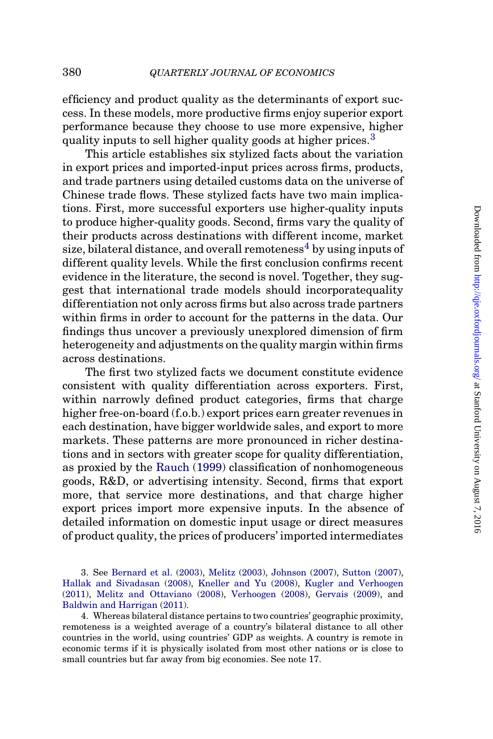efficiency and product quality as the determinants of export success. In these models, more productive firms enjoy superior export performance because they choose to use more expensive, higher quality inputs to sell higher quality goods at higher prices.[3]

This article establishes six stylized facts about the variation in export prices and imported-input prices across firms, products, and trade partners using detailed customs data on the universe of Chinese trade flows. These stylized facts have two main implications. First, more successful exporters use higher-quality inputs to produce higher-quality goods. Second, firms vary the quality of their products across destinations with different income, market size, bilateral distance, and overall remoteness[4] by using inputs of different quality levels. While the first conclusion confirms recent evidence in the literature, the second is novel. Together, they suggest that international trade models should incorporatequality differentiation not only across firms but also across trade partners within firms in order to account for the patterns in the data. Our findings thus uncover a previously unexplored dimension of firm heterogeneity and adjustments on the quality margin within firms across destinations.

The first two stylized facts we document constitute evidence consistent with quality differentiation across exporters. First, within narrowly defined product categories, firms that charge higher free-on-board (f.o.b.) export prices earn greater revenues in each destination, have bigger worldwide sales, and export to more markets. These patterns are more pronounced in richer destinations and in sectors with greater scope for quality differentiation, as proxied by the Rauch (1999) classification of nonhomogeneous goods, R&D, or advertising intensity. Second, firms that export more, that service more destinations, and that charge higher export prices import more expensive inputs. In the absence of detailed information on domestic input usage or direct measures of product quality, the prices of producers' imported intermediates

3. See Bernard et al. (2003), Melitz (2003), Johnson (2007), Sutton (2007), Hallak and Sivadasan (2008), Kneller and Yu (2008), Kugler and Verhoogen (2011), Melitz and Ottaviano (2008), Verhoogen (2008), Gervais (2009), and Baldwin and Harrigan (2011).

4. Whereas bilateral distance pertains to two countries' geographic proximity, remoteness is a weighted average of a country's bilateral distance to all other countries in the world, using countries' GDP as weights. A country is remote in economic terms if it is physically isolated from most other nations or is close to small countries but far away from big economies. See note 17.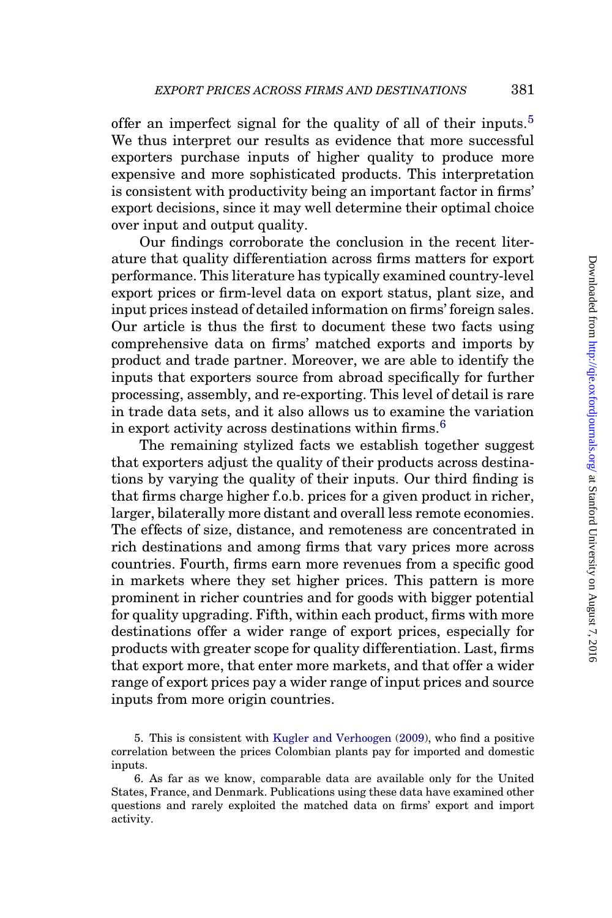offer an imperfect signal for the quality of all of their inputs.[5] We thus interpret our results as evidence that more successful exporters purchase inputs of higher quality to produce more expensive and more sophisticated products. This interpretation is consistent with productivity being an important factor in firms' export decisions, since it may well determine their optimal choice over input and output quality.

Our findings corroborate the conclusion in the recent literature that quality differentiation across firms matters for export performance. This literature has typically examined country-level export prices or firm-level data on export status, plant size, and input prices instead of detailed information on firms' foreign sales. Our article is thus the first to document these two facts using comprehensive data on firms' matched exports and imports by product and trade partner. Moreover, we are able to identify the inputs that exporters source from abroad specifically for further processing, assembly, and re-exporting. This level of detail is rare in trade data sets, and it also allows us to examine the variation in export activity across destinations within firms.[6]

The remaining stylized facts we establish together suggest that exporters adjust the quality of their products across destinations by varying the quality of their inputs. Our third finding is that firms charge higher f.o.b. prices for a given product in richer, larger, bilaterally more distant and overall less remote economies. The effects of size, distance, and remoteness are concentrated in rich destinations and among firms that vary prices more across countries. Fourth, firms earn more revenues from a specific good in markets where they set higher prices. This pattern is more prominent in richer countries and for goods with bigger potential for quality upgrading. Fifth, within each product, firms with more destinations offer a wider range of export prices, especially for products with greater scope for quality differentiation. Last, firms that export more, that enter more markets, and that offer a wider range of export prices pay a wider range of input prices and source inputs from more origin countries.

5. This is consistent with Kugler and Verhoogen (2009), who find a positive correlation between the prices Colombian plants pay for imported and domestic inputs.

6. As far as we know, comparable data are available only for the United States, France, and Denmark. Publications using these data have examined other questions and rarely exploited the matched data on firms' export and import activity.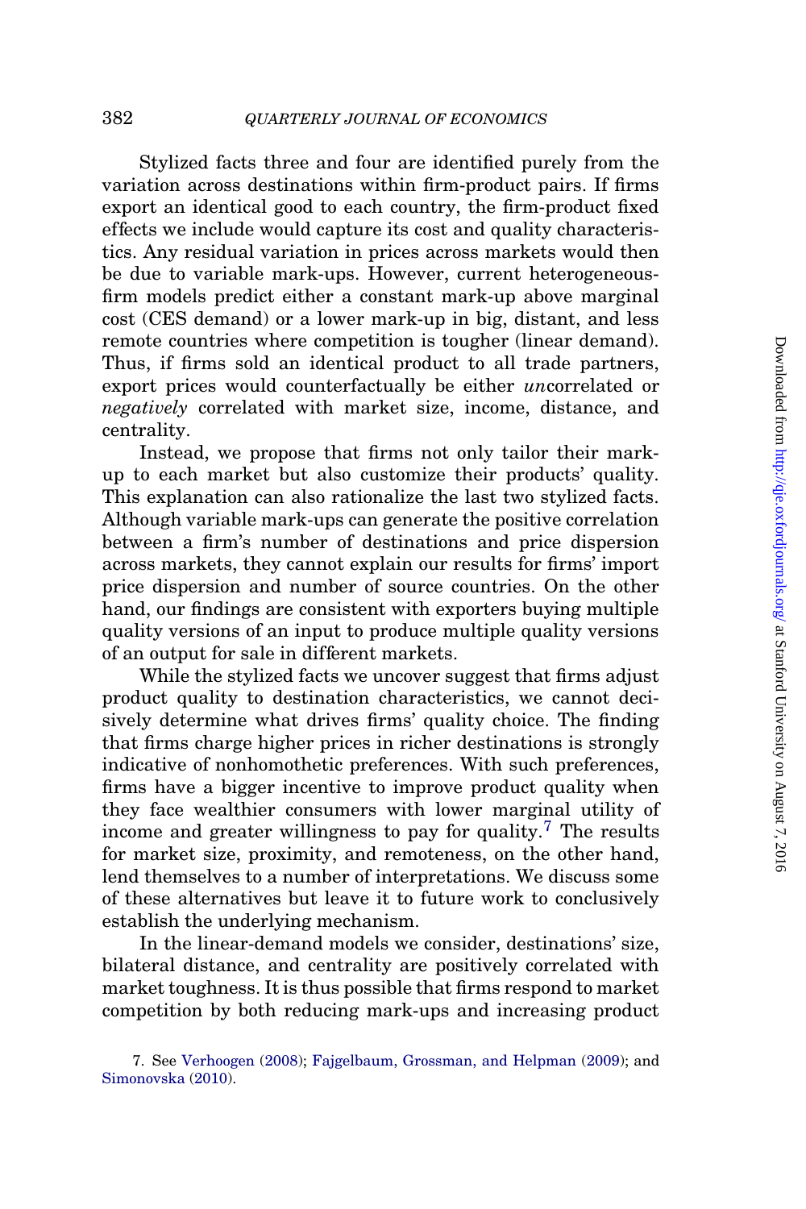Stylized facts three and four are identified purely from the variation across destinations within firm-product pairs. If firms export an identical good to each country, the firm-product fixed effects we include would capture its cost and quality characteristics. Any residual variation in prices across markets would then be due to variable mark-ups. However, current heterogeneous-firm models predict either a constant mark-up above marginal cost (CES demand) or a lower mark-up in big, distant, and less remote countries where competition is tougher (linear demand). Thus, if firms sold an identical product to all trade partners, export prices would counterfactually be either *un*correlated or *negatively* correlated with market size, income, distance, and centrality.

Instead, we propose that firms not only tailor their mark-up to each market but also customize their products' quality. This explanation can also rationalize the last two stylized facts. Although variable mark-ups can generate the positive correlation between a firm's number of destinations and price dispersion across markets, they cannot explain our results for firms' import price dispersion and number of source countries. On the other hand, our findings are consistent with exporters buying multiple quality versions of an input to produce multiple quality versions of an output for sale in different markets.

While the stylized facts we uncover suggest that firms adjust product quality to destination characteristics, we cannot decisively determine what drives firms' quality choice. The finding that firms charge higher prices in richer destinations is strongly indicative of nonhomothetic preferences. With such preferences, firms have a bigger incentive to improve product quality when they face wealthier consumers with lower marginal utility of income and greater willingness to pay for quality.[7] The results for market size, proximity, and remoteness, on the other hand, lend themselves to a number of interpretations. We discuss some of these alternatives but leave it to future work to conclusively establish the underlying mechanism.

In the linear-demand models we consider, destinations' size, bilateral distance, and centrality are positively correlated with market toughness. It is thus possible that firms respond to market competition by both reducing mark-ups and increasing product

7. See Verhoogen (2008); Fajgelbaum, Grossman, and Helpman (2009); and Simonovska (2010).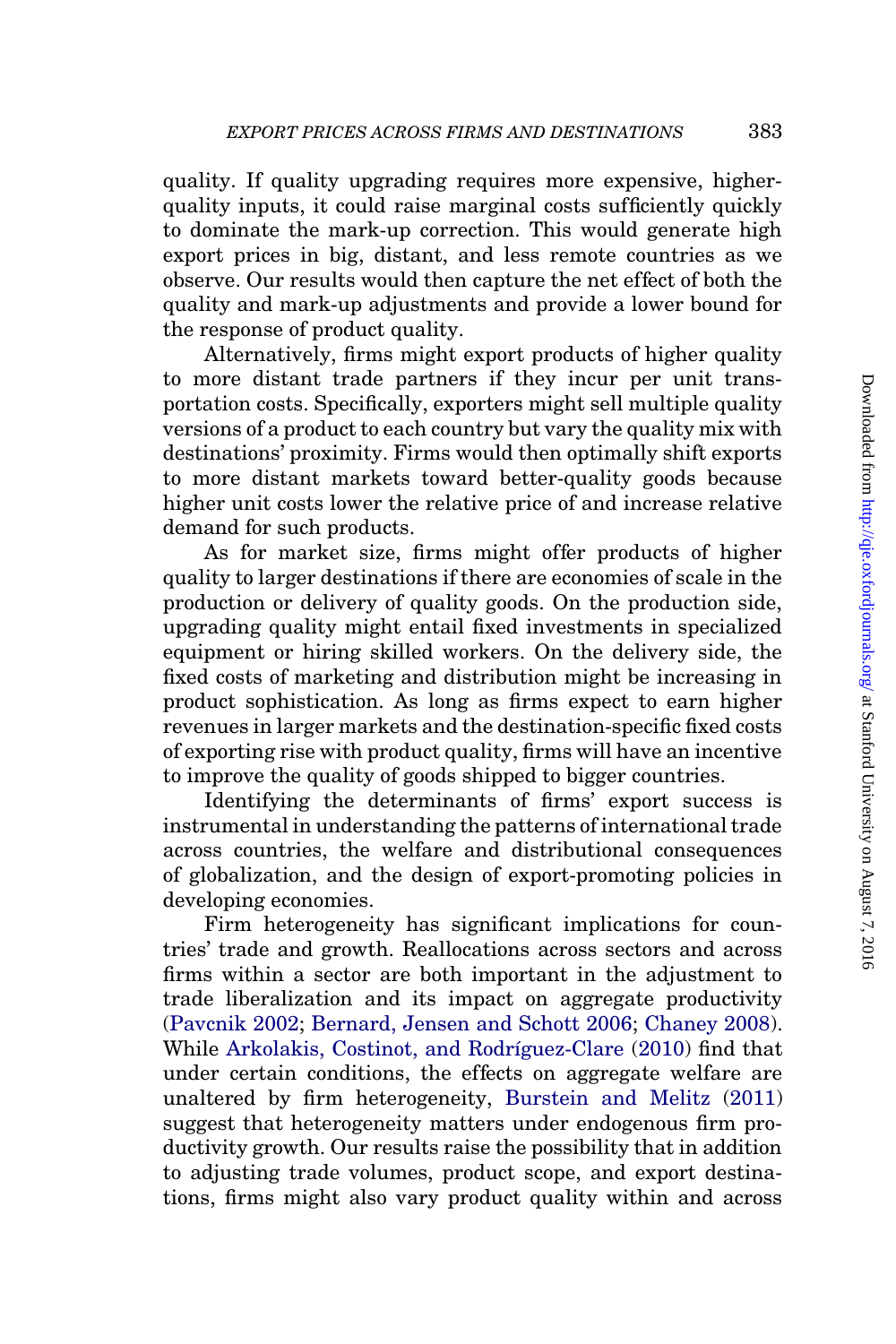quality. If quality upgrading requires more expensive, higher-quality inputs, it could raise marginal costs sufficiently quickly to dominate the mark-up correction. This would generate high export prices in big, distant, and less remote countries as we observe. Our results would then capture the net effect of both the quality and mark-up adjustments and provide a lower bound for the response of product quality.

Alternatively, firms might export products of higher quality to more distant trade partners if they incur per unit transportation costs. Specifically, exporters might sell multiple quality versions of a product to each country but vary the quality mix with destinations' proximity. Firms would then optimally shift exports to more distant markets toward better-quality goods because higher unit costs lower the relative price of and increase relative demand for such products.

As for market size, firms might offer products of higher quality to larger destinations if there are economies of scale in the production or delivery of quality goods. On the production side, upgrading quality might entail fixed investments in specialized equipment or hiring skilled workers. On the delivery side, the fixed costs of marketing and distribution might be increasing in product sophistication. As long as firms expect to earn higher revenues in larger markets and the destination-specific fixed costs of exporting rise with product quality, firms will have an incentive to improve the quality of goods shipped to bigger countries.

Identifying the determinants of firms' export success is instrumental in understanding the patterns of international trade across countries, the welfare and distributional consequences of globalization, and the design of export-promoting policies in developing economies.

Firm heterogeneity has significant implications for countries' trade and growth. Reallocations across sectors and across firms within a sector are both important in the adjustment to trade liberalization and its impact on aggregate productivity (Pavcnik 2002; Bernard, Jensen and Schott 2006; Chaney 2008). While Arkolakis, Costinot, and Rodríguez-Clare (2010) find that under certain conditions, the effects on aggregate welfare are unaltered by firm heterogeneity, Burstein and Melitz (2011) suggest that heterogeneity matters under endogenous firm productivity growth. Our results raise the possibility that in addition to adjusting trade volumes, product scope, and export destinations, firms might also vary product quality within and across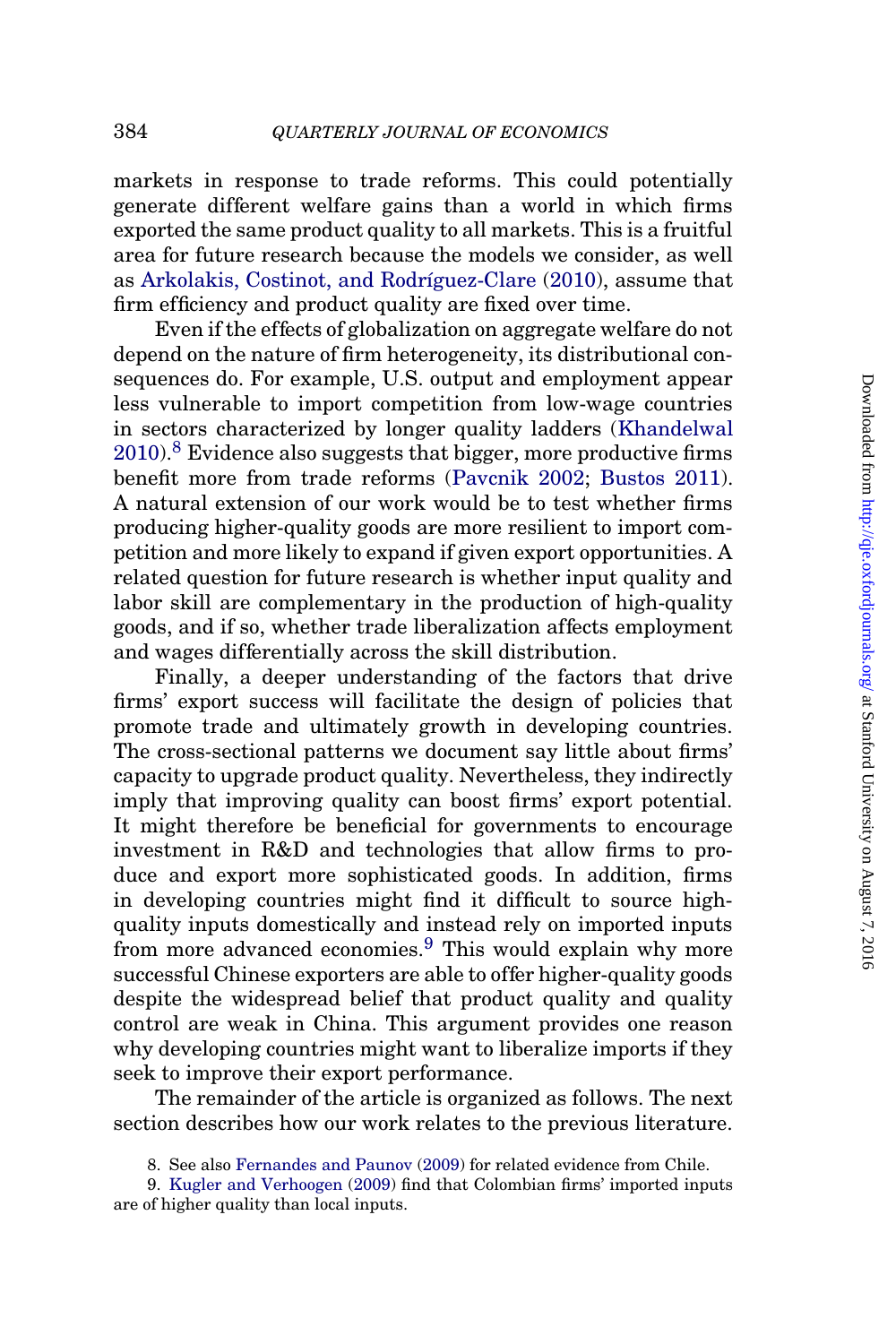markets in response to trade reforms. This could potentially generate different welfare gains than a world in which firms exported the same product quality to all markets. This is a fruitful area for future research because the models we consider, as well as Arkolakis, Costinot, and Rodríguez-Clare (2010), assume that firm efficiency and product quality are fixed over time.

Even if the effects of globalization on aggregate welfare do not depend on the nature of firm heterogeneity, its distributional consequences do. For example, U.S. output and employment appear less vulnerable to import competition from low-wage countries in sectors characterized by longer quality ladders (Khandelwal 2010).[8] Evidence also suggests that bigger, more productive firms benefit more from trade reforms (Pavcnik 2002; Bustos 2011). A natural extension of our work would be to test whether firms producing higher-quality goods are more resilient to import competition and more likely to expand if given export opportunities. A related question for future research is whether input quality and labor skill are complementary in the production of high-quality goods, and if so, whether trade liberalization affects employment and wages differentially across the skill distribution.

Finally, a deeper understanding of the factors that drive firms' export success will facilitate the design of policies that promote trade and ultimately growth in developing countries. The cross-sectional patterns we document say little about firms' capacity to upgrade product quality. Nevertheless, they indirectly imply that improving quality can boost firms' export potential. It might therefore be beneficial for governments to encourage investment in R&D and technologies that allow firms to produce and export more sophisticated goods. In addition, firms in developing countries might find it difficult to source high-quality inputs domestically and instead rely on imported inputs from more advanced economies.[9] This would explain why more successful Chinese exporters are able to offer higher-quality goods despite the widespread belief that product quality and quality control are weak in China. This argument provides one reason why developing countries might want to liberalize imports if they seek to improve their export performance.

The remainder of the article is organized as follows. The next section describes how our work relates to the previous literature.

8. See also Fernandes and Paunov (2009) for related evidence from Chile.

9. Kugler and Verhoogen (2009) find that Colombian firms' imported inputs are of higher quality than local inputs.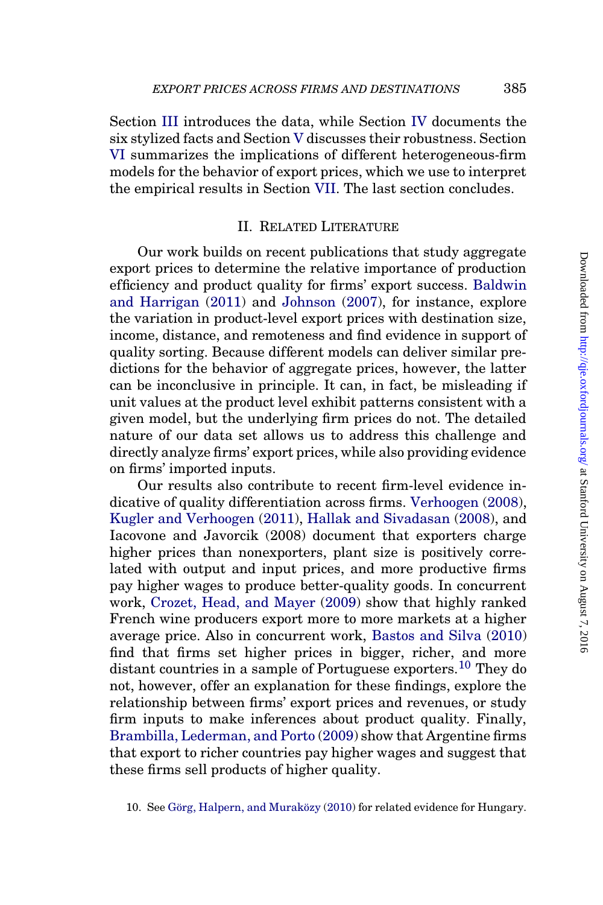Section III introduces the data, while Section IV documents the six stylized facts and Section V discusses their robustness. Section VI summarizes the implications of different heterogeneous-firm models for the behavior of export prices, which we use to interpret the empirical results in Section VII. The last section concludes.

## II. Related Literature

Our work builds on recent publications that study aggregate export prices to determine the relative importance of production efficiency and product quality for firms' export success. Baldwin and Harrigan (2011) and Johnson (2007), for instance, explore the variation in product-level export prices with destination size, income, distance, and remoteness and find evidence in support of quality sorting. Because different models can deliver similar predictions for the behavior of aggregate prices, however, the latter can be inconclusive in principle. It can, in fact, be misleading if unit values at the product level exhibit patterns consistent with a given model, but the underlying firm prices do not. The detailed nature of our data set allows us to address this challenge and directly analyze firms' export prices, while also providing evidence on firms' imported inputs.

Our results also contribute to recent firm-level evidence indicative of quality differentiation across firms. Verhoogen (2008), Kugler and Verhoogen (2011), Hallak and Sivadasan (2008), and Iacovone and Javorcik (2008) document that exporters charge higher prices than nonexporters, plant size is positively correlated with output and input prices, and more productive firms pay higher wages to produce better-quality goods. In concurrent work, Crozet, Head, and Mayer (2009) show that highly ranked French wine producers export more to more markets at a higher average price. Also in concurrent work, Bastos and Silva (2010) find that firms set higher prices in bigger, richer, and more distant countries in a sample of Portuguese exporters.[10] They do not, however, offer an explanation for these findings, explore the relationship between firms' export prices and revenues, or study firm inputs to make inferences about product quality. Finally, Brambilla, Lederman, and Porto (2009) show that Argentine firms that export to richer countries pay higher wages and suggest that these firms sell products of higher quality.

10. See Görg, Halpern, and Muraközy (2010) for related evidence for Hungary.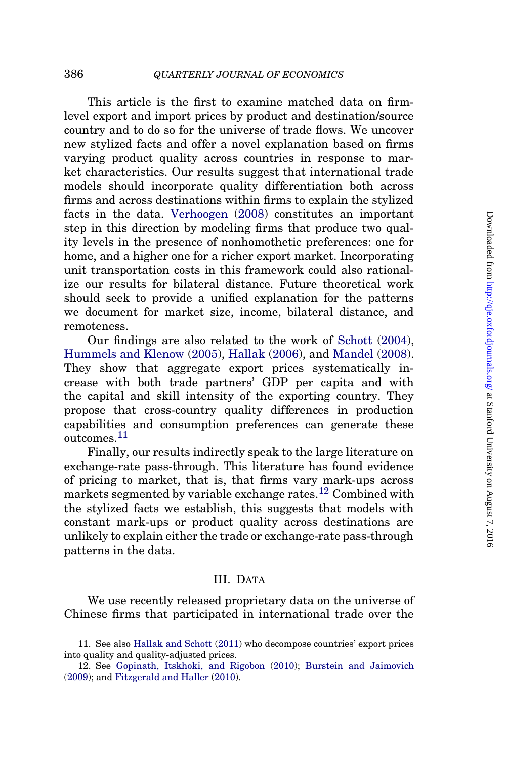This article is the first to examine matched data on firm-level export and import prices by product and destination/source country and to do so for the universe of trade flows. We uncover new stylized facts and offer a novel explanation based on firms varying product quality across countries in response to market characteristics. Our results suggest that international trade models should incorporate quality differentiation both across firms and across destinations within firms to explain the stylized facts in the data. Verhoogen (2008) constitutes an important step in this direction by modeling firms that produce two quality levels in the presence of nonhomothetic preferences: one for home, and a higher one for a richer export market. Incorporating unit transportation costs in this framework could also rationalize our results for bilateral distance. Future theoretical work should seek to provide a unified explanation for the patterns we document for market size, income, bilateral distance, and remoteness.

Our findings are also related to the work of Schott (2004), Hummels and Klenow (2005), Hallak (2006), and Mandel (2008). They show that aggregate export prices systematically increase with both trade partners' GDP per capita and with the capital and skill intensity of the exporting country. They propose that cross-country quality differences in production capabilities and consumption preferences can generate these outcomes.[11]

Finally, our results indirectly speak to the large literature on exchange-rate pass-through. This literature has found evidence of pricing to market, that is, that firms vary mark-ups across markets segmented by variable exchange rates.[12] Combined with the stylized facts we establish, this suggests that models with constant mark-ups or product quality across destinations are unlikely to explain either the trade or exchange-rate pass-through patterns in the data.

## III. Data

We use recently released proprietary data on the universe of Chinese firms that participated in international trade over the

11. See also Hallak and Schott (2011) who decompose countries' export prices into quality and quality-adjusted prices.

12. See Gopinath, Itskhoki, and Rigobon (2010); Burstein and Jaimovich (2009); and Fitzgerald and Haller (2010).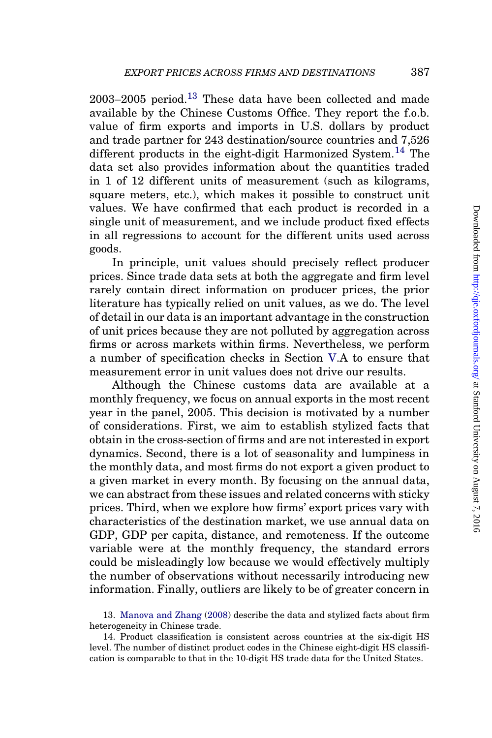2003–2005 period.[13] These data have been collected and made available by the Chinese Customs Office. They report the f.o.b. value of firm exports and imports in U.S. dollars by product and trade partner for 243 destination/source countries and 7,526 different products in the eight-digit Harmonized System.[14] The data set also provides information about the quantities traded in 1 of 12 different units of measurement (such as kilograms, square meters, etc.), which makes it possible to construct unit values. We have confirmed that each product is recorded in a single unit of measurement, and we include product fixed effects in all regressions to account for the different units used across goods.

In principle, unit values should precisely reflect producer prices. Since trade data sets at both the aggregate and firm level rarely contain direct information on producer prices, the prior literature has typically relied on unit values, as we do. The level of detail in our data is an important advantage in the construction of unit prices because they are not polluted by aggregation across firms or across markets within firms. Nevertheless, we perform a number of specification checks in Section V.A to ensure that measurement error in unit values does not drive our results.

Although the Chinese customs data are available at a monthly frequency, we focus on annual exports in the most recent year in the panel, 2005. This decision is motivated by a number of considerations. First, we aim to establish stylized facts that obtain in the cross-section of firms and are not interested in export dynamics. Second, there is a lot of seasonality and lumpiness in the monthly data, and most firms do not export a given product to a given market in every month. By focusing on the annual data, we can abstract from these issues and related concerns with sticky prices. Third, when we explore how firms' export prices vary with characteristics of the destination market, we use annual data on GDP, GDP per capita, distance, and remoteness. If the outcome variable were at the monthly frequency, the standard errors could be misleadingly low because we would effectively multiply the number of observations without necessarily introducing new information. Finally, outliers are likely to be of greater concern in

13. Manova and Zhang (2008) describe the data and stylized facts about firm heterogeneity in Chinese trade.

14. Product classification is consistent across countries at the six-digit HS level. The number of distinct product codes in the Chinese eight-digit HS classification is comparable to that in the 10-digit HS trade data for the United States.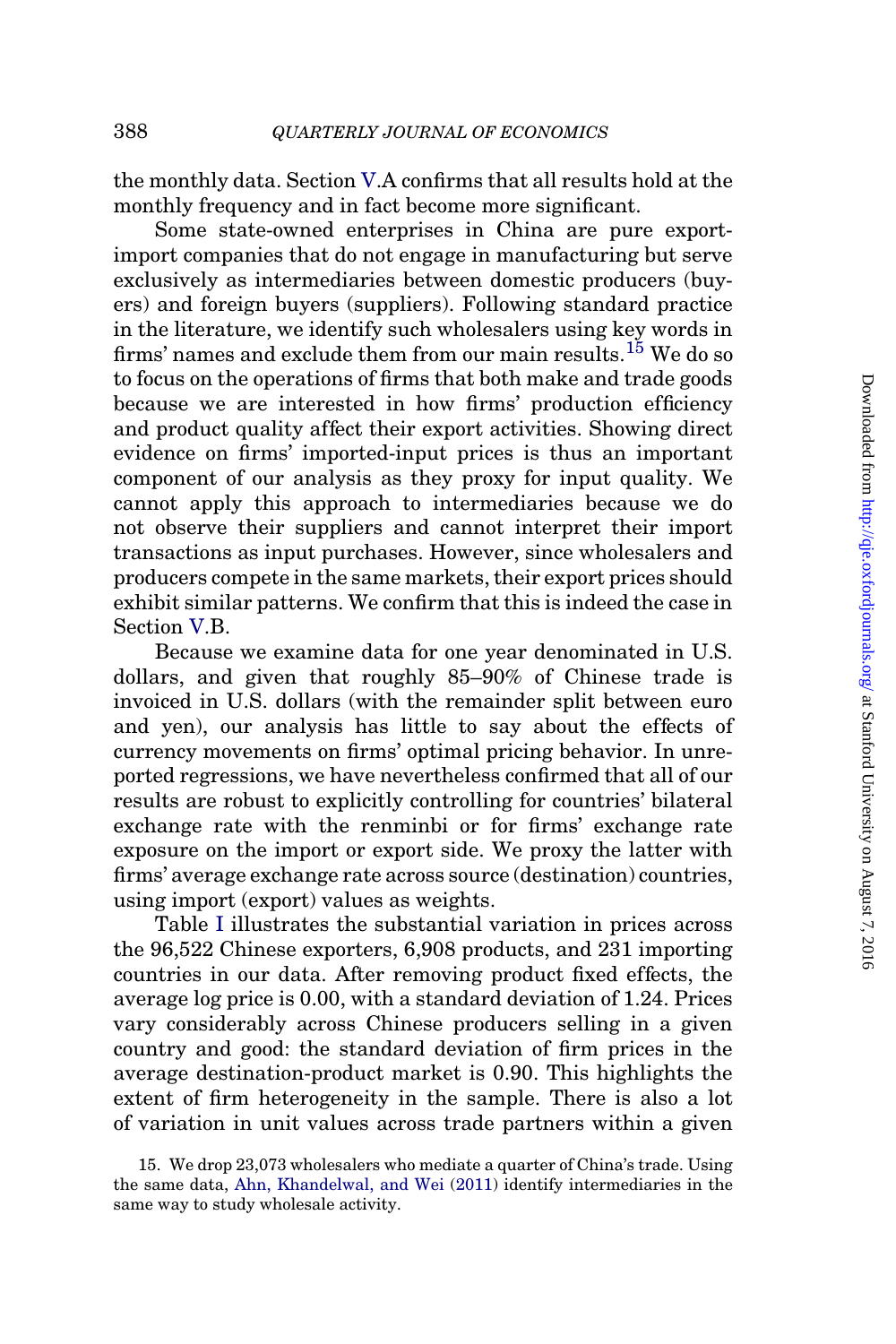the monthly data. Section V.A confirms that all results hold at the monthly frequency and in fact become more significant.

Some state-owned enterprises in China are pure export-import companies that do not engage in manufacturing but serve exclusively as intermediaries between domestic producers (buyers) and foreign buyers (suppliers). Following standard practice in the literature, we identify such wholesalers using key words in firms' names and exclude them from our main results.[15] We do so to focus on the operations of firms that both make and trade goods because we are interested in how firms' production efficiency and product quality affect their export activities. Showing direct evidence on firms' imported-input prices is thus an important component of our analysis as they proxy for input quality. We cannot apply this approach to intermediaries because we do not observe their suppliers and cannot interpret their import transactions as input purchases. However, since wholesalers and producers compete in the same markets, their export prices should exhibit similar patterns. We confirm that this is indeed the case in Section V.B.

Because we examine data for one year denominated in U.S. dollars, and given that roughly 85–90% of Chinese trade is invoiced in U.S. dollars (with the remainder split between euro and yen), our analysis has little to say about the effects of currency movements on firms' optimal pricing behavior. In unreported regressions, we have nevertheless confirmed that all of our results are robust to explicitly controlling for countries' bilateral exchange rate with the renminbi or for firms' exchange rate exposure on the import or export side. We proxy the latter with firms' average exchange rate across source (destination) countries, using import (export) values as weights.

Table I illustrates the substantial variation in prices across the 96,522 Chinese exporters, 6,908 products, and 231 importing countries in our data. After removing product fixed effects, the average log price is 0.00, with a standard deviation of 1.24. Prices vary considerably across Chinese producers selling in a given country and good: the standard deviation of firm prices in the average destination-product market is 0.90. This highlights the extent of firm heterogeneity in the sample. There is also a lot of variation in unit values across trade partners within a given

15. We drop 23,073 wholesalers who mediate a quarter of China's trade. Using the same data, Ahn, Khandelwal, and Wei (2011) identify intermediaries in the same way to study wholesale activity.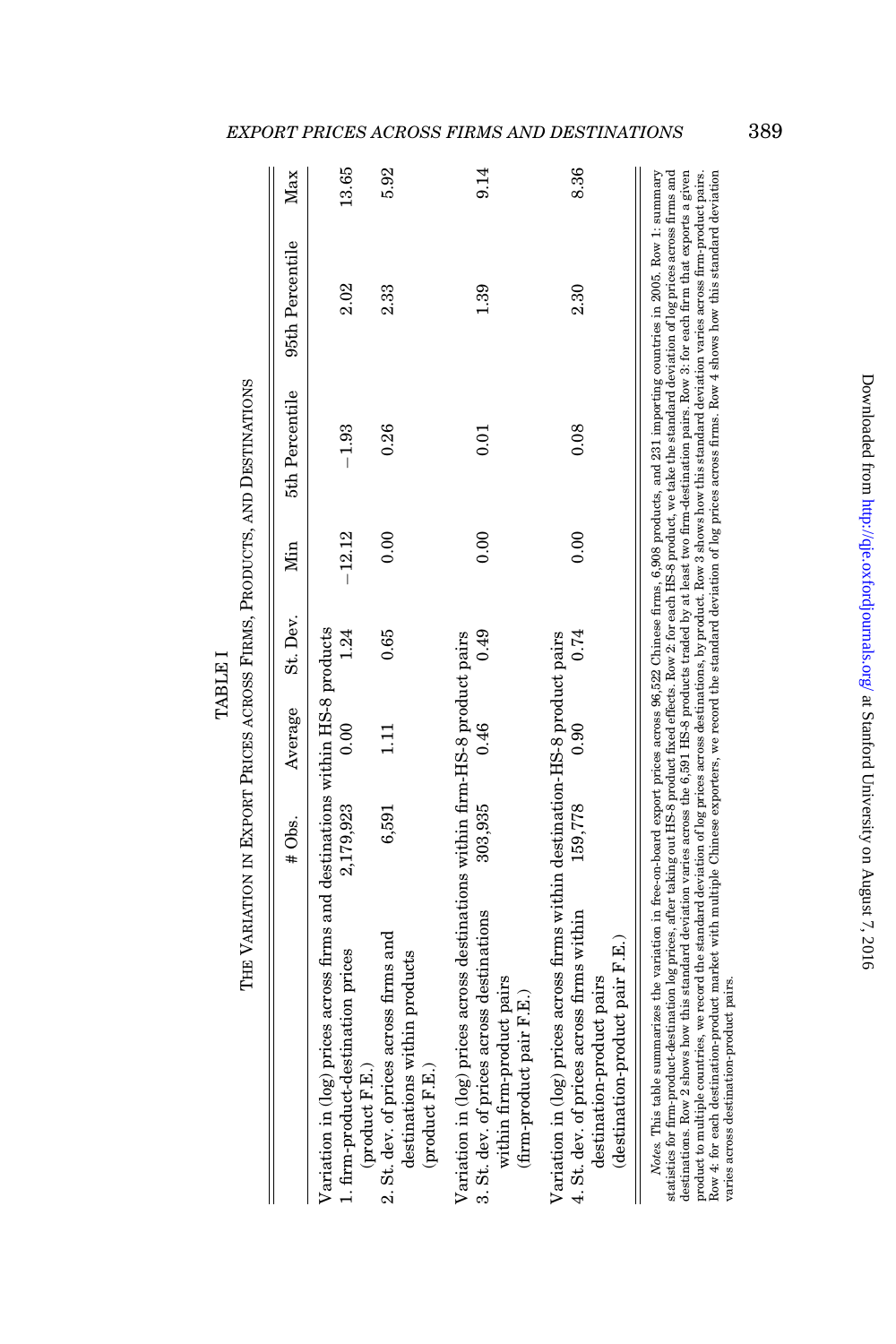TABLE I

THE VARIATION IN EXPORT PRICES ACROSS FIRMS, PRODUCTS, AND DESTINATIONS

| | # Obs. | Average | St. Dev. | Min | 5th Percentile | 95th Percentile | Max |
|---|---|---|---|---|---|---|---|
| Variation in (log) prices across firms and destinations within HS-8 products | | | | | | | |
| 1. firm-product-destination prices (product F.E.) | 2,179,923 | 0.00 | 1.24 | −12.12 | −1.93 | 2.02 | 13.65 |
| 2. St. dev. of prices across firms and destinations within products (product F.E.) | 6,591 | 1.11 | 0.65 | 0.00 | 0.26 | 2.33 | 5.92 |
| Variation in (log) prices across destinations within firm-HS-8 product pairs | | | | | | | |
| 3. St. dev. of prices across destinations within firm-product pairs (firm-product pair F.E.) | 303,935 | 0.46 | 0.49 | 0.00 | 0.01 | 1.39 | 9.14 |
| Variation in (log) prices across firms within destination-HS-8 product pairs | | | | | | | |
| 4. St. dev. of prices across firms within destination-product pairs (destination-product pair F.E.) | 159,778 | 0.90 | 0.74 | 0.00 | 0.08 | 2.30 | 8.36 |

*Notes.* This table summarizes the variation in free-on-board export prices across 96,522 Chinese firms, 6,908 products, and 231 importing countries in 2005. Row 1: summary statistics for firm-product-destination log prices, after taking out HS-8 product fixed effects. Row 2: for each HS-8 product, we take the standard deviation of log prices across firms and destinations. Row 2 shows how this standard deviation varies across the 6,591 HS-8 products traded by at least two firm-destination pairs. Row 3: for each firm that exports a given product to multiple countries, we record the standard deviation of log prices across destinations, by product. Row 3 shows how this standard deviation varies across firm-product pairs. Row 4: for each destination-product market with multiple Chinese exporters, we record the standard deviation of log prices across firms. Row 4 shows how this standard deviation varies across destination-product pairs.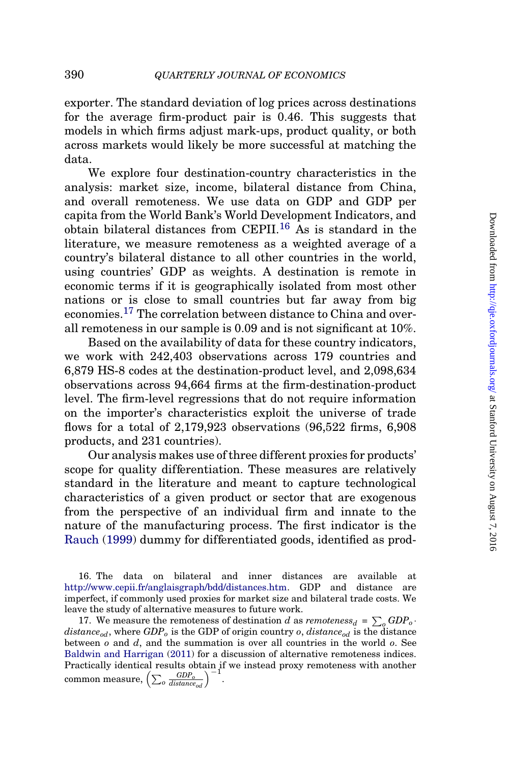exporter. The standard deviation of log prices across destinations for the average firm-product pair is 0.46. This suggests that models in which firms adjust mark-ups, product quality, or both across markets would likely be more successful at matching the data.

We explore four destination-country characteristics in the analysis: market size, income, bilateral distance from China, and overall remoteness. We use data on GDP and GDP per capita from the World Bank's World Development Indicators, and obtain bilateral distances from CEPII.[16] As is standard in the literature, we measure remoteness as a weighted average of a country's bilateral distance to all other countries in the world, using countries' GDP as weights. A destination is remote in economic terms if it is geographically isolated from most other nations or is close to small countries but far away from big economies.[17] The correlation between distance to China and overall remoteness in our sample is 0.09 and is not significant at 10%.

Based on the availability of data for these country indicators, we work with 242,403 observations across 179 countries and 6,879 HS-8 codes at the destination-product level, and 2,098,634 observations across 94,664 firms at the firm-destination-product level. The firm-level regressions that do not require information on the importer's characteristics exploit the universe of trade flows for a total of 2,179,923 observations (96,522 firms, 6,908 products, and 231 countries).

Our analysis makes use of three different proxies for products' scope for quality differentiation. These measures are relatively standard in the literature and meant to capture technological characteristics of a given product or sector that are exogenous from the perspective of an individual firm and innate to the nature of the manufacturing process. The first indicator is the Rauch (1999) dummy for differentiated goods, identified as prod-

16. The data on bilateral and inner distances are available at http://www.cepii.fr/anglaisgraph/bdd/distances.htm. GDP and distance are imperfect, if commonly used proxies for market size and bilateral trade costs. We leave the study of alternative measures to future work.

17. We measure the remoteness of destination $d$ as $remoteness_d = \sum_o GDP_o \cdot distance_{od}$, where $GDP_o$ is the GDP of origin country $o$, $distance_{od}$ is the distance between $o$ and $d$, and the summation is over all countries in the world $o$. See Baldwin and Harrigan (2011) for a discussion of alternative remoteness indices. Practically identical results obtain if we instead proxy remoteness with another common measure, $\left(\sum_o \frac{GDP_o}{distance_{od}}\right)^{-1}$.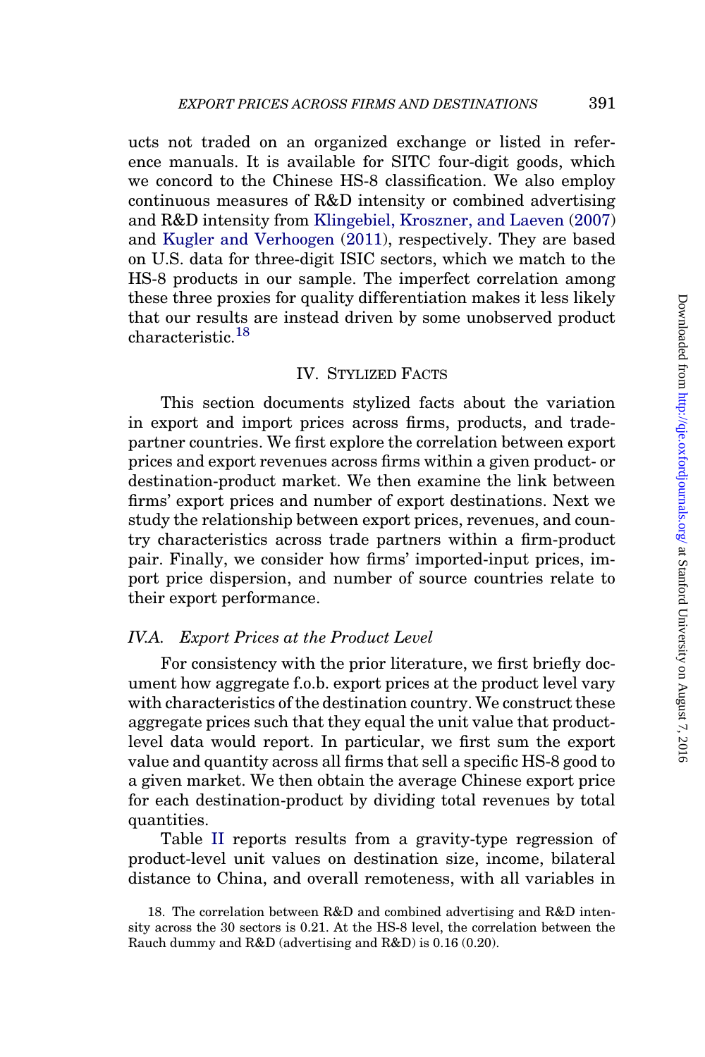ucts not traded on an organized exchange or listed in reference manuals. It is available for SITC four-digit goods, which we concord to the Chinese HS-8 classification. We also employ continuous measures of R&D intensity or combined advertising and R&D intensity from Klingebiel, Kroszner, and Laeven (2007) and Kugler and Verhoogen (2011), respectively. They are based on U.S. data for three-digit ISIC sectors, which we match to the HS-8 products in our sample. The imperfect correlation among these three proxies for quality differentiation makes it less likely that our results are instead driven by some unobserved product characteristic.[18]

## IV. Stylized Facts

This section documents stylized facts about the variation in export and import prices across firms, products, and trade-partner countries. We first explore the correlation between export prices and export revenues across firms within a given product- or destination-product market. We then examine the link between firms' export prices and number of export destinations. Next we study the relationship between export prices, revenues, and country characteristics across trade partners within a firm-product pair. Finally, we consider how firms' imported-input prices, import price dispersion, and number of source countries relate to their export performance.

### *IV.A. Export Prices at the Product Level*

For consistency with the prior literature, we first briefly document how aggregate f.o.b. export prices at the product level vary with characteristics of the destination country. We construct these aggregate prices such that they equal the unit value that product-level data would report. In particular, we first sum the export value and quantity across all firms that sell a specific HS-8 good to a given market. We then obtain the average Chinese export price for each destination-product by dividing total revenues by total quantities.

Table II reports results from a gravity-type regression of product-level unit values on destination size, income, bilateral distance to China, and overall remoteness, with all variables in

18. The correlation between R&D and combined advertising and R&D intensity across the 30 sectors is 0.21. At the HS-8 level, the correlation between the Rauch dummy and R&D (advertising and R&D) is 0.16 (0.20).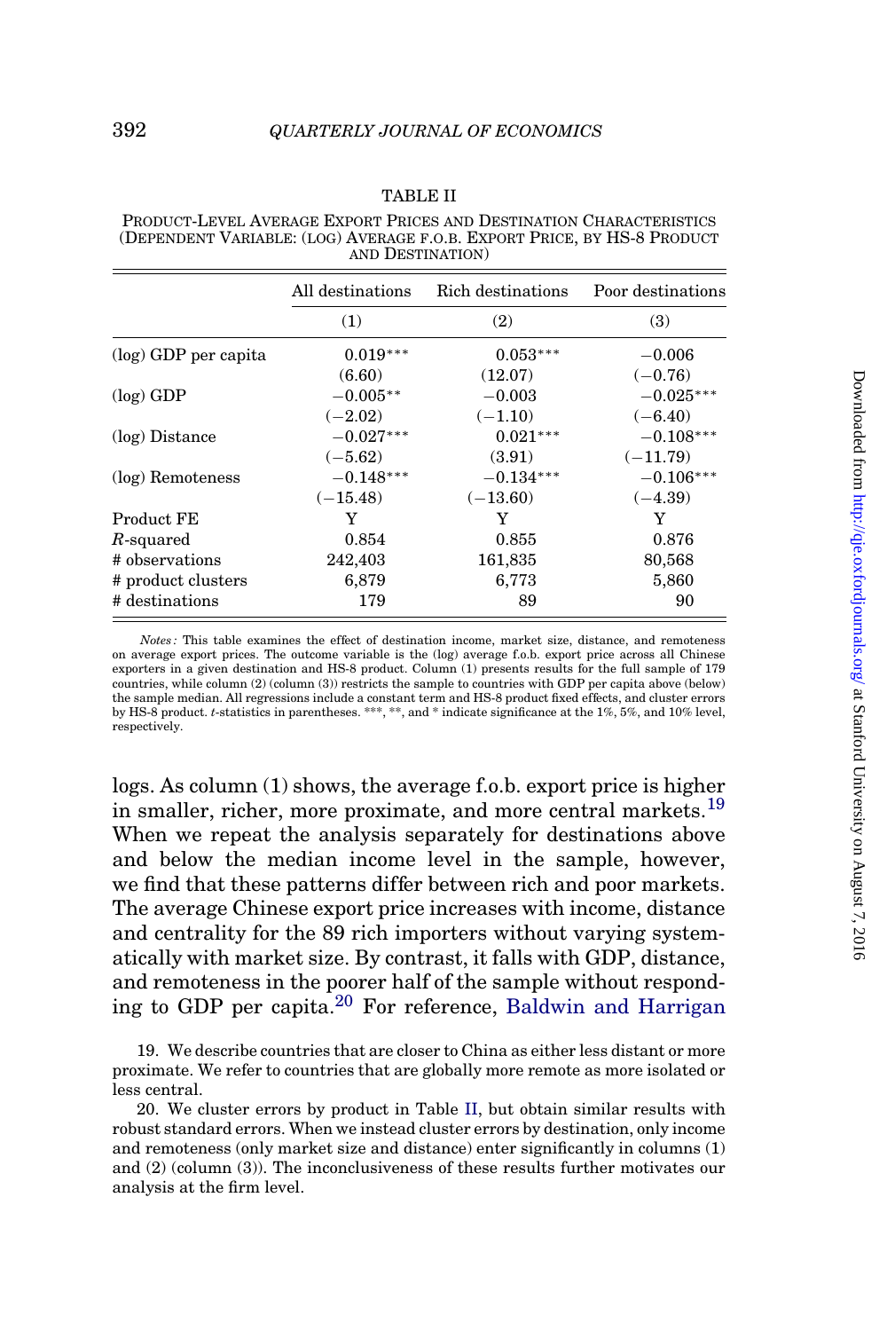TABLE II

PRODUCT-LEVEL AVERAGE EXPORT PRICES AND DESTINATION CHARACTERISTICS (DEPENDENT VARIABLE: (LOG) AVERAGE F.O.B. EXPORT PRICE, BY HS-8 PRODUCT AND DESTINATION)

| | All destinations | Rich destinations | Poor destinations |
|---|---|---|---|
| | (1) | (2) | (3) |
| (log) GDP per capita | 0.019*** | 0.053*** | −0.006 |
| | (6.60) | (12.07) | (−0.76) |
| (log) GDP | −0.005** | −0.003 | −0.025*** |
| | (−2.02) | (−1.10) | (−6.40) |
| (log) Distance | −0.027*** | 0.021*** | −0.108*** |
| | (−5.62) | (3.91) | (−11.79) |
| (log) Remoteness | −0.148*** | −0.134*** | −0.106*** |
| | (−15.48) | (−13.60) | (−4.39) |
| Product FE | Y | Y | Y |
| $R$-squared | 0.854 | 0.855 | 0.876 |
| # observations | 242,403 | 161,835 | 80,568 |
| # product clusters | 6,879 | 6,773 | 5,860 |
| # destinations | 179 | 89 | 90 |

*Notes:* This table examines the effect of destination income, market size, distance, and remoteness on average export prices. The outcome variable is the (log) average f.o.b. export price across all Chinese exporters in a given destination and HS-8 product. Column (1) presents results for the full sample of 179 countries, while column (2) (column (3)) restricts the sample to countries with GDP per capita above (below) the sample median. All regressions include a constant term and HS-8 product fixed effects, and cluster errors by HS-8 product. $t$-statistics in parentheses. ***, **, and * indicate significance at the 1%, 5%, and 10% level, respectively.

logs. As column (1) shows, the average f.o.b. export price is higher in smaller, richer, more proximate, and more central markets.[19] When we repeat the analysis separately for destinations above and below the median income level in the sample, however, we find that these patterns differ between rich and poor markets. The average Chinese export price increases with income, distance and centrality for the 89 rich importers without varying systematically with market size. By contrast, it falls with GDP, distance, and remoteness in the poorer half of the sample without responding to GDP per capita.[20] For reference, Baldwin and Harrigan

19. We describe countries that are closer to China as either less distant or more proximate. We refer to countries that are globally more remote as more isolated or less central.

20. We cluster errors by product in Table II, but obtain similar results with robust standard errors. When we instead cluster errors by destination, only income and remoteness (only market size and distance) enter significantly in columns (1) and (2) (column (3)). The inconclusiveness of these results further motivates our analysis at the firm level.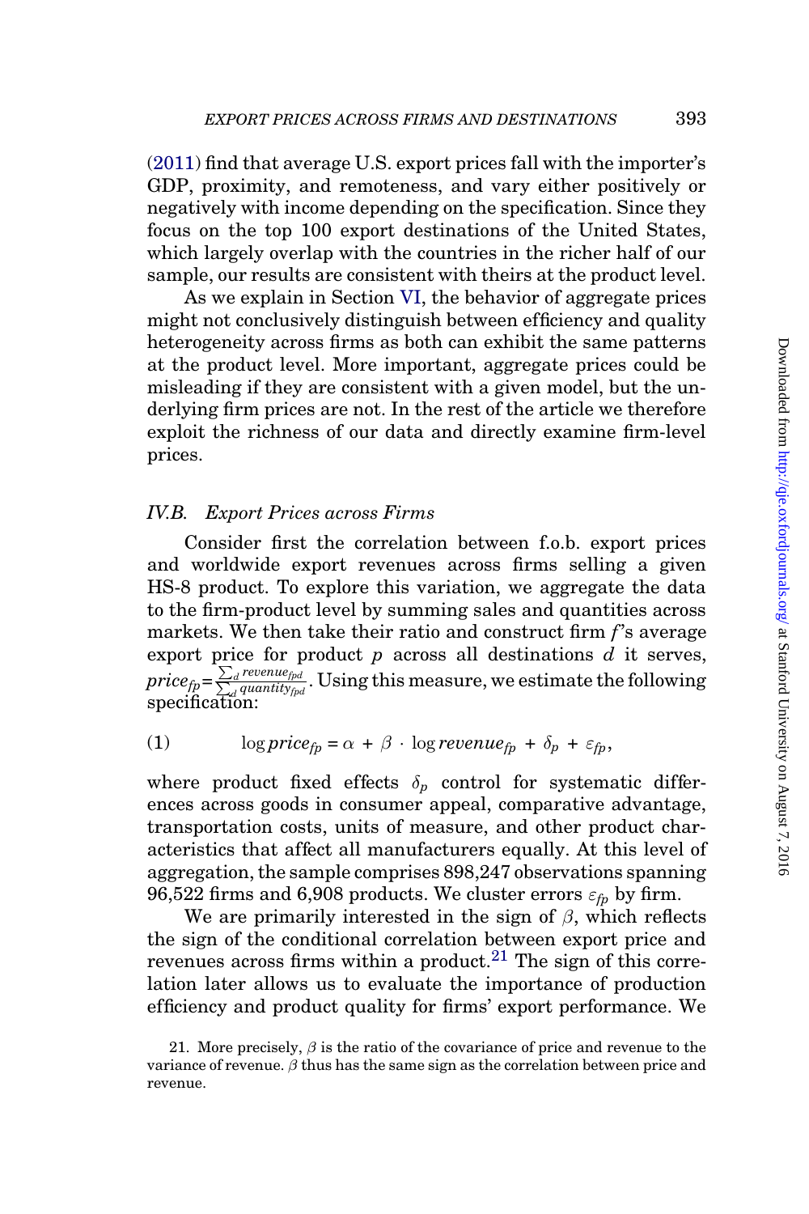(2011) find that average U.S. export prices fall with the importer's GDP, proximity, and remoteness, and vary either positively or negatively with income depending on the specification. Since they focus on the top 100 export destinations of the United States, which largely overlap with the countries in the richer half of our sample, our results are consistent with theirs at the product level.

As we explain in Section VI, the behavior of aggregate prices might not conclusively distinguish between efficiency and quality heterogeneity across firms as both can exhibit the same patterns at the product level. More important, aggregate prices could be misleading if they are consistent with a given model, but the underlying firm prices are not. In the rest of the article we therefore exploit the richness of our data and directly examine firm-level prices.

### IV.B. *Export Prices across Firms*

Consider first the correlation between f.o.b. export prices and worldwide export revenues across firms selling a given HS-8 product. To explore this variation, we aggregate the data to the firm-product level by summing sales and quantities across markets. We then take their ratio and construct firm $f$'s average export price for product $p$ across all destinations $d$ it serves, $price_{fp} = \frac{\sum_d revenue_{fpd}}{\sum_d quantity_{fpd}}$. Using this measure, we estimate the following specification:

$$\text{(1)} \qquad \log price_{fp} = \alpha + \beta \cdot \log revenue_{fp} + \delta_p + \varepsilon_{fp},$$

where product fixed effects $\delta_p$ control for systematic differences across goods in consumer appeal, comparative advantage, transportation costs, units of measure, and other product characteristics that affect all manufacturers equally. At this level of aggregation, the sample comprises 898,247 observations spanning 96,522 firms and 6,908 products. We cluster errors $\varepsilon_{fp}$ by firm.

We are primarily interested in the sign of $\beta$, which reflects the sign of the conditional correlation between export price and revenues across firms within a product.[21] The sign of this correlation later allows us to evaluate the importance of production efficiency and product quality for firms' export performance. We

21. More precisely, $\beta$ is the ratio of the covariance of price and revenue to the variance of revenue. $\beta$ thus has the same sign as the correlation between price and revenue.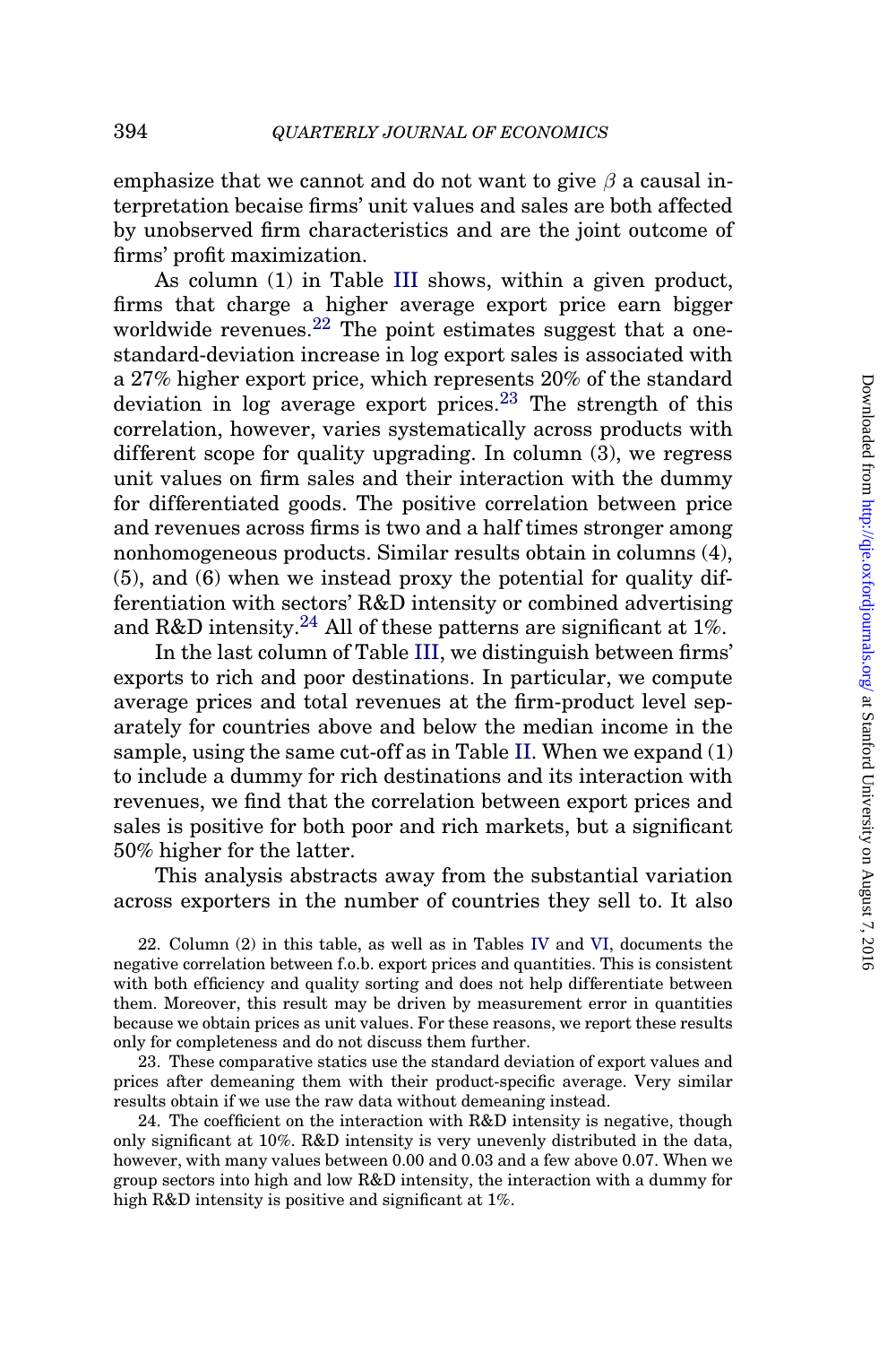emphasize that we cannot and do not want to give $\beta$ a causal interpretation becaise firms' unit values and sales are both affected by unobserved firm characteristics and are the joint outcome of firms' profit maximization.

As column (1) in Table III shows, within a given product, firms that charge a higher average export price earn bigger worldwide revenues.[22] The point estimates suggest that a one-standard-deviation increase in log export sales is associated with a 27% higher export price, which represents 20% of the standard deviation in log average export prices.[23] The strength of this correlation, however, varies systematically across products with different scope for quality upgrading. In column (3), we regress unit values on firm sales and their interaction with the dummy for differentiated goods. The positive correlation between price and revenues across firms is two and a half times stronger among nonhomogeneous products. Similar results obtain in columns (4), (5), and (6) when we instead proxy the potential for quality differentiation with sectors' R&D intensity or combined advertising and R&D intensity.[24] All of these patterns are significant at 1%.

In the last column of Table III, we distinguish between firms' exports to rich and poor destinations. In particular, we compute average prices and total revenues at the firm-product level separately for countries above and below the median income in the sample, using the same cut-off as in Table II. When we expand (1) to include a dummy for rich destinations and its interaction with revenues, we find that the correlation between export prices and sales is positive for both poor and rich markets, but a significant 50% higher for the latter.

This analysis abstracts away from the substantial variation across exporters in the number of countries they sell to. It also

22. Column (2) in this table, as well as in Tables IV and VI, documents the negative correlation between f.o.b. export prices and quantities. This is consistent with both efficiency and quality sorting and does not help differentiate between them. Moreover, this result may be driven by measurement error in quantities because we obtain prices as unit values. For these reasons, we report these results only for completeness and do not discuss them further.

23. These comparative statics use the standard deviation of export values and prices after demeaning them with their product-specific average. Very similar results obtain if we use the raw data without demeaning instead.

24. The coefficient on the interaction with R&D intensity is negative, though only significant at 10%. R&D intensity is very unevenly distributed in the data, however, with many values between 0.00 and 0.03 and a few above 0.07. When we group sectors into high and low R&D intensity, the interaction with a dummy for high R&D intensity is positive and significant at 1%.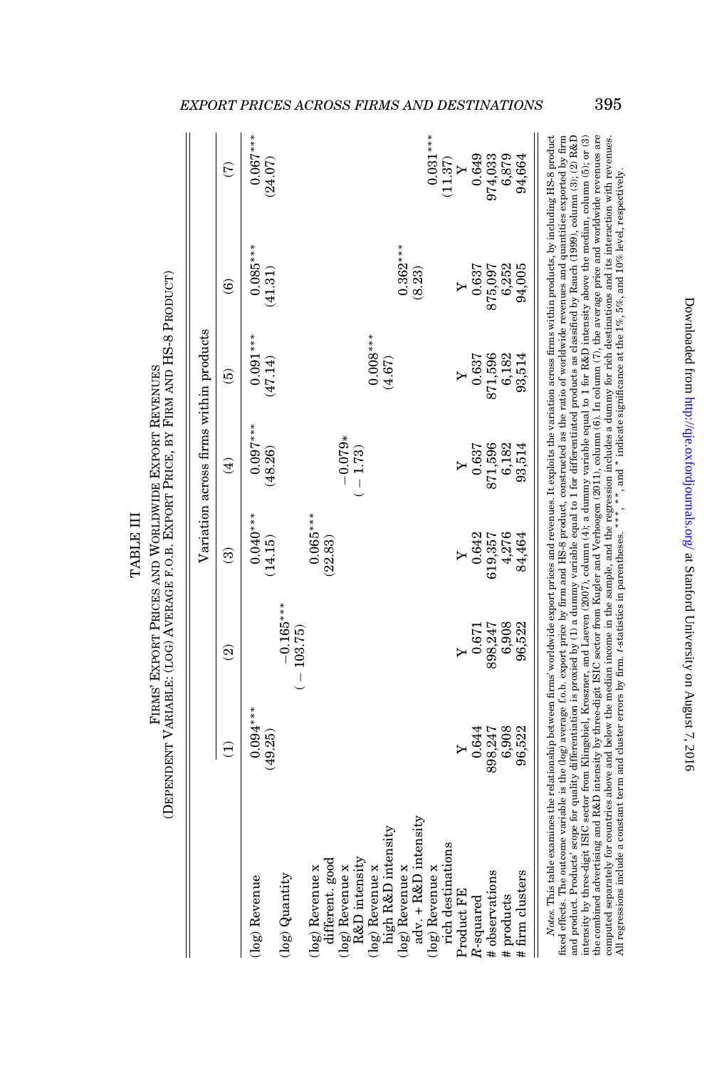TABLE III

FIRMS' EXPORT PRICES AND WORLDWIDE EXPORT REVENUES

(DEPENDENT VARIABLE: (LOG) AVERAGE F.O.B. EXPORT PRICE, BY FIRM AND HS-8 PRODUCT)

| | Variation across firms within products | | | | | | |
|---|---|---|---|---|---|---|---|
| | (1) | (2) | (3) | (4) | (5) | (6) | (7) |
| (log) Revenue | 0.094*** | | 0.040*** | 0.097*** | 0.091*** | 0.085*** | 0.067*** |
| | (49.25) | | (14.15) | (48.26) | (47.14) | (41.31) | (24.07) |
| (log) Quantity | | −0.165*** | | | | | |
| | | (−103.75) | | | | | |
| (log) Revenue x different. good | | | 0.065*** | | | | |
| | | | (22.83) | | | | |
| (log) Revenue x R&D intensity | | | | −0.079* | | | |
| | | | | (−1.73) | | | |
| (log) Revenue x high R&D intensity | | | | | 0.008*** | | |
| | | | | | (4.67) | | |
| (log) Revenue x adv. + R&D intensity | | | | | | 0.362*** | |
| | | | | | | (8.23) | |
| (log) Revenue x rich destinations | | | | | | | 0.031*** |
| | | | | | | | (11.37) |
| Product FE | Y | Y | Y | Y | Y | Y | Y |
| $R$-squared | 0.644 | 0.671 | 0.642 | 0.637 | 0.637 | 0.637 | 0.649 |
| # observations | 898,247 | 898,247 | 619,357 | 871,596 | 871,596 | 875,097 | 974,033 |
| # products | 6,908 | 6,908 | 4,276 | 6,182 | 6,182 | 6,252 | 6,879 |
| # firm clusters | 96,522 | 96,522 | 84,464 | 93,514 | 93,514 | 94,005 | 94,664 |

*Notes.* This table examines the relationship between firms' worldwide export prices and revenues. It exploits the variation across firms within products, by including HS-8 product fixed effects. The outcome variable is the (log) average f.o.b. export price by firm and HS-8 product, constructed as the ratio of worldwide revenues and quantities exported by firm and product. Products' scope for quality differentiation is proxied by (1) a dummy variable equal to 1 for differentiated products as classified by Rauch (1999), column (3); (2) R&D intensity by three-digit ISIC sector from Klingebiel, Kroszner, and Laeven (2007), column (4); a dummy variable equal to 1 for R&D intensity above the median, column (5); or (3) the combined advertising and R&D intensity by three-digit ISIC sector from Kugler and Verhoogen (2011), column (6). In column (7), the average price and worldwide revenues are computed separately for countries above and below the median income in the sample, and the regression includes a dummy for rich destinations and its interaction with revenues. All regressions include a constant term and cluster errors by firm. $t$-statistics in parentheses. ***, **, and * indicate significance at the 1%, 5%, and 10% level, respectively.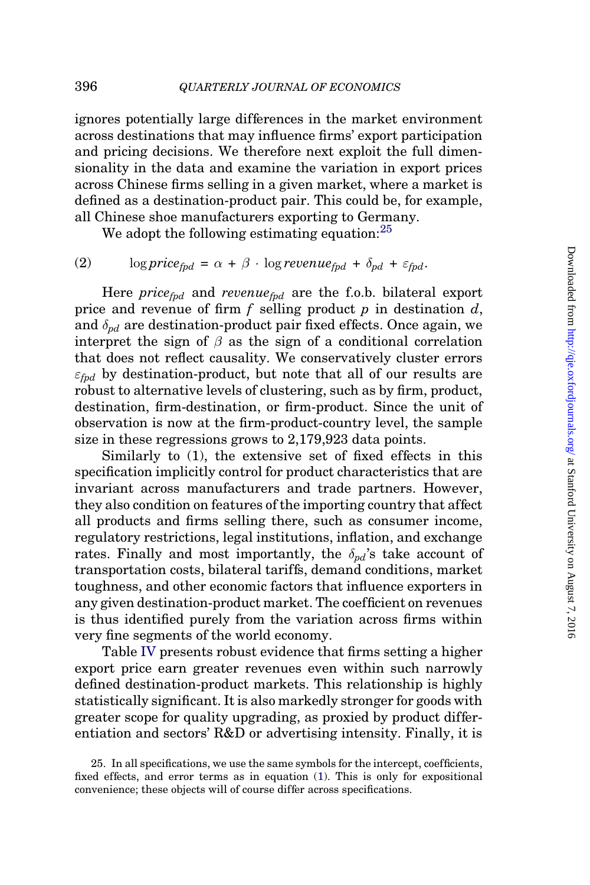ignores potentially large differences in the market environment across destinations that may influence firms' export participation and pricing decisions. We therefore next exploit the full dimensionality in the data and examine the variation in export prices across Chinese firms selling in a given market, where a market is defined as a destination-product pair. This could be, for example, all Chinese shoe manufacturers exporting to Germany.

We adopt the following estimating equation:[25]

$$(2) \qquad \log price_{fpd} = \alpha + \beta \cdot \log revenue_{fpd} + \delta_{pd} + \varepsilon_{fpd}.$$

Here $price_{fpd}$ and $revenue_{fpd}$ are the f.o.b. bilateral export price and revenue of firm $f$ selling product $p$ in destination $d$, and $\delta_{pd}$ are destination-product pair fixed effects. Once again, we interpret the sign of $\beta$ as the sign of a conditional correlation that does not reflect causality. We conservatively cluster errors $\varepsilon_{fpd}$ by destination-product, but note that all of our results are robust to alternative levels of clustering, such as by firm, product, destination, firm-destination, or firm-product. Since the unit of observation is now at the firm-product-country level, the sample size in these regressions grows to 2,179,923 data points.

Similarly to (1), the extensive set of fixed effects in this specification implicitly control for product characteristics that are invariant across manufacturers and trade partners. However, they also condition on features of the importing country that affect all products and firms selling there, such as consumer income, regulatory restrictions, legal institutions, inflation, and exchange rates. Finally and most importantly, the $\delta_{pd}$'s take account of transportation costs, bilateral tariffs, demand conditions, market toughness, and other economic factors that influence exporters in any given destination-product market. The coefficient on revenues is thus identified purely from the variation across firms within very fine segments of the world economy.

Table IV presents robust evidence that firms setting a higher export price earn greater revenues even within such narrowly defined destination-product markets. This relationship is highly statistically significant. It is also markedly stronger for goods with greater scope for quality upgrading, as proxied by product differentiation and sectors' R&D or advertising intensity. Finally, it is

25. In all specifications, we use the same symbols for the intercept, coefficients, fixed effects, and error terms as in equation (1). This is only for expositional convenience; these objects will of course differ across specifications.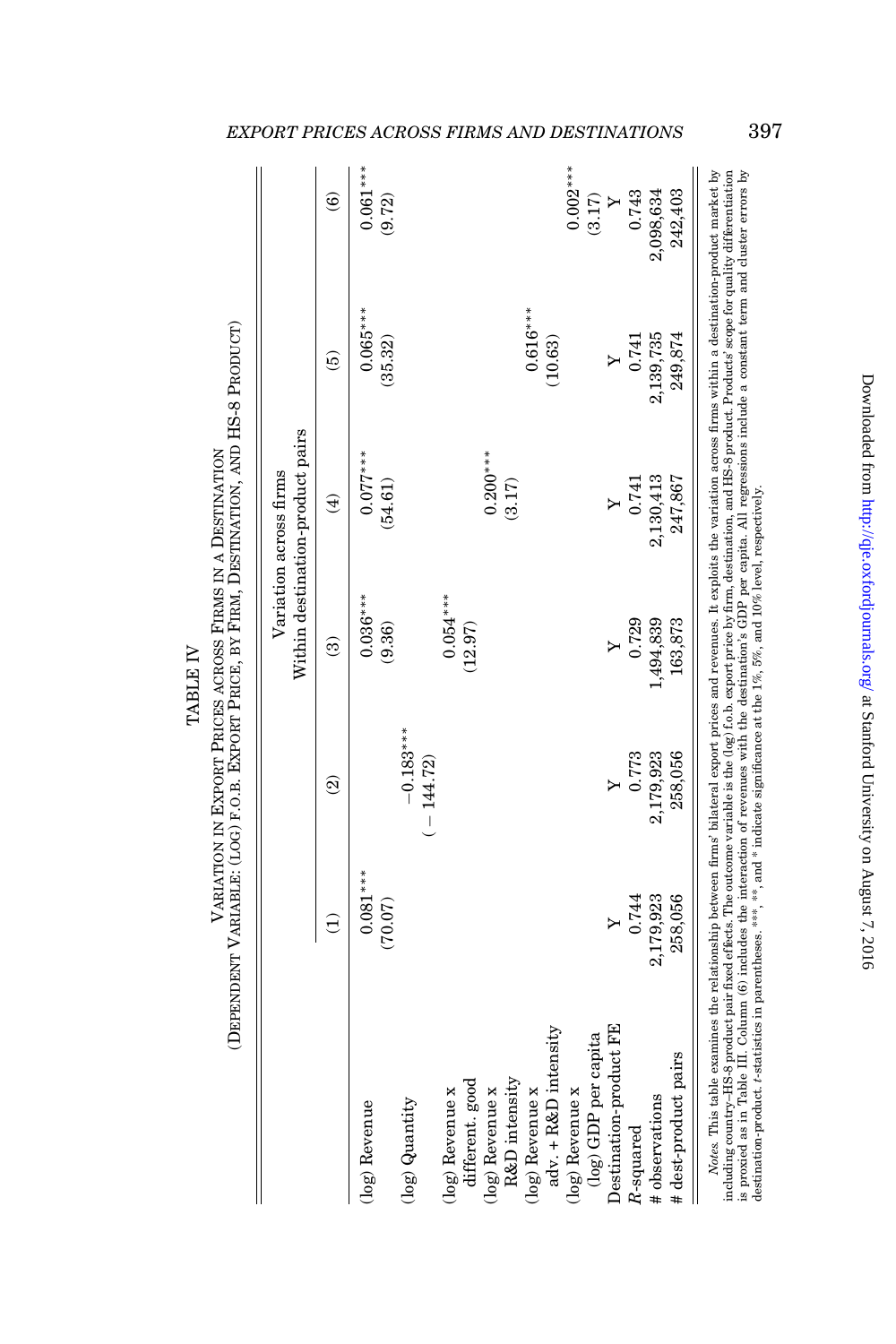TABLE IV

VARIATION IN EXPORT PRICES ACROSS FIRMS IN A DESTINATION

(DEPENDENT VARIABLE: (LOG) F.O.B. EXPORT PRICE, BY FIRM, DESTINATION, AND HS-8 PRODUCT)

| | Variation across firms Within destination-product pairs | | | | | |
|---|---|---|---|---|---|---|
| | (1) | (2) | (3) | (4) | (5) | (6) |
| (log) Revenue | 0.081*** | | 0.036*** | 0.077*** | 0.065*** | 0.061*** |
| | (70.07) | | (9.36) | (54.61) | (35.32) | (9.72) |
| (log) Quantity | | −0.183*** | | | | |
| | | (−144.72) | | | | |
| (log) Revenue x different. good | | | 0.054*** | | | |
| | | | (12.97) | | | |
| (log) Revenue x R&D intensity | | | | 0.200*** | | |
| | | | | (3.17) | | |
| (log) Revenue x adv. + R&D intensity | | | | | 0.616*** | |
| | | | | | (10.63) | |
| (log) Revenue x (log) GDP per capita | | | | | | 0.002*** |
| | | | | | | (3.17) |
| Destination-product FE | Y | Y | Y | Y | Y | Y |
| $R$-squared | 0.744 | 0.773 | 0.729 | 0.741 | 0.741 | 0.743 |
| # observations | 2,179,923 | 2,179,923 | 1,494,839 | 2,130,413 | 2,139,735 | 2,098,634 |
| # dest-product pairs | 258,056 | 258,056 | 163,873 | 247,867 | 249,874 | 242,403 |

*Notes.* This table examines the relationship between firms' bilateral export prices and revenues. It exploits the variation across firms within a destination-product market by including country–HS-8 product pair fixed effects. The outcome variable is the (log) f.o.b. export price by firm, destination, and HS-8 product. Products' scope for quality differentiation is proxied as in Table III. Column (6) includes the interaction of revenues with the destination's GDP per capita. All regressions include a constant term and cluster errors by destination-product. $t$-statistics in parentheses. ***, **, and * indicate significance at the 1%, 5%, and 10% level, respectively.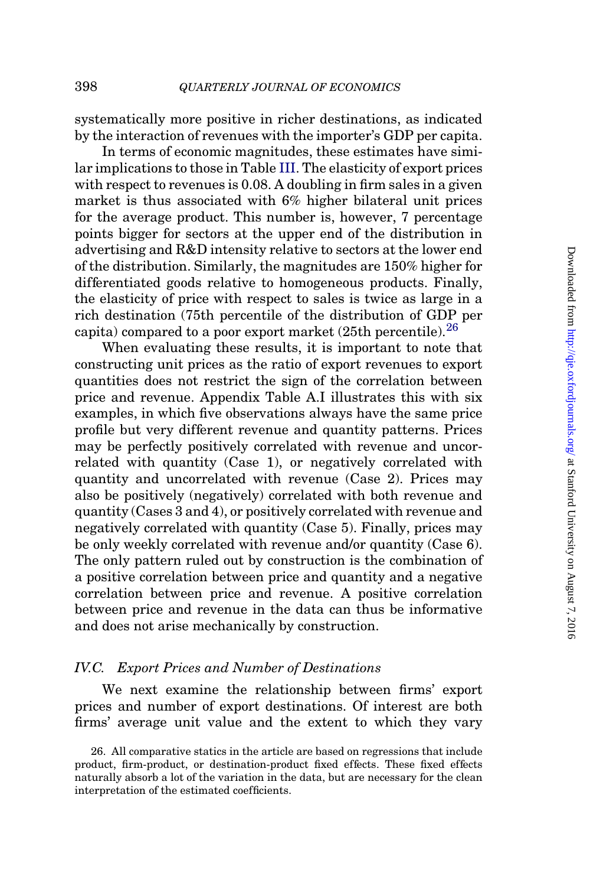systematically more positive in richer destinations, as indicated by the interaction of revenues with the importer's GDP per capita.

In terms of economic magnitudes, these estimates have similar implications to those in Table III. The elasticity of export prices with respect to revenues is 0.08. A doubling in firm sales in a given market is thus associated with 6% higher bilateral unit prices for the average product. This number is, however, 7 percentage points bigger for sectors at the upper end of the distribution in advertising and R&D intensity relative to sectors at the lower end of the distribution. Similarly, the magnitudes are 150% higher for differentiated goods relative to homogeneous products. Finally, the elasticity of price with respect to sales is twice as large in a rich destination (75th percentile of the distribution of GDP per capita) compared to a poor export market (25th percentile).[26]

When evaluating these results, it is important to note that constructing unit prices as the ratio of export revenues to export quantities does not restrict the sign of the correlation between price and revenue. Appendix Table A.I illustrates this with six examples, in which five observations always have the same price profile but very different revenue and quantity patterns. Prices may be perfectly positively correlated with revenue and uncorrelated with quantity (Case 1), or negatively correlated with quantity and uncorrelated with revenue (Case 2). Prices may also be positively (negatively) correlated with both revenue and quantity (Cases 3 and 4), or positively correlated with revenue and negatively correlated with quantity (Case 5). Finally, prices may be only weekly correlated with revenue and/or quantity (Case 6). The only pattern ruled out by construction is the combination of a positive correlation between price and quantity and a negative correlation between price and revenue. A positive correlation between price and revenue in the data can thus be informative and does not arise mechanically by construction.

### IV.C. *Export Prices and Number of Destinations*

We next examine the relationship between firms' export prices and number of export destinations. Of interest are both firms' average unit value and the extent to which they vary

26. All comparative statics in the article are based on regressions that include product, firm-product, or destination-product fixed effects. These fixed effects naturally absorb a lot of the variation in the data, but are necessary for the clean interpretation of the estimated coefficients.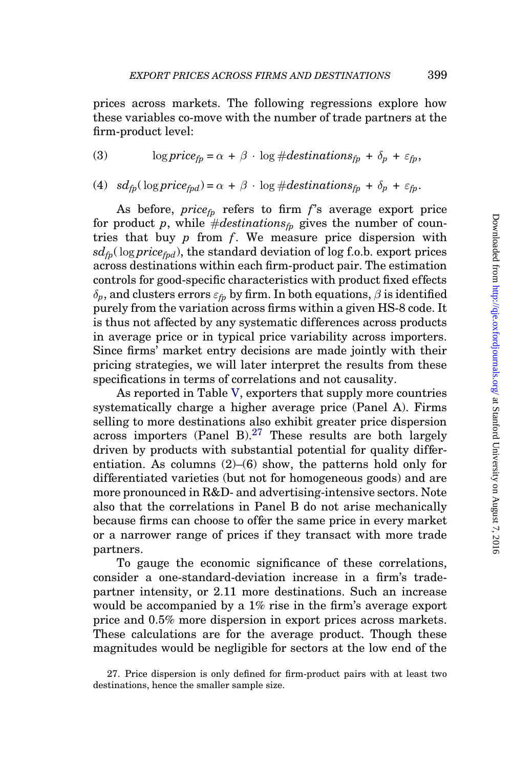prices across markets. The following regressions explore how these variables co-move with the number of trade partners at the firm-product level:

$$\log price_{fp} = \alpha + \beta \cdot \log \#destinations_{fp} + \delta_p + \varepsilon_{fp}, \tag{3}$$

$$sd_{fp}(\log price_{fpd}) = \alpha + \beta \cdot \log \#destinations_{fp} + \delta_p + \varepsilon_{fp}. \tag{4}$$

As before, $price_{fp}$ refers to firm $f$'s average export price for product $p$, while $\#destinations_{fp}$ gives the number of countries that buy $p$ from $f$. We measure price dispersion with $sd_{fp}(\log price_{fpd})$, the standard deviation of log f.o.b. export prices across destinations within each firm-product pair. The estimation controls for good-specific characteristics with product fixed effects $\delta_p$, and clusters errors $\varepsilon_{fp}$ by firm. In both equations, $\beta$ is identified purely from the variation across firms within a given HS-8 code. It is thus not affected by any systematic differences across products in average price or in typical price variability across importers. Since firms' market entry decisions are made jointly with their pricing strategies, we will later interpret the results from these specifications in terms of correlations and not causality.

As reported in Table V, exporters that supply more countries systematically charge a higher average price (Panel A). Firms selling to more destinations also exhibit greater price dispersion across importers (Panel B).[27] These results are both largely driven by products with substantial potential for quality differentiation. As columns (2)–(6) show, the patterns hold only for differentiated varieties (but not for homogeneous goods) and are more pronounced in R&D- and advertising-intensive sectors. Note also that the correlations in Panel B do not arise mechanically because firms can choose to offer the same price in every market or a narrower range of prices if they transact with more trade partners.

To gauge the economic significance of these correlations, consider a one-standard-deviation increase in a firm's trade-partner intensity, or 2.11 more destinations. Such an increase would be accompanied by a 1% rise in the firm's average export price and 0.5% more dispersion in export prices across markets. These calculations are for the average product. Though these magnitudes would be negligible for sectors at the low end of the

27. Price dispersion is only defined for firm-product pairs with at least two destinations, hence the smaller sample size.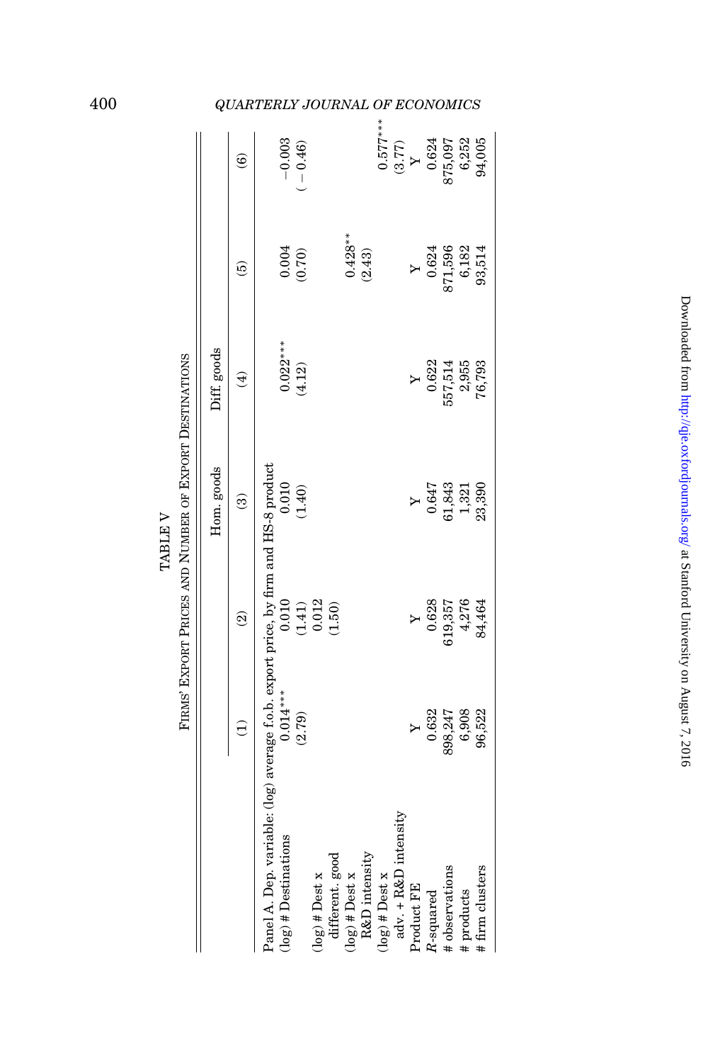TABLE V

FIRMS' EXPORT PRICES AND NUMBER OF EXPORT DESTINATIONS

| | (1) | (2) | Hom. goods (3) | Diff. goods (4) | (5) | (6) |
|---|---|---|---|---|---|---|
| Panel A. Dep. variable: (log) average f.o.b. export price, by firm and HS-8 product | | | | | | |
| (log) # Destinations | 0.014*** | 0.010 | 0.010 | 0.022*** | 0.004 | −0.003 |
| | (2.79) | (1.41) | (1.40) | (4.12) | (0.70) | (−0.46) |
| (log) # Dest x different. good | | 0.012 | | | | |
| | | (1.50) | | | | |
| (log) # Dest x R&D intensity | | | | | 0.428** | |
| | | | | | (2.43) | |
| (log) # Dest x adv. + R&D intensity | | | | | | 0.577*** |
| | | | | | | (3.77) |
| Product FE | Y | Y | Y | Y | Y | Y |
| $R$-squared | 0.632 | 0.628 | 0.647 | 0.622 | 0.624 | 0.624 |
| # observations | 898,247 | 619,357 | 61,843 | 557,514 | 871,596 | 875,097 |
| # products | 6,908 | 4,276 | 1,321 | 2,955 | 6,182 | 6,252 |
| # firm clusters | 96,522 | 84,464 | 23,390 | 76,793 | 93,514 | 94,005 |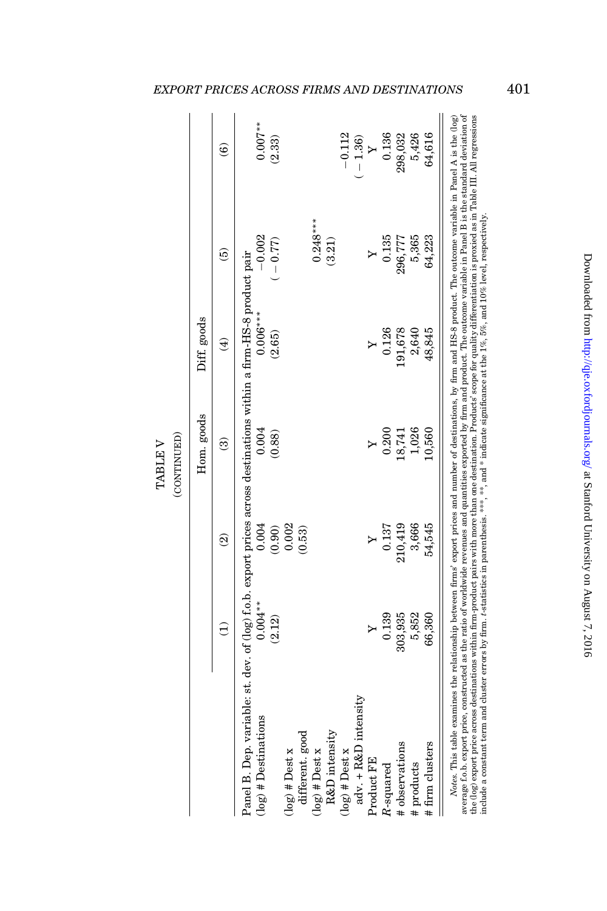TABLE V

(CONTINUED)

| | (1) | (2) | Hom. goods (3) | Diff. goods (4) | (5) | (6) |
|---|---|---|---|---|---|---|
| Panel B. Dep. variable: st. dev. of (log) f.o.b. export prices across destinations within a firm-HS-8 product pair | | | | | | |
| (log) # Destinations | 0.004** | 0.004 | 0.004 | 0.006*** | −0.002 | 0.007** |
| | (2.12) | (0.90) | (0.88) | (2.65) | (−0.77) | (2.33) |
| (log) # Dest x different. good | | 0.002 | | | | |
| | | (0.53) | | | | |
| (log) # Dest x R&D intensity | | | | | 0.248*** | |
| | | | | | (3.21) | |
| (log) # Dest x adv. + R&D intensity | | | | | | −0.112 |
| | | | | | | (−1.36) |
| Product FE | Y | Y | Y | Y | Y | Y |
| $R$-squared | 0.139 | 0.137 | 0.200 | 0.126 | 0.135 | 0.136 |
| # observations | 303,935 | 210,419 | 18,741 | 191,678 | 296,777 | 298,032 |
| # products | 5,852 | 3,666 | 1,026 | 2,640 | 5,365 | 5,426 |
| # firm clusters | 66,360 | 54,545 | 10,560 | 48,845 | 64,223 | 64,616 |

*Notes.* This table examines the relationship between firms' export prices and number of destinations, by firm and HS-8 product. The outcome variable in Panel A is the (log) average f.o.b. export price, constructed as the ratio of worldwide revenues and quantities exported by firm and product. The outcome variable in Panel B is the standard deviation of the (log) export price across destinations within firm-product pairs with more than one destination. Products' scope for quality differentiation is proxied as in Table III. All regressions include a constant term and cluster errors by firm. $t$-statistics in parenthesis. ***, **, and * indicate significance at the 1%, 5%, and 10% level, respectively.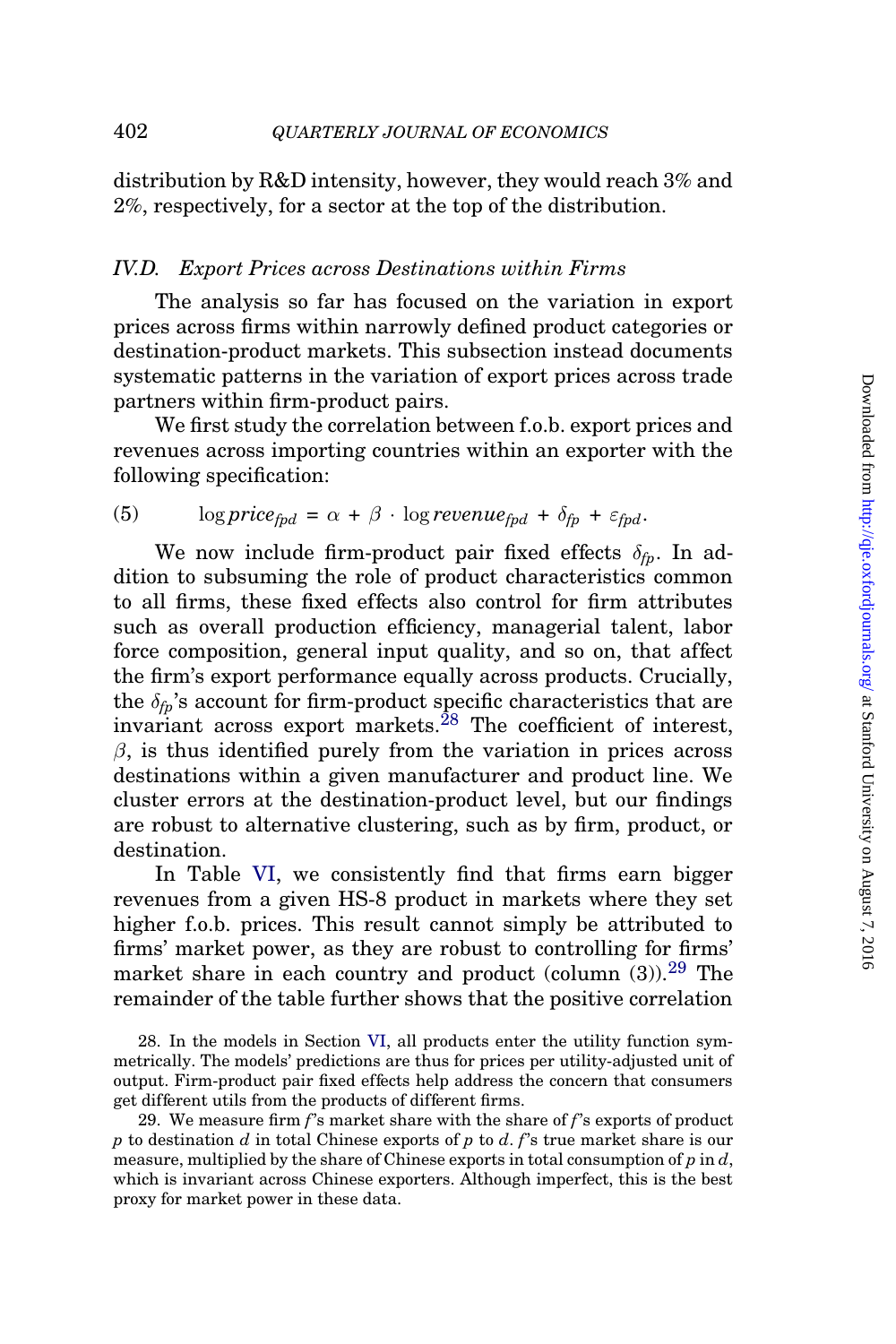distribution by R&D intensity, however, they would reach 3% and 2%, respectively, for a sector at the top of the distribution.

### IV.D. Export Prices across Destinations within Firms

The analysis so far has focused on the variation in export prices across firms within narrowly defined product categories or destination-product markets. This subsection instead documents systematic patterns in the variation of export prices across trade partners within firm-product pairs.

We first study the correlation between f.o.b. export prices and revenues across importing countries within an exporter with the following specification:

$$\log price_{fpd} = \alpha + \beta \cdot \log revenue_{fpd} + \delta_{fp} + \varepsilon_{fpd}. \tag{5}$$

We now include firm-product pair fixed effects $\delta_{fp}$. In addition to subsuming the role of product characteristics common to all firms, these fixed effects also control for firm attributes such as overall production efficiency, managerial talent, labor force composition, general input quality, and so on, that affect the firm's export performance equally across products. Crucially, the $\delta_{fp}$'s account for firm-product specific characteristics that are invariant across export markets.[28] The coefficient of interest, $\beta$, is thus identified purely from the variation in prices across destinations within a given manufacturer and product line. We cluster errors at the destination-product level, but our findings are robust to alternative clustering, such as by firm, product, or destination.

In Table VI, we consistently find that firms earn bigger revenues from a given HS-8 product in markets where they set higher f.o.b. prices. This result cannot simply be attributed to firms' market power, as they are robust to controlling for firms' market share in each country and product (column (3)).[29] The remainder of the table further shows that the positive correlation

28. In the models in Section VI, all products enter the utility function symmetrically. The models' predictions are thus for prices per utility-adjusted unit of output. Firm-product pair fixed effects help address the concern that consumers get different utils from the products of different firms.

29. We measure firm $f$'s market share with the share of $f$'s exports of product $p$ to destination $d$ in total Chinese exports of $p$ to $d$. $f$'s true market share is our measure, multiplied by the share of Chinese exports in total consumption of $p$ in $d$, which is invariant across Chinese exporters. Although imperfect, this is the best proxy for market power in these data.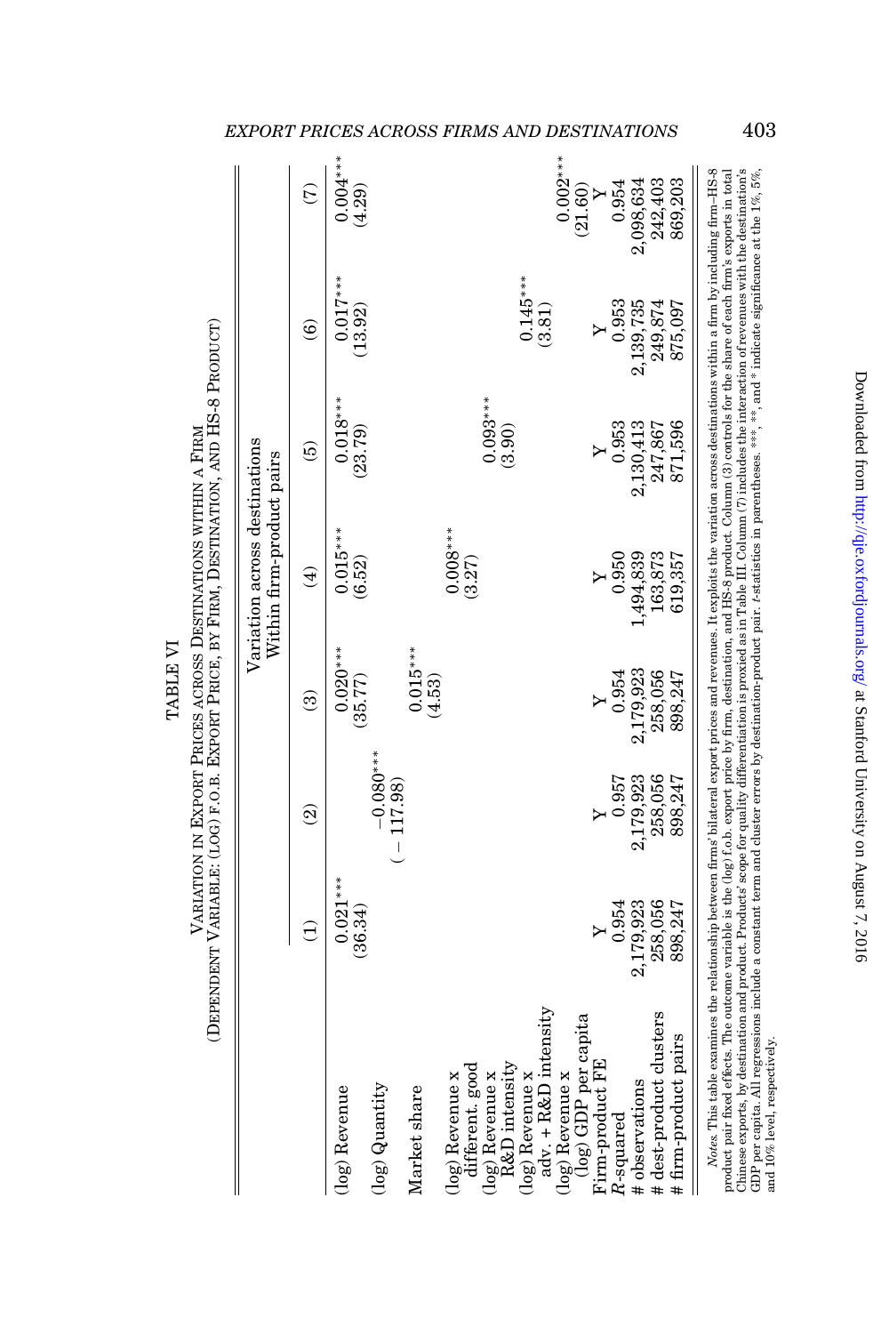TABLE VI

VARIATION IN EXPORT PRICES ACROSS DESTINATIONS WITHIN A FIRM
(DEPENDENT VARIABLE: (LOG) F.O.B. EXPORT PRICE, BY FIRM, DESTINATION, AND HS-8 PRODUCT)

| | Variation across destinations Within firm-product pairs | | | | | | |
|---|---|---|---|---|---|---|---|
| | (1) | (2) | (3) | (4) | (5) | (6) | (7) |
| (log) Revenue | 0.021*** | | 0.020*** | 0.015*** | 0.018*** | 0.017*** | 0.004*** |
| | (36.34) | | (35.77) | (6.52) | (23.79) | (13.92) | (4.29) |
| (log) Quantity | | −0.080*** | | | | | |
| | | (−117.98) | | | | | |
| Market share | | | 0.015*** | | | | |
| | | | (4.53) | | | | |
| (log) Revenue x different. good | | | | 0.008*** | | | |
| | | | | (3.27) | | | |
| (log) Revenue x R&D intensity | | | | | 0.093*** | | |
| | | | | | (3.90) | | |
| (log) Revenue x adv. + R&D intensity | | | | | | 0.145*** | |
| | | | | | | (3.81) | |
| (log) Revenue x (log) GDP per capita | | | | | | | 0.002*** |
| | | | | | | | (21.60) |
| Firm-product FE | Y | Y | Y | Y | Y | Y | Y |
| $R$-squared | 0.954 | 0.957 | 0.954 | 0.950 | 0.953 | 0.953 | 0.954 |
| # observations | 2,179,923 | 2,179,923 | 2,179,923 | 1,494,839 | 2,130,413 | 2,139,735 | 2,098,634 |
| # dest-product clusters | 258,056 | 258,056 | 258,056 | 163,873 | 247,867 | 249,874 | 242,403 |
| # firm-product pairs | 898,247 | 898,247 | 898,247 | 619,357 | 871,596 | 875,097 | 869,203 |

*Notes.* This table examines the relationship between firms' bilateral export prices and revenues. It exploits the variation across destinations within a firm by including firm–HS-8 product pair fixed effects. The outcome variable is the (log) f.o.b. export price by firm, destination, and HS-8 product. Column (3) controls for the share of each firm's exports in total Chinese exports, by destination and product. Products' scope for quality differentiation is proxied as in Table III. Column (7) includes the interaction of revenues with the destination's GDP per capita. All regressions include a constant term and cluster errors by destination-product pair. $t$-statistics in parentheses. ***, **, and * indicate significance at the 1%, 5%, and 10% level, respectively.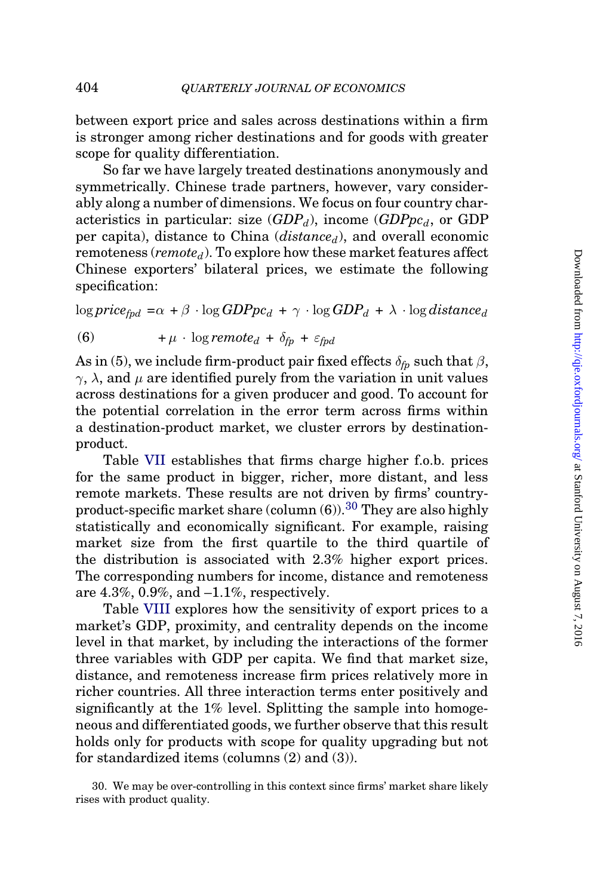between export price and sales across destinations within a firm is stronger among richer destinations and for goods with greater scope for quality differentiation.

So far we have largely treated destinations anonymously and symmetrically. Chinese trade partners, however, vary considerably along a number of dimensions. We focus on four country characteristics in particular: size ($GDP_d$), income ($GDPpc_d$, or GDP per capita), distance to China ($distance_d$), and overall economic remoteness ($remote_d$). To explore how these market features affect Chinese exporters' bilateral prices, we estimate the following specification:

$$\log price_{fpd} = \alpha + \beta \cdot \log GDPpc_d + \gamma \cdot \log GDP_d + \lambda \cdot \log distance_d$$
$$+ \mu \cdot \log remote_d + \delta_{fp} + \varepsilon_{fpd} \quad (6)$$

As in (5), we include firm-product pair fixed effects $\delta_{fp}$ such that $\beta$, $\gamma$, $\lambda$, and $\mu$ are identified purely from the variation in unit values across destinations for a given producer and good. To account for the potential correlation in the error term across firms within a destination-product market, we cluster errors by destination-product.

Table VII establishes that firms charge higher f.o.b. prices for the same product in bigger, richer, more distant, and less remote markets. These results are not driven by firms' country-product-specific market share (column (6)).[30] They are also highly statistically and economically significant. For example, raising market size from the first quartile to the third quartile of the distribution is associated with 2.3% higher export prices. The corresponding numbers for income, distance and remoteness are 4.3%, 0.9%, and –1.1%, respectively.

Table VIII explores how the sensitivity of export prices to a market's GDP, proximity, and centrality depends on the income level in that market, by including the interactions of the former three variables with GDP per capita. We find that market size, distance, and remoteness increase firm prices relatively more in richer countries. All three interaction terms enter positively and significantly at the 1% level. Splitting the sample into homogeneous and differentiated goods, we further observe that this result holds only for products with scope for quality upgrading but not for standardized items (columns (2) and (3)).

30. We may be over-controlling in this context since firms' market share likely rises with product quality.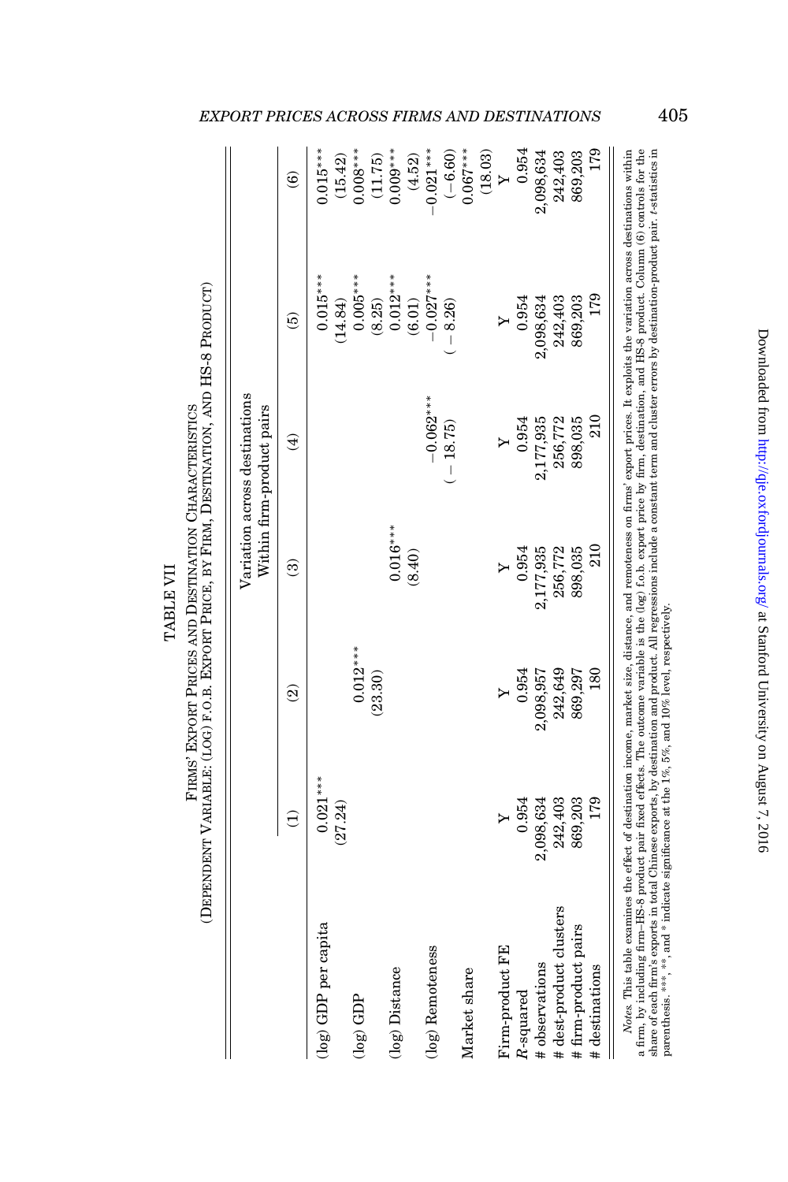TABLE VII

FIRMS' EXPORT PRICES AND DESTINATION CHARACTERISTICS

(DEPENDENT VARIABLE: (LOG) F.O.B. EXPORT PRICE, BY FIRM, DESTINATION, AND HS-8 PRODUCT)

| | Variation across destinations Within firm-product pairs | | | | | |
|---|---|---|---|---|---|---|
| | (1) | (2) | (3) | (4) | (5) | (6) |
| (log) GDP per capita | 0.021*** | | | | 0.015*** | 0.015*** |
| | (27.24) | | | | (14.84) | (15.42) |
| (log) GDP | | 0.012*** | | | 0.005*** | 0.008*** |
| | | (23.30) | | | (8.25) | (11.75) |
| (log) Distance | | | 0.016*** | | 0.012*** | 0.009*** |
| | | | (8.40) | | (6.01) | (4.52) |
| (log) Remoteness | | | | −0.062*** | −0.027*** | −0.021*** |
| | | | | (−18.75) | (−8.26) | (−6.60) |
| Market share | | | | | | 0.067*** |
| | | | | | | (18.03) |
| Firm-product FE | Y | Y | Y | Y | Y | Y |
| $R$-squared | 0.954 | 0.954 | 0.954 | 0.954 | 0.954 | 0.954 |
| # observations | 2,098,634 | 2,098,957 | 2,177,935 | 2,177,935 | 2,098,634 | 2,098,634 |
| # dest-product clusters | 242,403 | 242,649 | 256,772 | 256,772 | 242,403 | 242,403 |
| # firm-product pairs | 869,203 | 869,297 | 898,035 | 898,035 | 869,203 | 869,203 |
| # destinations | 179 | 180 | 210 | 210 | 179 | 179 |

*Notes.* This table examines the effect of destination income, market size, distance, and remoteness on firms' export prices. It exploits the variation across destinations within a firm, by including firm–HS-8 product pair fixed effects. The outcome variable is the (log) f.o.b. export price by firm, destination, and HS-8 product. Column (6) controls for the share of each firm's exports in total Chinese exports, by destination and product. All regressions include a constant term and cluster errors by destination-product pair. $t$-statistics in parenthesis. ***, **, and * indicate significance at the 1%, 5%, and 10% level, respectively.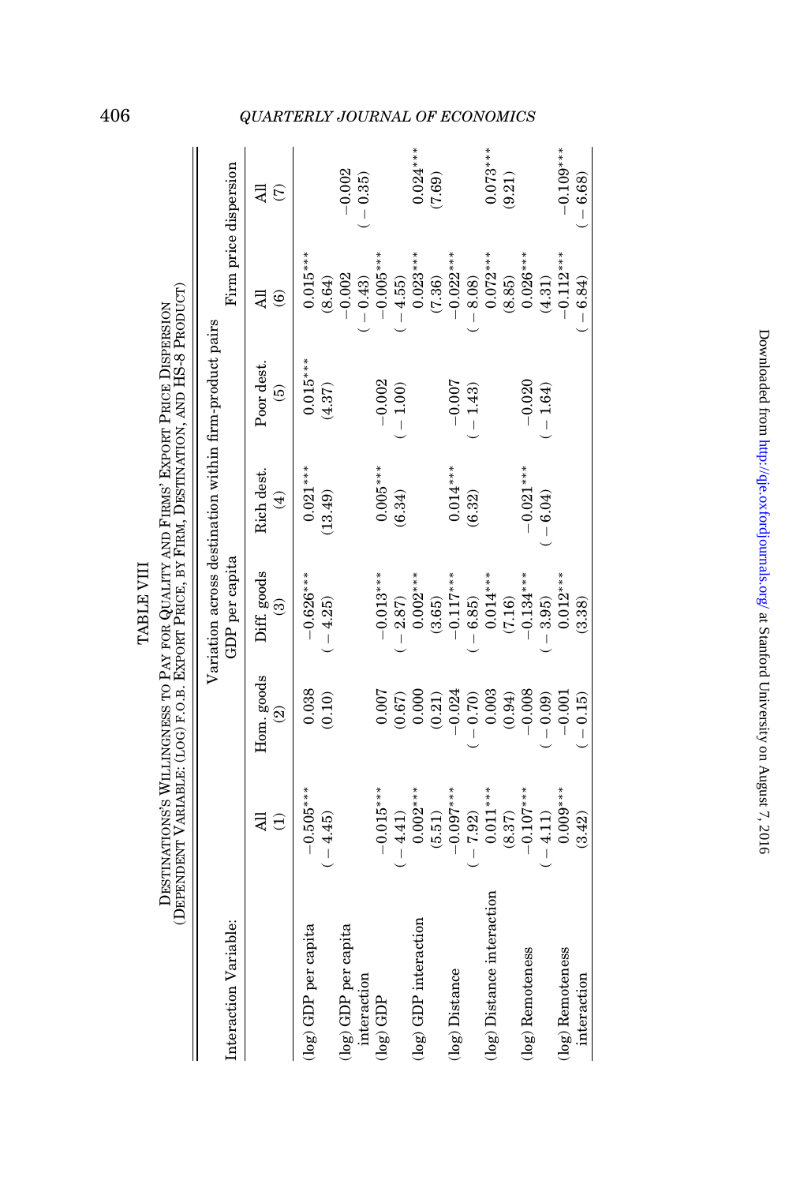TABLE VIII

DESTINATIONS'S WILLINGNESS TO PAY FOR QUALITY AND FIRMS' EXPORT PRICE DISPERSION
(DEPENDENT VARIABLE: (LOG) F.O.B. EXPORT PRICE, BY FIRM, DESTINATION, AND HS-8 PRODUCT)

| Interaction Variable: | Variation across destination within firm-product pairs | | | | | | |
|---|---|---|---|---|---|---|---|
| | GDP per capita | | | | | Firm price dispersion | |
| | All (1) | Hom. goods (2) | Diff. goods (3) | Rich dest. (4) | Poor dest. (5) | All (6) | All (7) |
| (log) GDP per capita | −0.505*** | 0.038 | −0.626*** | 0.021*** | 0.015*** | 0.015*** | |
| | (−4.45) | (0.10) | (−4.25) | (13.49) | (4.37) | (8.64) | |
| (log) GDP per capita interaction | | | | | | −0.002 | −0.002 |
| | | | | | | (−0.43) | (−0.35) |
| (log) GDP | −0.015*** | 0.007 | −0.013*** | 0.005*** | −0.002 | −0.005*** | |
| | (−4.41) | (0.67) | (−2.87) | (6.34) | (−1.00) | (−4.55) | |
| (log) GDP interaction | 0.002*** | 0.000 | 0.002*** | | | 0.023*** | 0.024*** |
| | (5.51) | (0.21) | (3.65) | | | (7.36) | (7.69) |
| (log) Distance | −0.097*** | −0.024 | −0.117*** | 0.014*** | −0.007 | −0.022*** | |
| | (−7.92) | (−0.70) | (−6.85) | (6.32) | (−1.43) | (−8.08) | |
| (log) Distance interaction | 0.011*** | 0.003 | 0.014*** | | | 0.072*** | 0.073*** |
| | (8.37) | (0.94) | (7.16) | | | (8.85) | (9.21) |
| (log) Remoteness | −0.107*** | −0.008 | −0.134*** | −0.021*** | −0.020 | 0.026*** | |
| | (−4.11) | (−0.09) | (−3.95) | (−6.04) | (−1.64) | (4.31) | |
| (log) Remoteness interaction | 0.009*** | −0.001 | 0.012*** | | | −0.112*** | −0.109*** |
| | (3.42) | (−0.15) | (3.38) | | | (−6.84) | (−6.68) |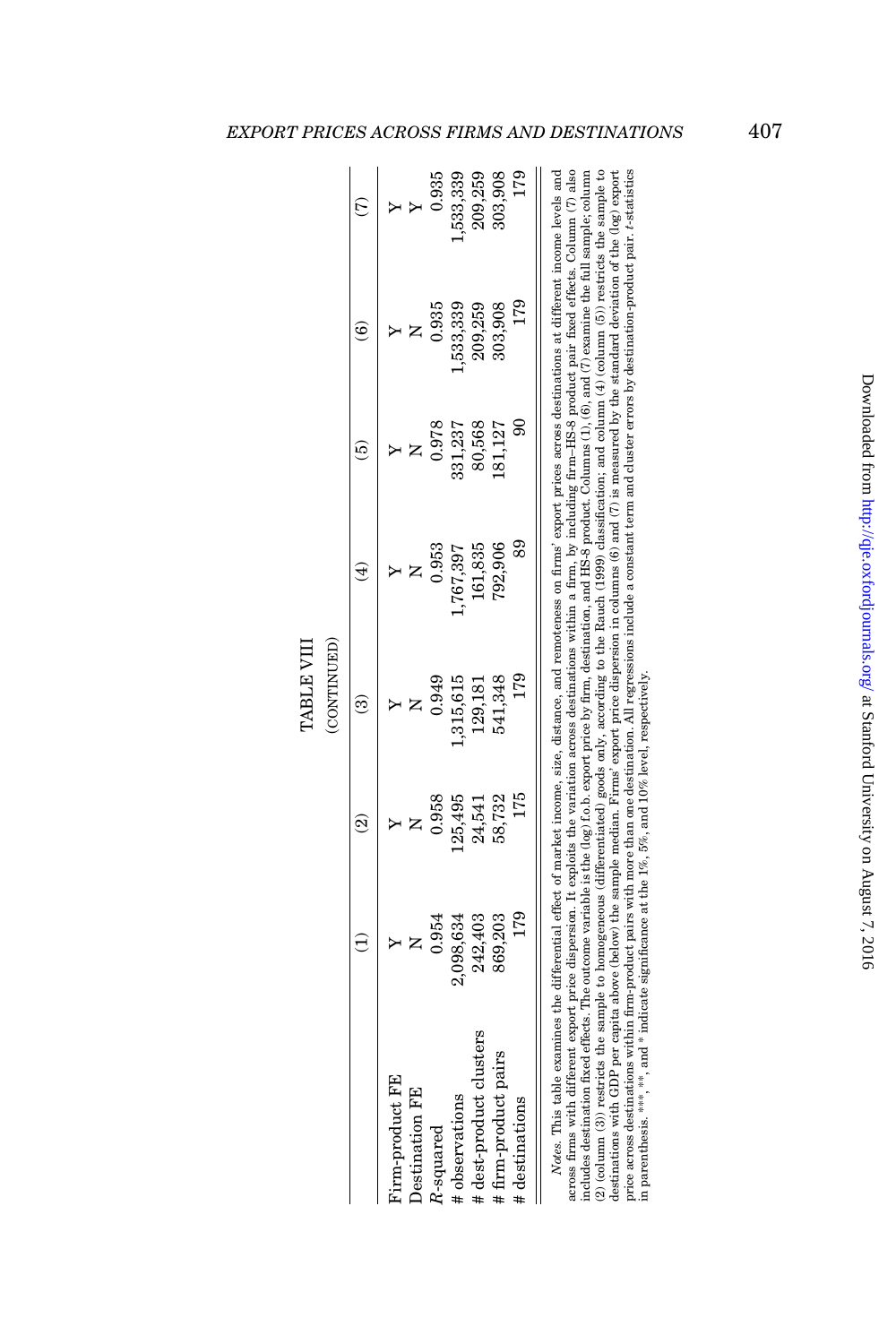TABLE VIII

(CONTINUED)

| | (1) | (2) | (3) | (4) | (5) | (6) | (7) |
|---|---|---|---|---|---|---|---|
| Firm-product FE | Y | Y | Y | Y | Y | Y | Y |
| Destination FE | N | N | N | N | N | N | Y |
| $R$-squared | 0.954 | 0.958 | 0.949 | 0.953 | 0.978 | 0.935 | 0.935 |
| # observations | 2,098,634 | 125,495 | 1,315,615 | 1,767,397 | 331,237 | 1,533,339 | 1,533,339 |
| # dest-product clusters | 242,403 | 24,541 | 129,181 | 161,835 | 80,568 | 209,259 | 209,259 |
| # firm-product pairs | 869,203 | 58,732 | 541,348 | 792,906 | 181,127 | 303,908 | 303,908 |
| # destinations | 179 | 175 | 179 | 89 | 90 | 179 | 179 |

*Notes.* This table examines the differential effect of market income, size, distance, and remoteness on firms' export prices across destinations at different income levels and across firms with different export price dispersion. It exploits the variation across destinations within a firm, by including firm–HS-8 product pair fixed effects. Column (7) also includes destination fixed effects. The outcome variable is the (log) f.o.b. export price by firm, destination, and HS-8 product. Columns (1), (6), and (7) examine the full sample; column (2) (column (3)) restricts the sample to homogeneous (differentiated) goods only, according to the Rauch (1999) classification; and column (4) (column (5)) restricts the sample to destinations with GDP per capita above (below) the sample median. Firms' export price dispersion in columns (6) and (7) is measured by the standard deviation of the (log) export price across destinations within firm-product pairs with more than one destination. All regressions include a constant term and cluster errors by destination-product pair. $t$-statistics in parenthesis. ***, **, and * indicate significance at the 1%, 5%, and 10% level, respectively.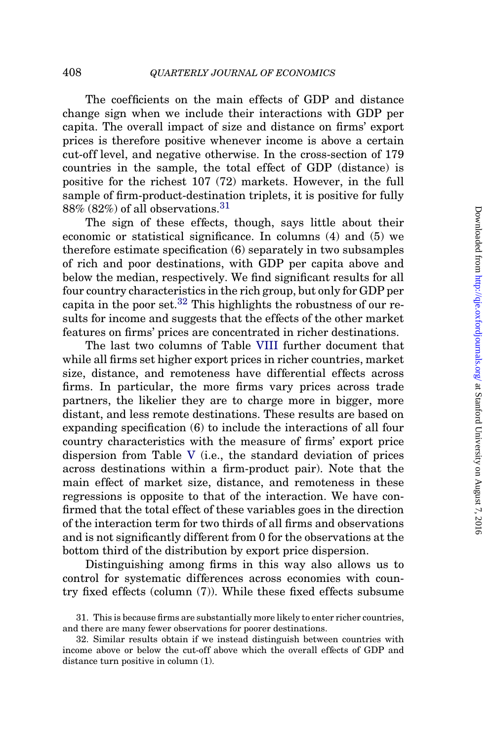The coefficients on the main effects of GDP and distance change sign when we include their interactions with GDP per capita. The overall impact of size and distance on firms' export prices is therefore positive whenever income is above a certain cut-off level, and negative otherwise. In the cross-section of 179 countries in the sample, the total effect of GDP (distance) is positive for the richest 107 (72) markets. However, in the full sample of firm-product-destination triplets, it is positive for fully 88% (82%) of all observations.[31]

The sign of these effects, though, says little about their economic or statistical significance. In columns (4) and (5) we therefore estimate specification (6) separately in two subsamples of rich and poor destinations, with GDP per capita above and below the median, respectively. We find significant results for all four country characteristics in the rich group, but only for GDP per capita in the poor set.[32] This highlights the robustness of our results for income and suggests that the effects of the other market features on firms' prices are concentrated in richer destinations.

The last two columns of Table VIII further document that while all firms set higher export prices in richer countries, market size, distance, and remoteness have differential effects across firms. In particular, the more firms vary prices across trade partners, the likelier they are to charge more in bigger, more distant, and less remote destinations. These results are based on expanding specification (6) to include the interactions of all four country characteristics with the measure of firms' export price dispersion from Table V (i.e., the standard deviation of prices across destinations within a firm-product pair). Note that the main effect of market size, distance, and remoteness in these regressions is opposite to that of the interaction. We have confirmed that the total effect of these variables goes in the direction of the interaction term for two thirds of all firms and observations and is not significantly different from 0 for the observations at the bottom third of the distribution by export price dispersion.

Distinguishing among firms in this way also allows us to control for systematic differences across economies with country fixed effects (column (7)). While these fixed effects subsume

31. This is because firms are substantially more likely to enter richer countries, and there are many fewer observations for poorer destinations.

32. Similar results obtain if we instead distinguish between countries with income above or below the cut-off above which the overall effects of GDP and distance turn positive in column (1).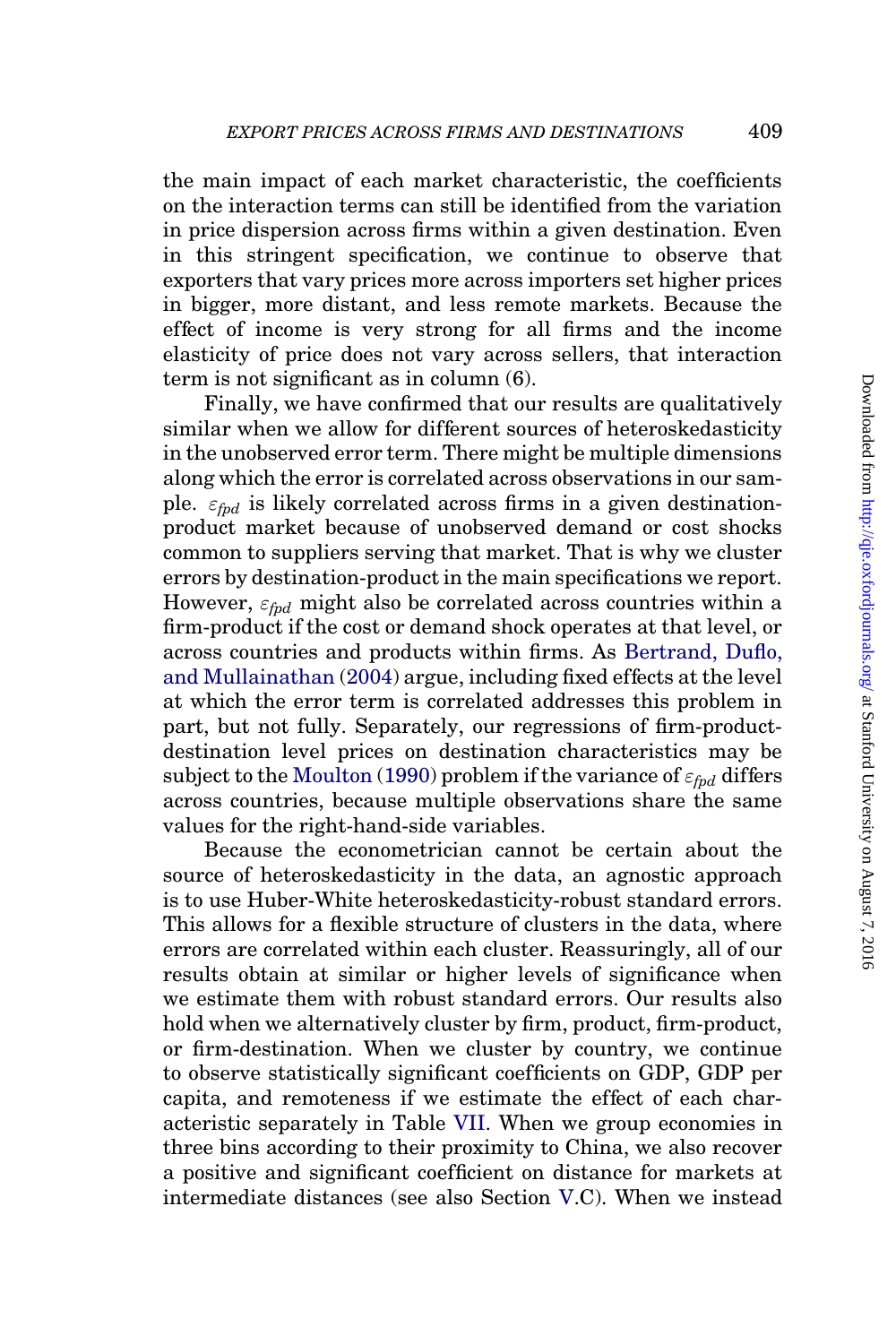the main impact of each market characteristic, the coefficients on the interaction terms can still be identified from the variation in price dispersion across firms within a given destination. Even in this stringent specification, we continue to observe that exporters that vary prices more across importers set higher prices in bigger, more distant, and less remote markets. Because the effect of income is very strong for all firms and the income elasticity of price does not vary across sellers, that interaction term is not significant as in column (6).

Finally, we have confirmed that our results are qualitatively similar when we allow for different sources of heteroskedasticity in the unobserved error term. There might be multiple dimensions along which the error is correlated across observations in our sample. $\varepsilon_{fpd}$ is likely correlated across firms in a given destination-product market because of unobserved demand or cost shocks common to suppliers serving that market. That is why we cluster errors by destination-product in the main specifications we report. However, $\varepsilon_{fpd}$ might also be correlated across countries within a firm-product if the cost or demand shock operates at that level, or across countries and products within firms. As Bertrand, Duflo, and Mullainathan (2004) argue, including fixed effects at the level at which the error term is correlated addresses this problem in part, but not fully. Separately, our regressions of firm-product-destination level prices on destination characteristics may be subject to the Moulton (1990) problem if the variance of $\varepsilon_{fpd}$ differs across countries, because multiple observations share the same values for the right-hand-side variables.

Because the econometrician cannot be certain about the source of heteroskedasticity in the data, an agnostic approach is to use Huber-White heteroskedasticity-robust standard errors. This allows for a flexible structure of clusters in the data, where errors are correlated within each cluster. Reassuringly, all of our results obtain at similar or higher levels of significance when we estimate them with robust standard errors. Our results also hold when we alternatively cluster by firm, product, firm-product, or firm-destination. When we cluster by country, we continue to observe statistically significant coefficients on GDP, GDP per capita, and remoteness if we estimate the effect of each characteristic separately in Table VII. When we group economies in three bins according to their proximity to China, we also recover a positive and significant coefficient on distance for markets at intermediate distances (see also Section V.C). When we instead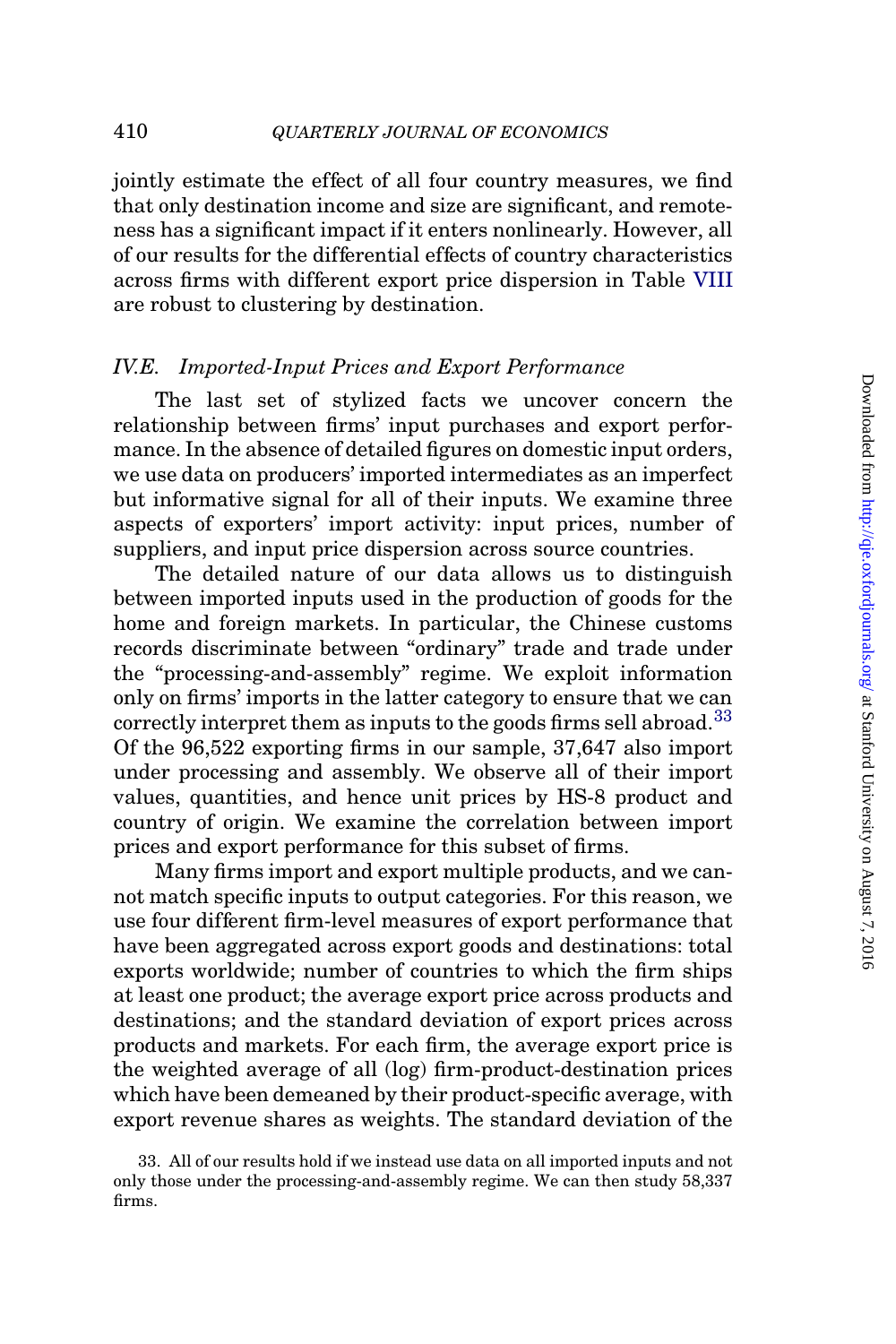jointly estimate the effect of all four country measures, we find that only destination income and size are significant, and remoteness has a significant impact if it enters nonlinearly. However, all of our results for the differential effects of country characteristics across firms with different export price dispersion in Table VIII are robust to clustering by destination.

### IV.E. *Imported-Input Prices and Export Performance*

The last set of stylized facts we uncover concern the relationship between firms' input purchases and export performance. In the absence of detailed figures on domestic input orders, we use data on producers' imported intermediates as an imperfect but informative signal for all of their inputs. We examine three aspects of exporters' import activity: input prices, number of suppliers, and input price dispersion across source countries.

The detailed nature of our data allows us to distinguish between imported inputs used in the production of goods for the home and foreign markets. In particular, the Chinese customs records discriminate between "ordinary" trade and trade under the "processing-and-assembly" regime. We exploit information only on firms' imports in the latter category to ensure that we can correctly interpret them as inputs to the goods firms sell abroad.[33] Of the 96,522 exporting firms in our sample, 37,647 also import under processing and assembly. We observe all of their import values, quantities, and hence unit prices by HS-8 product and country of origin. We examine the correlation between import prices and export performance for this subset of firms.

Many firms import and export multiple products, and we cannot match specific inputs to output categories. For this reason, we use four different firm-level measures of export performance that have been aggregated across export goods and destinations: total exports worldwide; number of countries to which the firm ships at least one product; the average export price across products and destinations; and the standard deviation of export prices across products and markets. For each firm, the average export price is the weighted average of all (log) firm-product-destination prices which have been demeaned by their product-specific average, with export revenue shares as weights. The standard deviation of the

33. All of our results hold if we instead use data on all imported inputs and not only those under the processing-and-assembly regime. We can then study 58,337 firms.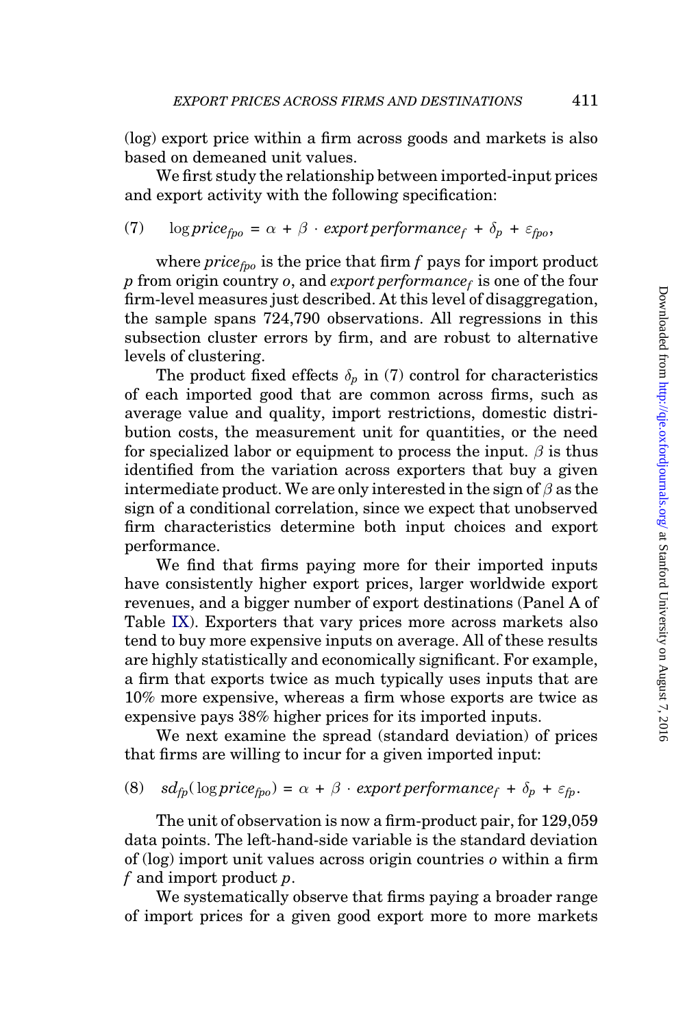(log) export price within a firm across goods and markets is also based on demeaned unit values.

We first study the relationship between imported-input prices and export activity with the following specification:

$$\log price_{fpo} = \alpha + \beta \cdot export\,performance_f + \delta_p + \varepsilon_{fpo}, \tag{7}$$

where $price_{fpo}$ is the price that firm $f$ pays for import product $p$ from origin country $o$, and $export\,performance_f$ is one of the four firm-level measures just described. At this level of disaggregation, the sample spans 724,790 observations. All regressions in this subsection cluster errors by firm, and are robust to alternative levels of clustering.

The product fixed effects $\delta_p$ in (7) control for characteristics of each imported good that are common across firms, such as average value and quality, import restrictions, domestic distribution costs, the measurement unit for quantities, or the need for specialized labor or equipment to process the input. $\beta$ is thus identified from the variation across exporters that buy a given intermediate product. We are only interested in the sign of $\beta$ as the sign of a conditional correlation, since we expect that unobserved firm characteristics determine both input choices and export performance.

We find that firms paying more for their imported inputs have consistently higher export prices, larger worldwide export revenues, and a bigger number of export destinations (Panel A of Table IX). Exporters that vary prices more across markets also tend to buy more expensive inputs on average. All of these results are highly statistically and economically significant. For example, a firm that exports twice as much typically uses inputs that are 10% more expensive, whereas a firm whose exports are twice as expensive pays 38% higher prices for its imported inputs.

We next examine the spread (standard deviation) of prices that firms are willing to incur for a given imported input:

$$sd_{fp}(\log price_{fpo}) = \alpha + \beta \cdot export\,performance_f + \delta_p + \varepsilon_{fp}. \tag{8}$$

The unit of observation is now a firm-product pair, for 129,059 data points. The left-hand-side variable is the standard deviation of (log) import unit values across origin countries $o$ within a firm $f$ and import product $p$.

We systematically observe that firms paying a broader range of import prices for a given good export more to more markets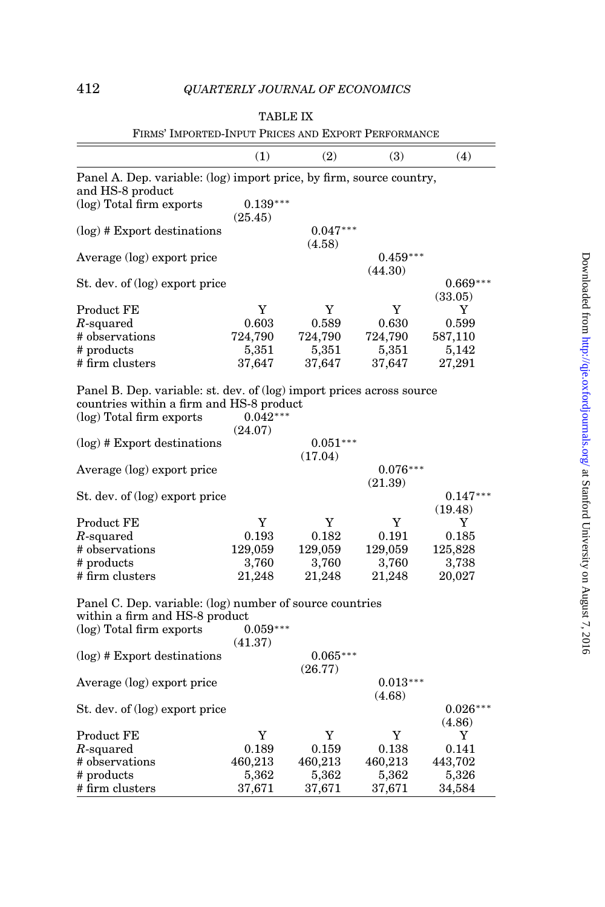TABLE IX

FIRMS' IMPORTED-INPUT PRICES AND EXPORT PERFORMANCE

| | (1) | (2) | (3) | (4) |
|---|---|---|---|---|
| Panel A. Dep. variable: (log) import price, by firm, source country, and HS-8 product | | | | |
| (log) Total firm exports | 0.139*** | | | |
| | (25.45) | | | |
| (log) # Export destinations | | 0.047*** | | |
| | | (4.58) | | |
| Average (log) export price | | | 0.459*** | |
| | | | (44.30) | |
| St. dev. of (log) export price | | | | 0.669*** |
| | | | | (33.05) |
| Product FE | Y | Y | Y | Y |
| $R$-squared | 0.603 | 0.589 | 0.630 | 0.599 |
| # observations | 724,790 | 724,790 | 724,790 | 587,110 |
| # products | 5,351 | 5,351 | 5,351 | 5,142 |
| # firm clusters | 37,647 | 37,647 | 37,647 | 27,291 |
| Panel B. Dep. variable: st. dev. of (log) import prices across source countries within a firm and HS-8 product | | | | |
| (log) Total firm exports | 0.042*** | | | |
| | (24.07) | | | |
| (log) # Export destinations | | 0.051*** | | |
| | | (17.04) | | |
| Average (log) export price | | | 0.076*** | |
| | | | (21.39) | |
| St. dev. of (log) export price | | | | 0.147*** |
| | | | | (19.48) |
| Product FE | Y | Y | Y | Y |
| $R$-squared | 0.193 | 0.182 | 0.191 | 0.185 |
| # observations | 129,059 | 129,059 | 129,059 | 125,828 |
| # products | 3,760 | 3,760 | 3,760 | 3,738 |
| # firm clusters | 21,248 | 21,248 | 21,248 | 20,027 |
| Panel C. Dep. variable: (log) number of source countries within a firm and HS-8 product | | | | |
| (log) Total firm exports | 0.059*** | | | |
| | (41.37) | | | |
| (log) # Export destinations | | 0.065*** | | |
| | | (26.77) | | |
| Average (log) export price | | | 0.013*** | |
| | | | (4.68) | |
| St. dev. of (log) export price | | | | 0.026*** |
| | | | | (4.86) |
| Product FE | Y | Y | Y | Y |
| $R$-squared | 0.189 | 0.159 | 0.138 | 0.141 |
| # observations | 460,213 | 460,213 | 460,213 | 443,702 |
| # products | 5,362 | 5,362 | 5,362 | 5,326 |
| # firm clusters | 37,671 | 37,671 | 37,671 | 34,584 |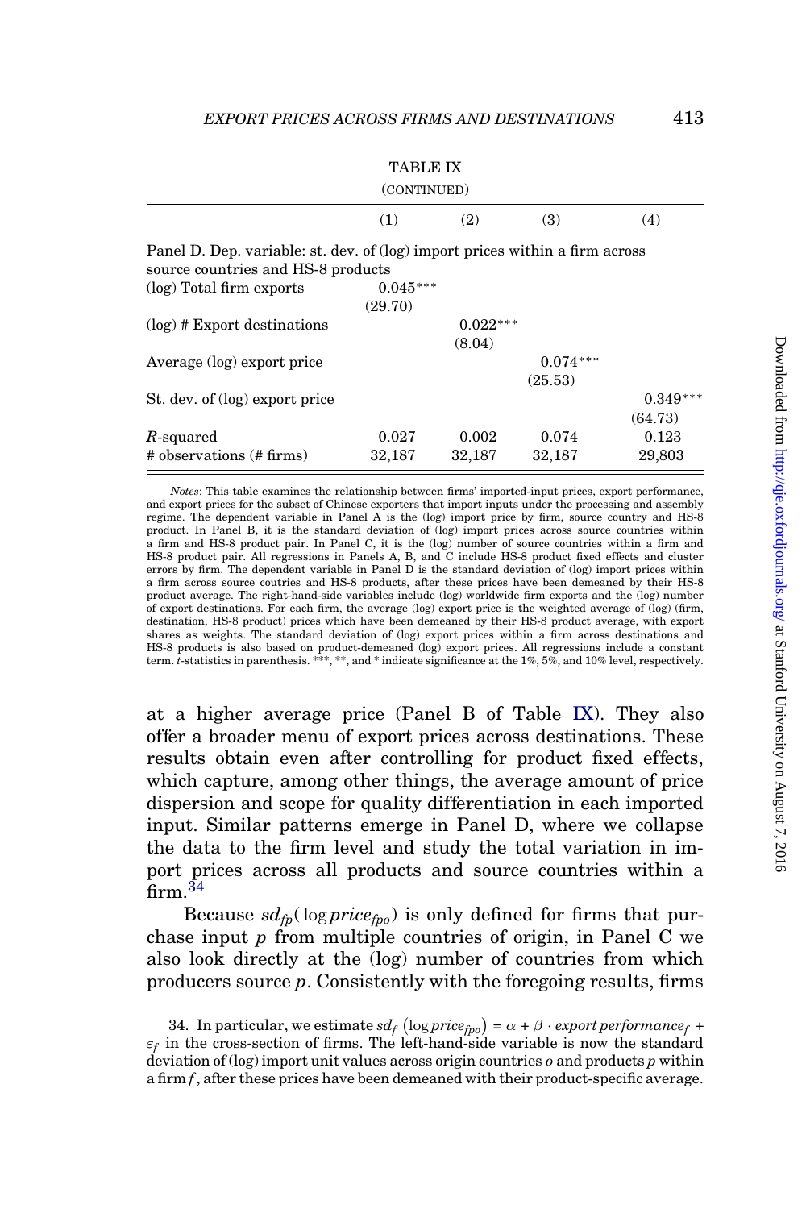TABLE IX

(CONTINUED)

| | (1) | (2) | (3) | (4) |
|---|---|---|---|---|
| Panel D. Dep. variable: st. dev. of (log) import prices within a firm across source countries and HS-8 products | | | | |
| (log) Total firm exports | 0.045*** | | | |
| | (29.70) | | | |
| (log) # Export destinations | | 0.022*** | | |
| | | (8.04) | | |
| Average (log) export price | | | 0.074*** | |
| | | | (25.53) | |
| St. dev. of (log) export price | | | | 0.349*** |
| | | | | (64.73) |
| $R$-squared | 0.027 | 0.002 | 0.074 | 0.123 |
| # observations (# firms) | 32,187 | 32,187 | 32,187 | 29,803 |

*Notes*: This table examines the relationship between firms' imported-input prices, export performance, and export prices for the subset of Chinese exporters that import inputs under the processing and assembly regime. The dependent variable in Panel A is the (log) import price by firm, source country and HS-8 product. In Panel B, it is the standard deviation of (log) import prices across source countries within a firm and HS-8 product pair. In Panel C, it is the (log) number of source countries within a firm and HS-8 product pair. All regressions in Panels A, B, and C include HS-8 product fixed effects and cluster errors by firm. The dependent variable in Panel D is the standard deviation of (log) import prices within a firm across source coutries and HS-8 products, after these prices have been demeaned by their HS-8 product average. The right-hand-side variables include (log) worldwide firm exports and the (log) number of export destinations. For each firm, the average (log) export price is the weighted average of (log) (firm, destination, HS-8 product) prices which have been demeaned by their HS-8 product average, with export shares as weights. The standard deviation of (log) export prices within a firm across destinations and HS-8 products is also based on product-demeaned (log) export prices. All regressions include a constant term. $t$-statistics in parenthesis. ***, **, and * indicate significance at the 1%, 5%, and 10% level, respectively.

at a higher average price (Panel B of Table IX). They also offer a broader menu of export prices across destinations. These results obtain even after controlling for product fixed effects, which capture, among other things, the average amount of price dispersion and scope for quality differentiation in each imported input. Similar patterns emerge in Panel D, where we collapse the data to the firm level and study the total variation in import prices across all products and source countries within a firm.[34]

Because $sd_{fp}(\log price_{fpo})$ is only defined for firms that purchase input $p$ from multiple countries of origin, in Panel C we also look directly at the (log) number of countries from which producers source $p$. Consistently with the foregoing results, firms

34. In particular, we estimate $sd_f\left(\log price_{fpo}\right) = \alpha + \beta \cdot export\,performance_f + \varepsilon_f$ in the cross-section of firms. The left-hand-side variable is now the standard deviation of (log) import unit values across origin countries $o$ and products $p$ within a firm $f$, after these prices have been demeaned with their product-specific average.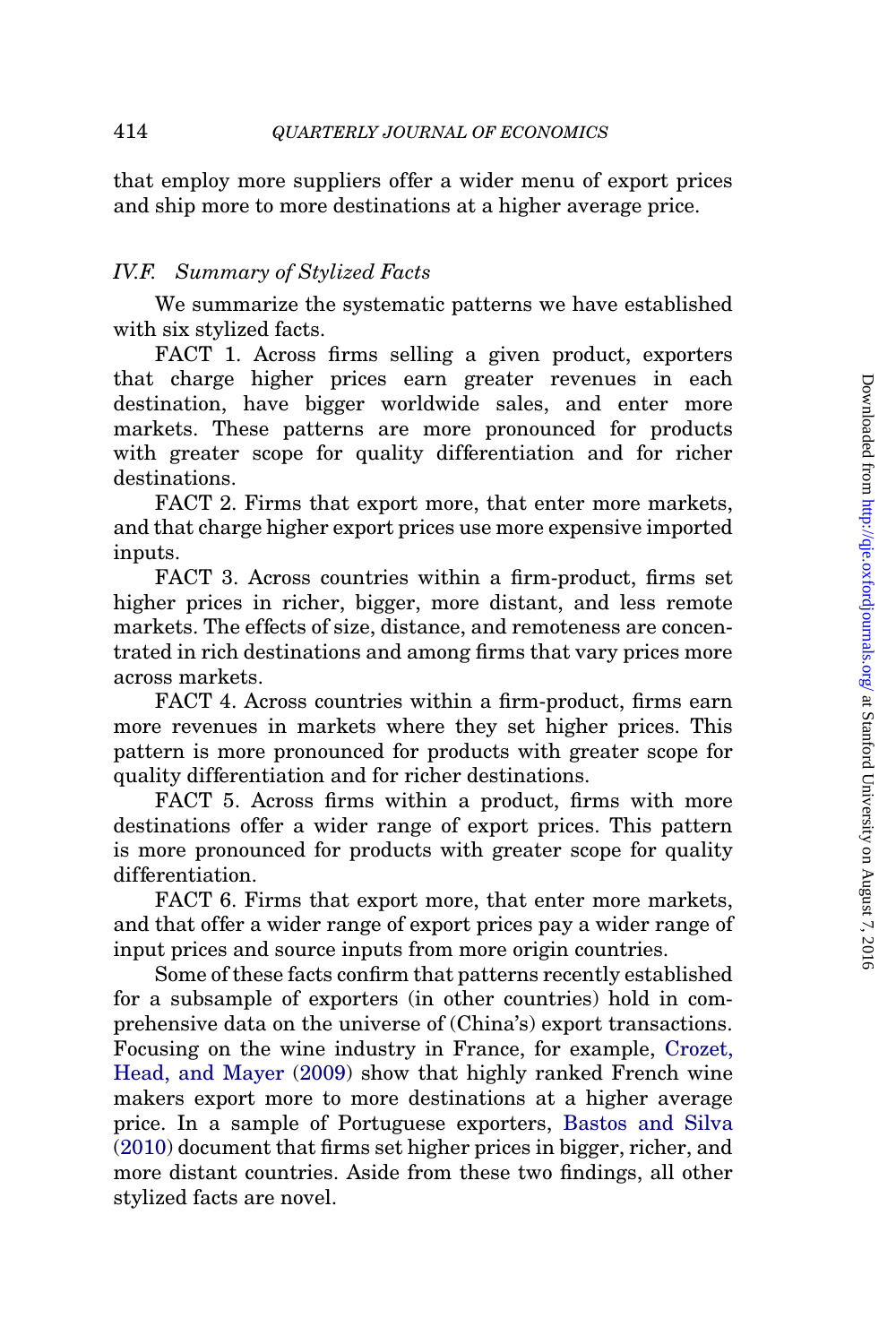that employ more suppliers offer a wider menu of export prices and ship more to more destinations at a higher average price.

### *IV.F. Summary of Stylized Facts*

We summarize the systematic patterns we have established with six stylized facts.

FACT 1. Across firms selling a given product, exporters that charge higher prices earn greater revenues in each destination, have bigger worldwide sales, and enter more markets. These patterns are more pronounced for products with greater scope for quality differentiation and for richer destinations.

FACT 2. Firms that export more, that enter more markets, and that charge higher export prices use more expensive imported inputs.

FACT 3. Across countries within a firm-product, firms set higher prices in richer, bigger, more distant, and less remote markets. The effects of size, distance, and remoteness are concentrated in rich destinations and among firms that vary prices more across markets.

FACT 4. Across countries within a firm-product, firms earn more revenues in markets where they set higher prices. This pattern is more pronounced for products with greater scope for quality differentiation and for richer destinations.

FACT 5. Across firms within a product, firms with more destinations offer a wider range of export prices. This pattern is more pronounced for products with greater scope for quality differentiation.

FACT 6. Firms that export more, that enter more markets, and that offer a wider range of export prices pay a wider range of input prices and source inputs from more origin countries.

Some of these facts confirm that patterns recently established for a subsample of exporters (in other countries) hold in comprehensive data on the universe of (China's) export transactions. Focusing on the wine industry in France, for example, Crozet, Head, and Mayer (2009) show that highly ranked French wine makers export more to more destinations at a higher average price. In a sample of Portuguese exporters, Bastos and Silva (2010) document that firms set higher prices in bigger, richer, and more distant countries. Aside from these two findings, all other stylized facts are novel.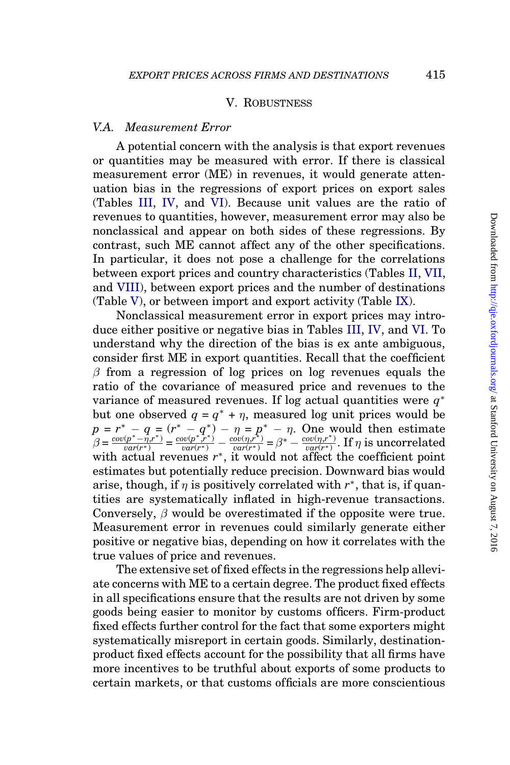## V. Robustness

### V.A. Measurement Error

A potential concern with the analysis is that export revenues or quantities may be measured with error. If there is classical measurement error (ME) in revenues, it would generate attenuation bias in the regressions of export prices on export sales (Tables III, IV, and VI). Because unit values are the ratio of revenues to quantities, however, measurement error may also be nonclassical and appear on both sides of these regressions. By contrast, such ME cannot affect any of the other specifications. In particular, it does not pose a challenge for the correlations between export prices and country characteristics (Tables II, VII, and VIII), between export prices and the number of destinations (Table V), or between import and export activity (Table IX).

Nonclassical measurement error in export prices may introduce either positive or negative bias in Tables III, IV, and VI. To understand why the direction of the bias is ex ante ambiguous, consider first ME in export quantities. Recall that the coefficient $\beta$ from a regression of log prices on log revenues equals the ratio of the covariance of measured price and revenues to the variance of measured revenues. If log actual quantities were $q^*$ but one observed $q = q^* + \eta$, measured log unit prices would be $p = r^* - q = (r^* - q^*) - \eta = p^* - \eta$. One would then estimate $\beta = \frac{cov(p^* - \eta, r^*)}{var(r^*)} = \frac{cov(p^*, r^*)}{var(r^*)} - \frac{cov(\eta, r^*)}{var(r^*)} = \beta^* - \frac{cov(\eta, r^*)}{var(r^*)}$. If $\eta$ is uncorrelated with actual revenues $r^*$, it would not affect the coefficient point estimates but potentially reduce precision. Downward bias would arise, though, if $\eta$ is positively correlated with $r^*$, that is, if quantities are systematically inflated in high-revenue transactions. Conversely, $\beta$ would be overestimated if the opposite were true. Measurement error in revenues could similarly generate either positive or negative bias, depending on how it correlates with the true values of price and revenues.

The extensive set of fixed effects in the regressions help alleviate concerns with ME to a certain degree. The product fixed effects in all specifications ensure that the results are not driven by some goods being easier to monitor by customs officers. Firm-product fixed effects further control for the fact that some exporters might systematically misreport in certain goods. Similarly, destination-product fixed effects account for the possibility that all firms have more incentives to be truthful about exports of some products to certain markets, or that customs officials are more conscientious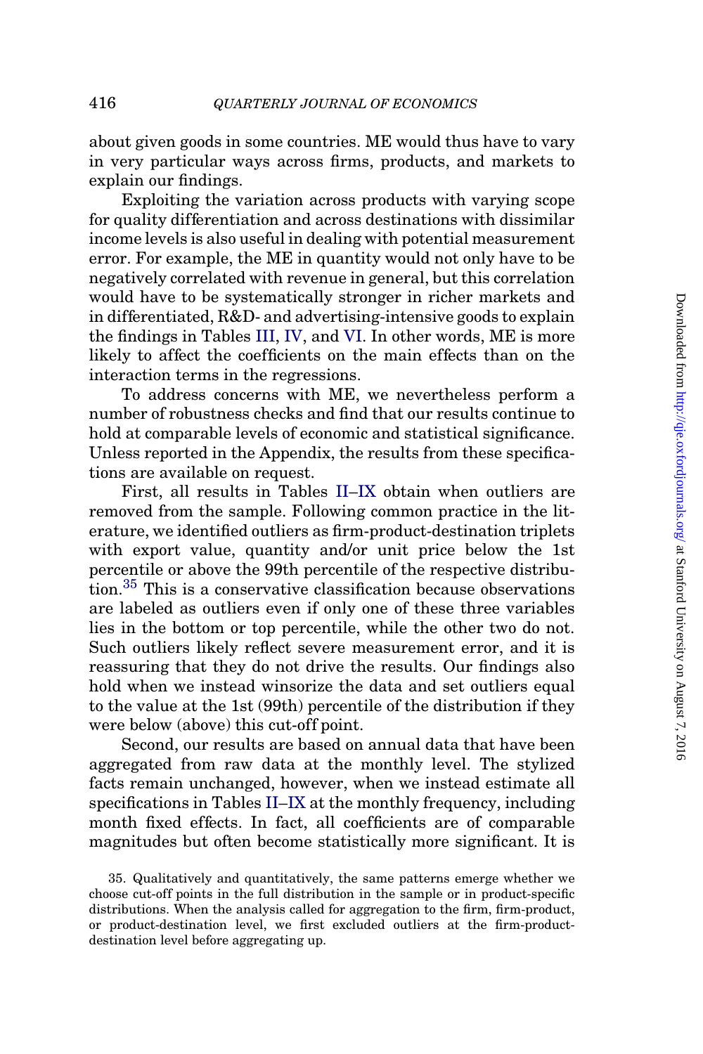about given goods in some countries. ME would thus have to vary in very particular ways across firms, products, and markets to explain our findings.

Exploiting the variation across products with varying scope for quality differentiation and across destinations with dissimilar income levels is also useful in dealing with potential measurement error. For example, the ME in quantity would not only have to be negatively correlated with revenue in general, but this correlation would have to be systematically stronger in richer markets and in differentiated, R&D- and advertising-intensive goods to explain the findings in Tables III, IV, and VI. In other words, ME is more likely to affect the coefficients on the main effects than on the interaction terms in the regressions.

To address concerns with ME, we nevertheless perform a number of robustness checks and find that our results continue to hold at comparable levels of economic and statistical significance. Unless reported in the Appendix, the results from these specifications are available on request.

First, all results in Tables II–IX obtain when outliers are removed from the sample. Following common practice in the literature, we identified outliers as firm-product-destination triplets with export value, quantity and/or unit price below the 1st percentile or above the 99th percentile of the respective distribution.[35] This is a conservative classification because observations are labeled as outliers even if only one of these three variables lies in the bottom or top percentile, while the other two do not. Such outliers likely reflect severe measurement error, and it is reassuring that they do not drive the results. Our findings also hold when we instead winsorize the data and set outliers equal to the value at the 1st (99th) percentile of the distribution if they were below (above) this cut-off point.

Second, our results are based on annual data that have been aggregated from raw data at the monthly level. The stylized facts remain unchanged, however, when we instead estimate all specifications in Tables II–IX at the monthly frequency, including month fixed effects. In fact, all coefficients are of comparable magnitudes but often become statistically more significant. It is

35. Qualitatively and quantitatively, the same patterns emerge whether we choose cut-off points in the full distribution in the sample or in product-specific distributions. When the analysis called for aggregation to the firm, firm-product, or product-destination level, we first excluded outliers at the firm-product-destination level before aggregating up.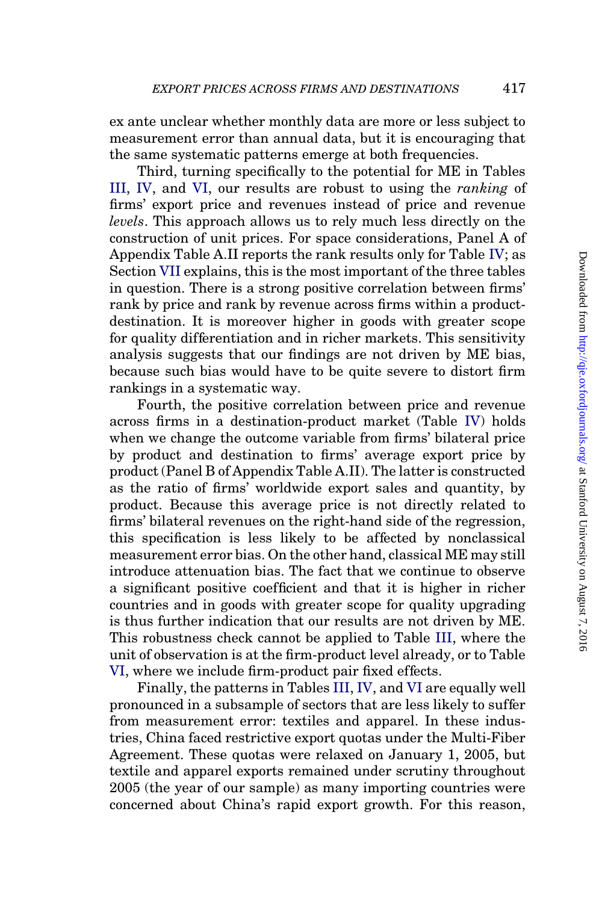ex ante unclear whether monthly data are more or less subject to measurement error than annual data, but it is encouraging that the same systematic patterns emerge at both frequencies.

Third, turning specifically to the potential for ME in Tables III, IV, and VI, our results are robust to using the *ranking* of firms' export price and revenues instead of price and revenue *levels*. This approach allows us to rely much less directly on the construction of unit prices. For space considerations, Panel A of Appendix Table A.II reports the rank results only for Table IV; as Section VII explains, this is the most important of the three tables in question. There is a strong positive correlation between firms' rank by price and rank by revenue across firms within a product-destination. It is moreover higher in goods with greater scope for quality differentiation and in richer markets. This sensitivity analysis suggests that our findings are not driven by ME bias, because such bias would have to be quite severe to distort firm rankings in a systematic way.

Fourth, the positive correlation between price and revenue across firms in a destination-product market (Table IV) holds when we change the outcome variable from firms' bilateral price by product and destination to firms' average export price by product (Panel B of Appendix Table A.II). The latter is constructed as the ratio of firms' worldwide export sales and quantity, by product. Because this average price is not directly related to firms' bilateral revenues on the right-hand side of the regression, this specification is less likely to be affected by nonclassical measurement error bias. On the other hand, classical ME may still introduce attenuation bias. The fact that we continue to observe a significant positive coefficient and that it is higher in richer countries and in goods with greater scope for quality upgrading is thus further indication that our results are not driven by ME. This robustness check cannot be applied to Table III, where the unit of observation is at the firm-product level already, or to Table VI, where we include firm-product pair fixed effects.

Finally, the patterns in Tables III, IV, and VI are equally well pronounced in a subsample of sectors that are less likely to suffer from measurement error: textiles and apparel. In these industries, China faced restrictive export quotas under the Multi-Fiber Agreement. These quotas were relaxed on January 1, 2005, but textile and apparel exports remained under scrutiny throughout 2005 (the year of our sample) as many importing countries were concerned about China's rapid export growth. For this reason,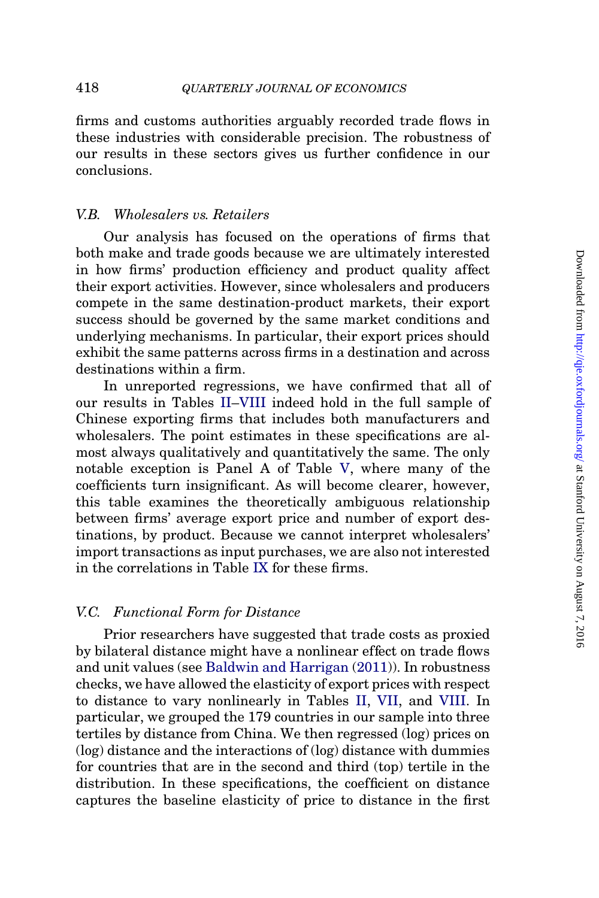firms and customs authorities arguably recorded trade flows in these industries with considerable precision. The robustness of our results in these sectors gives us further confidence in our conclusions.

### V.B. *Wholesalers vs. Retailers*

Our analysis has focused on the operations of firms that both make and trade goods because we are ultimately interested in how firms' production efficiency and product quality affect their export activities. However, since wholesalers and producers compete in the same destination-product markets, their export success should be governed by the same market conditions and underlying mechanisms. In particular, their export prices should exhibit the same patterns across firms in a destination and across destinations within a firm.

In unreported regressions, we have confirmed that all of our results in Tables II–VIII indeed hold in the full sample of Chinese exporting firms that includes both manufacturers and wholesalers. The point estimates in these specifications are almost always qualitatively and quantitatively the same. The only notable exception is Panel A of Table V, where many of the coefficients turn insignificant. As will become clearer, however, this table examines the theoretically ambiguous relationship between firms' average export price and number of export destinations, by product. Because we cannot interpret wholesalers' import transactions as input purchases, we are also not interested in the correlations in Table IX for these firms.

### V.C. *Functional Form for Distance*

Prior researchers have suggested that trade costs as proxied by bilateral distance might have a nonlinear effect on trade flows and unit values (see Baldwin and Harrigan (2011)). In robustness checks, we have allowed the elasticity of export prices with respect to distance to vary nonlinearly in Tables II, VII, and VIII. In particular, we grouped the 179 countries in our sample into three tertiles by distance from China. We then regressed (log) prices on (log) distance and the interactions of (log) distance with dummies for countries that are in the second and third (top) tertile in the distribution. In these specifications, the coefficient on distance captures the baseline elasticity of price to distance in the first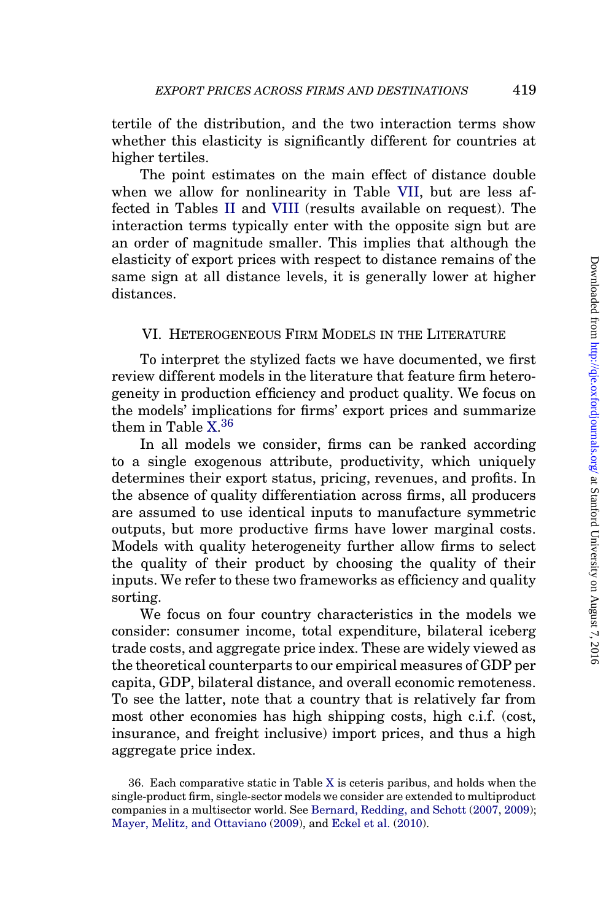tertile of the distribution, and the two interaction terms show whether this elasticity is significantly different for countries at higher tertiles.

The point estimates on the main effect of distance double when we allow for nonlinearity in Table VII, but are less affected in Tables II and VIII (results available on request). The interaction terms typically enter with the opposite sign but are an order of magnitude smaller. This implies that although the elasticity of export prices with respect to distance remains of the same sign at all distance levels, it is generally lower at higher distances.

## VI. Heterogeneous Firm Models in the Literature

To interpret the stylized facts we have documented, we first review different models in the literature that feature firm heterogeneity in production efficiency and product quality. We focus on the models' implications for firms' export prices and summarize them in Table X.[36]

In all models we consider, firms can be ranked according to a single exogenous attribute, productivity, which uniquely determines their export status, pricing, revenues, and profits. In the absence of quality differentiation across firms, all producers are assumed to use identical inputs to manufacture symmetric outputs, but more productive firms have lower marginal costs. Models with quality heterogeneity further allow firms to select the quality of their product by choosing the quality of their inputs. We refer to these two frameworks as efficiency and quality sorting.

We focus on four country characteristics in the models we consider: consumer income, total expenditure, bilateral iceberg trade costs, and aggregate price index. These are widely viewed as the theoretical counterparts to our empirical measures of GDP per capita, GDP, bilateral distance, and overall economic remoteness. To see the latter, note that a country that is relatively far from most other economies has high shipping costs, high c.i.f. (cost, insurance, and freight inclusive) import prices, and thus a high aggregate price index.

36. Each comparative static in Table X is ceteris paribus, and holds when the single-product firm, single-sector models we consider are extended to multiproduct companies in a multisector world. See Bernard, Redding, and Schott (2007, 2009); Mayer, Melitz, and Ottaviano (2009), and Eckel et al. (2010).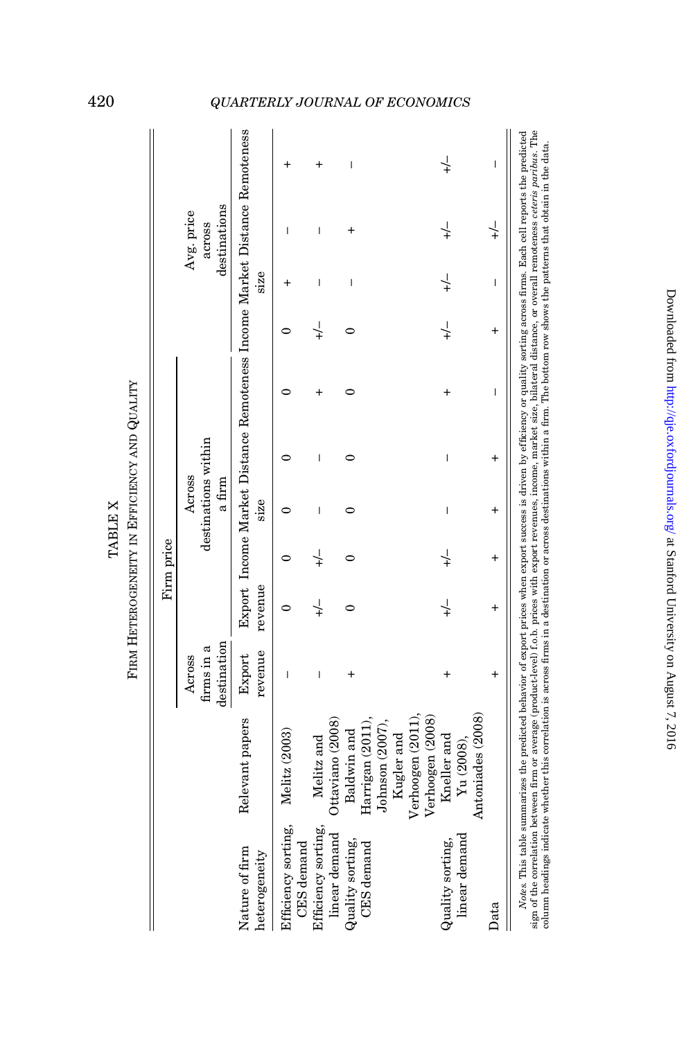TABLE X

FIRM HETEROGENEITY IN EFFICIENCY AND QUALITY

| Nature of firm heterogeneity | Relevant papers | Firm price | | | | | | Avg. price across destinations | | | |
|---|---|---|---|---|---|---|---|---|---|---|---|
| | | Across firms in a destination | Across destinations within a firm | | | | | | | | |
| | | Export revenue | Export revenue | Income | Market size | Distance | Remoteness | Income | Market size | Distance | Remoteness |
| Efficiency sorting, CES demand | Melitz (2003) | – | 0 | 0 | 0 | 0 | 0 | 0 | + | – | + |
| Efficiency sorting, linear demand | Melitz and Ottaviano (2008) | – | +/– | +/– | – | – | + | +/– | – | – | + |
| Quality sorting, CES demand | Baldwin and Harrigan (2011), Johnson (2007), Kugler and Verhoogen (2011), Verhoogen (2008) | + | 0 | 0 | 0 | 0 | 0 | 0 | – | + | – |
| Quality sorting, linear demand | Kneller and Yu (2008), Antoniades (2008) | + | +/– | +/– | – | – | + | +/– | +/– | +/– | +/– |
| Data | | + | + | + | + | + | – | + | – | +/– | – |

*Notes.* This table summarizes the predicted behavior of export prices when export success is driven by efficiency or quality sorting across firms. Each cell reports the predicted sign of the correlation between firm or average (product-level) f.o.b. prices with export revenues, income, market size, bilateral distance, or overall remoteness *ceteris paribus*. The column headings indicate whether this correlation is across firms in a destination or across destinations within a firm. The bottom row shows the patterns that obtain in the data.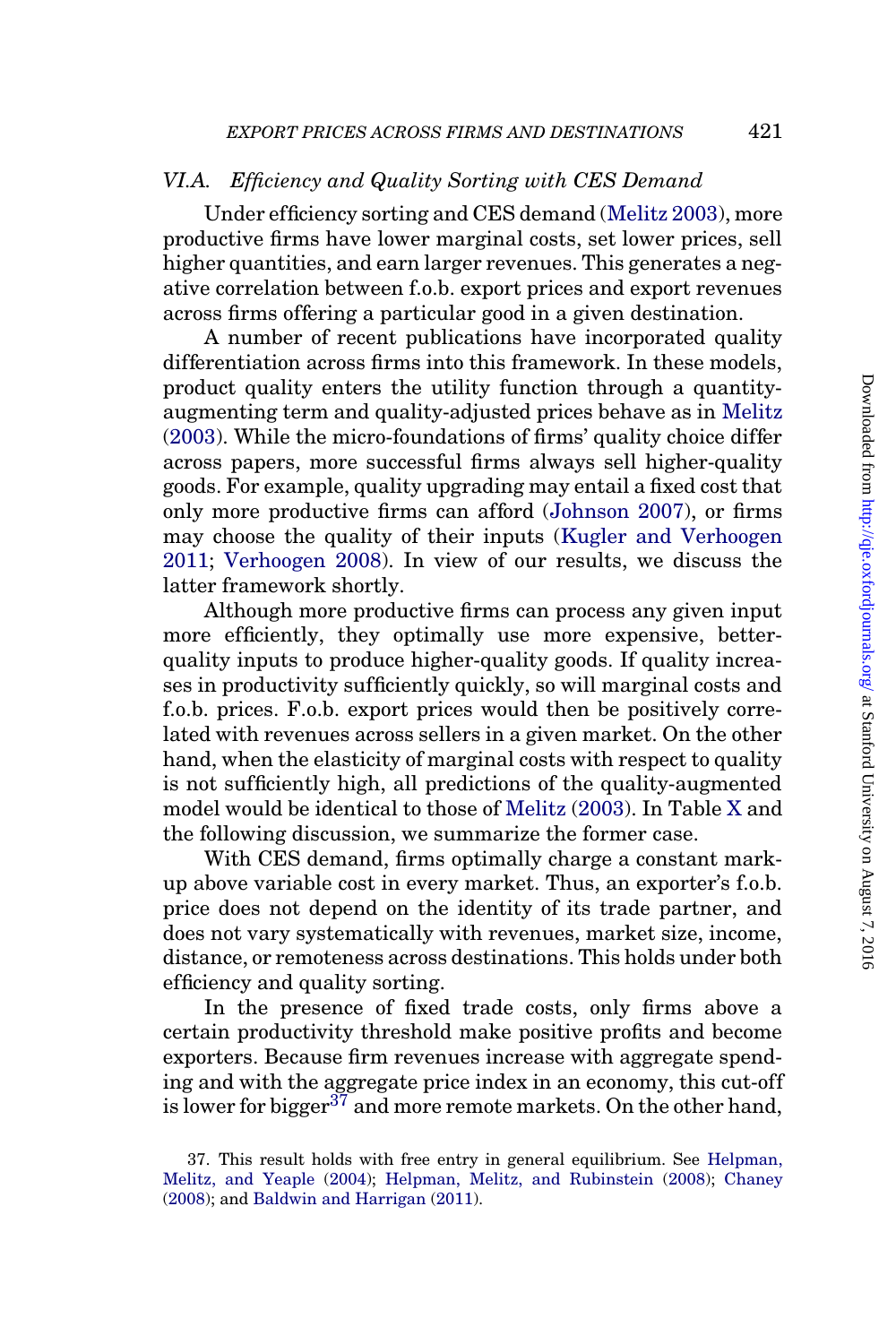### VI.A. *Efficiency and Quality Sorting with CES Demand*

Under efficiency sorting and CES demand (Melitz 2003), more productive firms have lower marginal costs, set lower prices, sell higher quantities, and earn larger revenues. This generates a negative correlation between f.o.b. export prices and export revenues across firms offering a particular good in a given destination.

A number of recent publications have incorporated quality differentiation across firms into this framework. In these models, product quality enters the utility function through a quantity-augmenting term and quality-adjusted prices behave as in Melitz (2003). While the micro-foundations of firms' quality choice differ across papers, more successful firms always sell higher-quality goods. For example, quality upgrading may entail a fixed cost that only more productive firms can afford (Johnson 2007), or firms may choose the quality of their inputs (Kugler and Verhoogen 2011; Verhoogen 2008). In view of our results, we discuss the latter framework shortly.

Although more productive firms can process any given input more efficiently, they optimally use more expensive, better-quality inputs to produce higher-quality goods. If quality increases in productivity sufficiently quickly, so will marginal costs and f.o.b. prices. F.o.b. export prices would then be positively correlated with revenues across sellers in a given market. On the other hand, when the elasticity of marginal costs with respect to quality is not sufficiently high, all predictions of the quality-augmented model would be identical to those of Melitz (2003). In Table X and the following discussion, we summarize the former case.

With CES demand, firms optimally charge a constant markup above variable cost in every market. Thus, an exporter's f.o.b. price does not depend on the identity of its trade partner, and does not vary systematically with revenues, market size, income, distance, or remoteness across destinations. This holds under both efficiency and quality sorting.

In the presence of fixed trade costs, only firms above a certain productivity threshold make positive profits and become exporters. Because firm revenues increase with aggregate spending and with the aggregate price index in an economy, this cut-off is lower for bigger[37] and more remote markets. On the other hand,

37. This result holds with free entry in general equilibrium. See Helpman, Melitz, and Yeaple (2004); Helpman, Melitz, and Rubinstein (2008); Chaney (2008); and Baldwin and Harrigan (2011).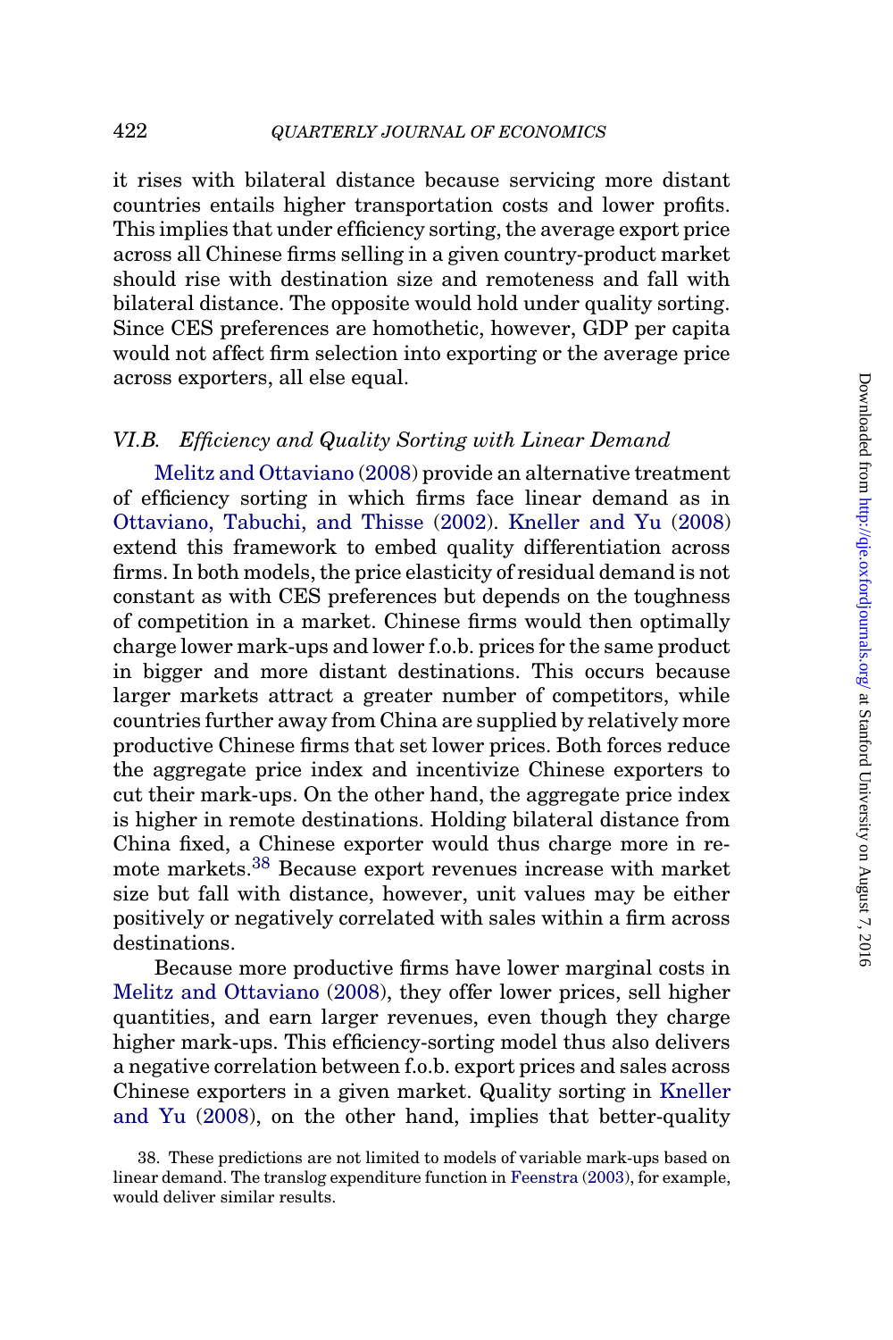it rises with bilateral distance because servicing more distant countries entails higher transportation costs and lower profits. This implies that under efficiency sorting, the average export price across all Chinese firms selling in a given country-product market should rise with destination size and remoteness and fall with bilateral distance. The opposite would hold under quality sorting. Since CES preferences are homothetic, however, GDP per capita would not affect firm selection into exporting or the average price across exporters, all else equal.

### VI.B. *Efficiency and Quality Sorting with Linear Demand*

Melitz and Ottaviano (2008) provide an alternative treatment of efficiency sorting in which firms face linear demand as in Ottaviano, Tabuchi, and Thisse (2002). Kneller and Yu (2008) extend this framework to embed quality differentiation across firms. In both models, the price elasticity of residual demand is not constant as with CES preferences but depends on the toughness of competition in a market. Chinese firms would then optimally charge lower mark-ups and lower f.o.b. prices for the same product in bigger and more distant destinations. This occurs because larger markets attract a greater number of competitors, while countries further away from China are supplied by relatively more productive Chinese firms that set lower prices. Both forces reduce the aggregate price index and incentivize Chinese exporters to cut their mark-ups. On the other hand, the aggregate price index is higher in remote destinations. Holding bilateral distance from China fixed, a Chinese exporter would thus charge more in remote markets.[38] Because export revenues increase with market size but fall with distance, however, unit values may be either positively or negatively correlated with sales within a firm across destinations.

Because more productive firms have lower marginal costs in Melitz and Ottaviano (2008), they offer lower prices, sell higher quantities, and earn larger revenues, even though they charge higher mark-ups. This efficiency-sorting model thus also delivers a negative correlation between f.o.b. export prices and sales across Chinese exporters in a given market. Quality sorting in Kneller and Yu (2008), on the other hand, implies that better-quality

38. These predictions are not limited to models of variable mark-ups based on linear demand. The translog expenditure function in Feenstra (2003), for example, would deliver similar results.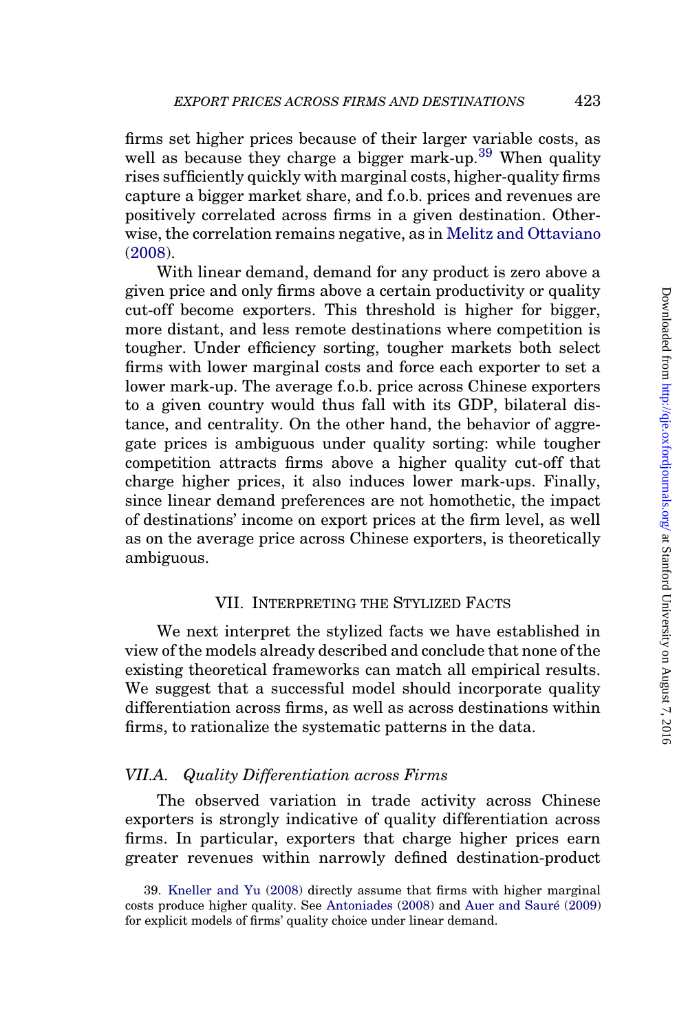firms set higher prices because of their larger variable costs, as well as because they charge a bigger mark-up.[39] When quality rises sufficiently quickly with marginal costs, higher-quality firms capture a bigger market share, and f.o.b. prices and revenues are positively correlated across firms in a given destination. Otherwise, the correlation remains negative, as in Melitz and Ottaviano (2008).

With linear demand, demand for any product is zero above a given price and only firms above a certain productivity or quality cut-off become exporters. This threshold is higher for bigger, more distant, and less remote destinations where competition is tougher. Under efficiency sorting, tougher markets both select firms with lower marginal costs and force each exporter to set a lower mark-up. The average f.o.b. price across Chinese exporters to a given country would thus fall with its GDP, bilateral distance, and centrality. On the other hand, the behavior of aggregate prices is ambiguous under quality sorting: while tougher competition attracts firms above a higher quality cut-off that charge higher prices, it also induces lower mark-ups. Finally, since linear demand preferences are not homothetic, the impact of destinations' income on export prices at the firm level, as well as on the average price across Chinese exporters, is theoretically ambiguous.

## VII. Interpreting the Stylized Facts

We next interpret the stylized facts we have established in view of the models already described and conclude that none of the existing theoretical frameworks can match all empirical results. We suggest that a successful model should incorporate quality differentiation across firms, as well as across destinations within firms, to rationalize the systematic patterns in the data.

### *VII.A. Quality Differentiation across Firms*

The observed variation in trade activity across Chinese exporters is strongly indicative of quality differentiation across firms. In particular, exporters that charge higher prices earn greater revenues within narrowly defined destination-product

39. Kneller and Yu (2008) directly assume that firms with higher marginal costs produce higher quality. See Antoniades (2008) and Auer and Sauré (2009) for explicit models of firms' quality choice under linear demand.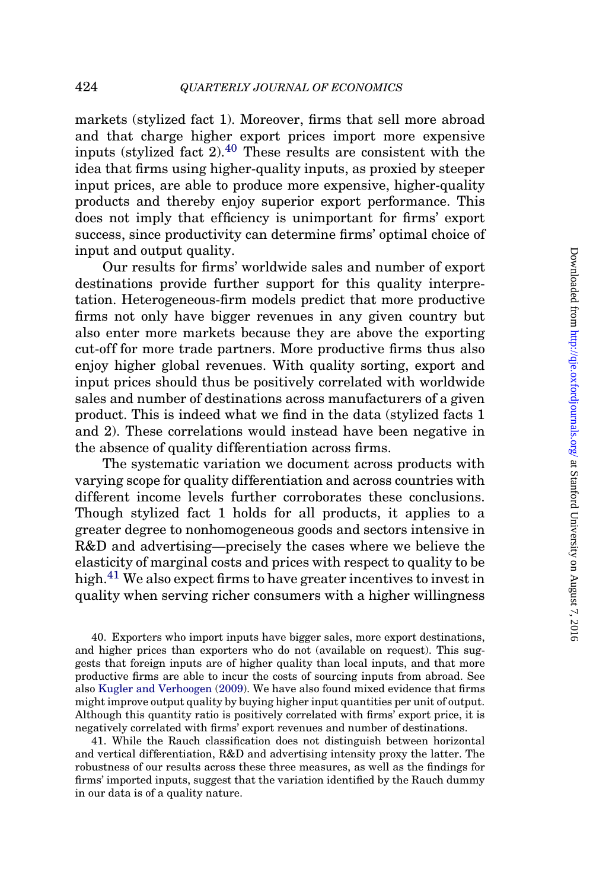markets (stylized fact 1). Moreover, firms that sell more abroad and that charge higher export prices import more expensive inputs (stylized fact 2).[40] These results are consistent with the idea that firms using higher-quality inputs, as proxied by steeper input prices, are able to produce more expensive, higher-quality products and thereby enjoy superior export performance. This does not imply that efficiency is unimportant for firms' export success, since productivity can determine firms' optimal choice of input and output quality.

Our results for firms' worldwide sales and number of export destinations provide further support for this quality interpretation. Heterogeneous-firm models predict that more productive firms not only have bigger revenues in any given country but also enter more markets because they are above the exporting cut-off for more trade partners. More productive firms thus also enjoy higher global revenues. With quality sorting, export and input prices should thus be positively correlated with worldwide sales and number of destinations across manufacturers of a given product. This is indeed what we find in the data (stylized facts 1 and 2). These correlations would instead have been negative in the absence of quality differentiation across firms.

The systematic variation we document across products with varying scope for quality differentiation and across countries with different income levels further corroborates these conclusions. Though stylized fact 1 holds for all products, it applies to a greater degree to nonhomogeneous goods and sectors intensive in R&D and advertising—precisely the cases where we believe the elasticity of marginal costs and prices with respect to quality to be high.[41] We also expect firms to have greater incentives to invest in quality when serving richer consumers with a higher willingness

40. Exporters who import inputs have bigger sales, more export destinations, and higher prices than exporters who do not (available on request). This suggests that foreign inputs are of higher quality than local inputs, and that more productive firms are able to incur the costs of sourcing inputs from abroad. See also Kugler and Verhoogen (2009). We have also found mixed evidence that firms might improve output quality by buying higher input quantities per unit of output. Although this quantity ratio is positively correlated with firms' export price, it is negatively correlated with firms' export revenues and number of destinations.

41. While the Rauch classification does not distinguish between horizontal and vertical differentiation, R&D and advertising intensity proxy the latter. The robustness of our results across these three measures, as well as the findings for firms' imported inputs, suggest that the variation identified by the Rauch dummy in our data is of a quality nature.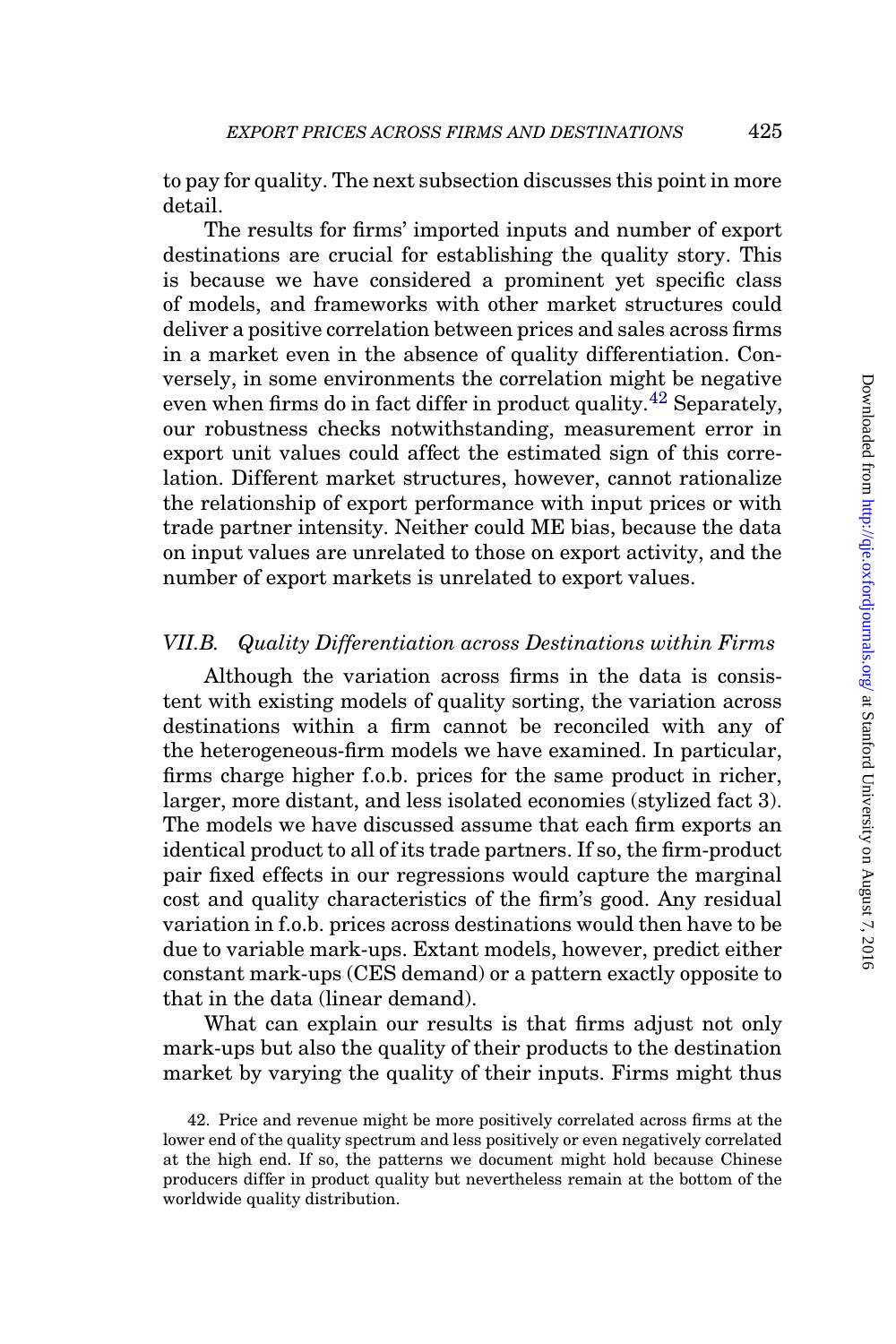to pay for quality. The next subsection discusses this point in more detail.

The results for firms' imported inputs and number of export destinations are crucial for establishing the quality story. This is because we have considered a prominent yet specific class of models, and frameworks with other market structures could deliver a positive correlation between prices and sales across firms in a market even in the absence of quality differentiation. Conversely, in some environments the correlation might be negative even when firms do in fact differ in product quality.[42] Separately, our robustness checks notwithstanding, measurement error in export unit values could affect the estimated sign of this correlation. Different market structures, however, cannot rationalize the relationship of export performance with input prices or with trade partner intensity. Neither could ME bias, because the data on input values are unrelated to those on export activity, and the number of export markets is unrelated to export values.

### VII.B. *Quality Differentiation across Destinations within Firms*

Although the variation across firms in the data is consistent with existing models of quality sorting, the variation across destinations within a firm cannot be reconciled with any of the heterogeneous-firm models we have examined. In particular, firms charge higher f.o.b. prices for the same product in richer, larger, more distant, and less isolated economies (stylized fact 3). The models we have discussed assume that each firm exports an identical product to all of its trade partners. If so, the firm-product pair fixed effects in our regressions would capture the marginal cost and quality characteristics of the firm's good. Any residual variation in f.o.b. prices across destinations would then have to be due to variable mark-ups. Extant models, however, predict either constant mark-ups (CES demand) or a pattern exactly opposite to that in the data (linear demand).

What can explain our results is that firms adjust not only mark-ups but also the quality of their products to the destination market by varying the quality of their inputs. Firms might thus

42. Price and revenue might be more positively correlated across firms at the lower end of the quality spectrum and less positively or even negatively correlated at the high end. If so, the patterns we document might hold because Chinese producers differ in product quality but nevertheless remain at the bottom of the worldwide quality distribution.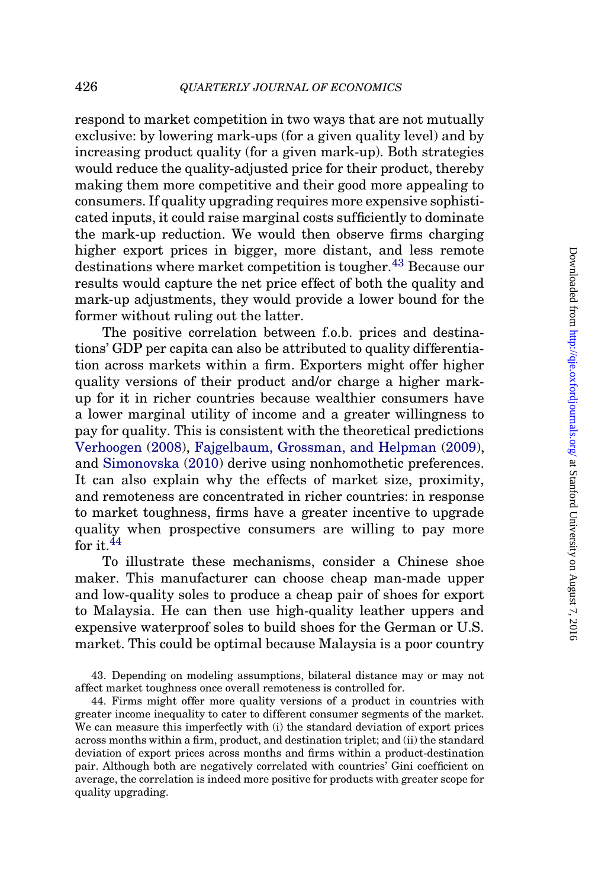respond to market competition in two ways that are not mutually exclusive: by lowering mark-ups (for a given quality level) and by increasing product quality (for a given mark-up). Both strategies would reduce the quality-adjusted price for their product, thereby making them more competitive and their good more appealing to consumers. If quality upgrading requires more expensive sophisticated inputs, it could raise marginal costs sufficiently to dominate the mark-up reduction. We would then observe firms charging higher export prices in bigger, more distant, and less remote destinations where market competition is tougher.[43] Because our results would capture the net price effect of both the quality and mark-up adjustments, they would provide a lower bound for the former without ruling out the latter.

The positive correlation between f.o.b. prices and destinations' GDP per capita can also be attributed to quality differentiation across markets within a firm. Exporters might offer higher quality versions of their product and/or charge a higher mark-up for it in richer countries because wealthier consumers have a lower marginal utility of income and a greater willingness to pay for quality. This is consistent with the theoretical predictions Verhoogen (2008), Fajgelbaum, Grossman, and Helpman (2009), and Simonovska (2010) derive using nonhomothetic preferences. It can also explain why the effects of market size, proximity, and remoteness are concentrated in richer countries: in response to market toughness, firms have a greater incentive to upgrade quality when prospective consumers are willing to pay more for it.[44]

To illustrate these mechanisms, consider a Chinese shoe maker. This manufacturer can choose cheap man-made upper and low-quality soles to produce a cheap pair of shoes for export to Malaysia. He can then use high-quality leather uppers and expensive waterproof soles to build shoes for the German or U.S. market. This could be optimal because Malaysia is a poor country

43. Depending on modeling assumptions, bilateral distance may or may not affect market toughness once overall remoteness is controlled for.

44. Firms might offer more quality versions of a product in countries with greater income inequality to cater to different consumer segments of the market. We can measure this imperfectly with (i) the standard deviation of export prices across months within a firm, product, and destination triplet; and (ii) the standard deviation of export prices across months and firms within a product-destination pair. Although both are negatively correlated with countries' Gini coefficient on average, the correlation is indeed more positive for products with greater scope for quality upgrading.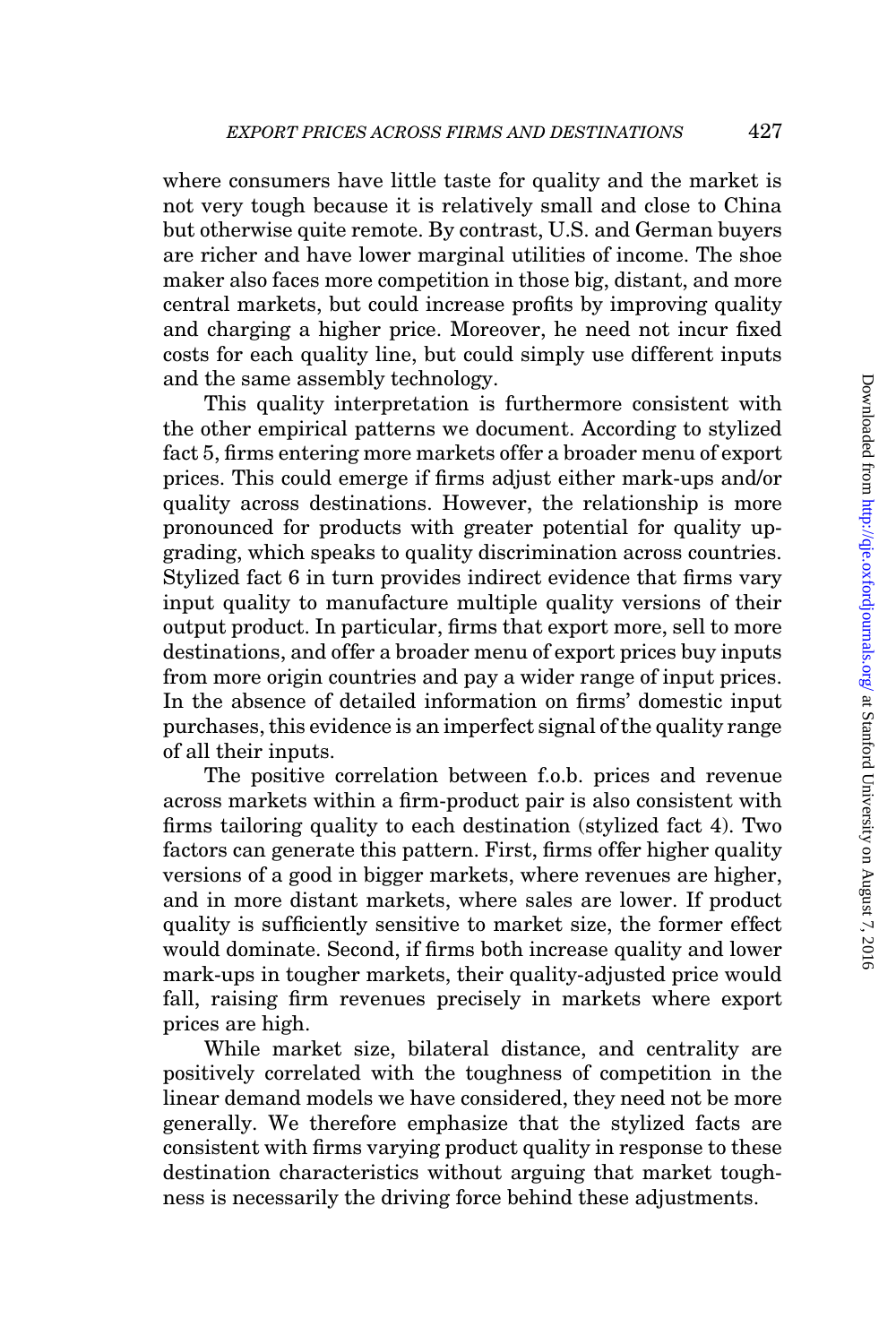where consumers have little taste for quality and the market is not very tough because it is relatively small and close to China but otherwise quite remote. By contrast, U.S. and German buyers are richer and have lower marginal utilities of income. The shoe maker also faces more competition in those big, distant, and more central markets, but could increase profits by improving quality and charging a higher price. Moreover, he need not incur fixed costs for each quality line, but could simply use different inputs and the same assembly technology.

This quality interpretation is furthermore consistent with the other empirical patterns we document. According to stylized fact 5, firms entering more markets offer a broader menu of export prices. This could emerge if firms adjust either mark-ups and/or quality across destinations. However, the relationship is more pronounced for products with greater potential for quality upgrading, which speaks to quality discrimination across countries. Stylized fact 6 in turn provides indirect evidence that firms vary input quality to manufacture multiple quality versions of their output product. In particular, firms that export more, sell to more destinations, and offer a broader menu of export prices buy inputs from more origin countries and pay a wider range of input prices. In the absence of detailed information on firms' domestic input purchases, this evidence is an imperfect signal of the quality range of all their inputs.

The positive correlation between f.o.b. prices and revenue across markets within a firm-product pair is also consistent with firms tailoring quality to each destination (stylized fact 4). Two factors can generate this pattern. First, firms offer higher quality versions of a good in bigger markets, where revenues are higher, and in more distant markets, where sales are lower. If product quality is sufficiently sensitive to market size, the former effect would dominate. Second, if firms both increase quality and lower mark-ups in tougher markets, their quality-adjusted price would fall, raising firm revenues precisely in markets where export prices are high.

While market size, bilateral distance, and centrality are positively correlated with the toughness of competition in the linear demand models we have considered, they need not be more generally. We therefore emphasize that the stylized facts are consistent with firms varying product quality in response to these destination characteristics without arguing that market toughness is necessarily the driving force behind these adjustments.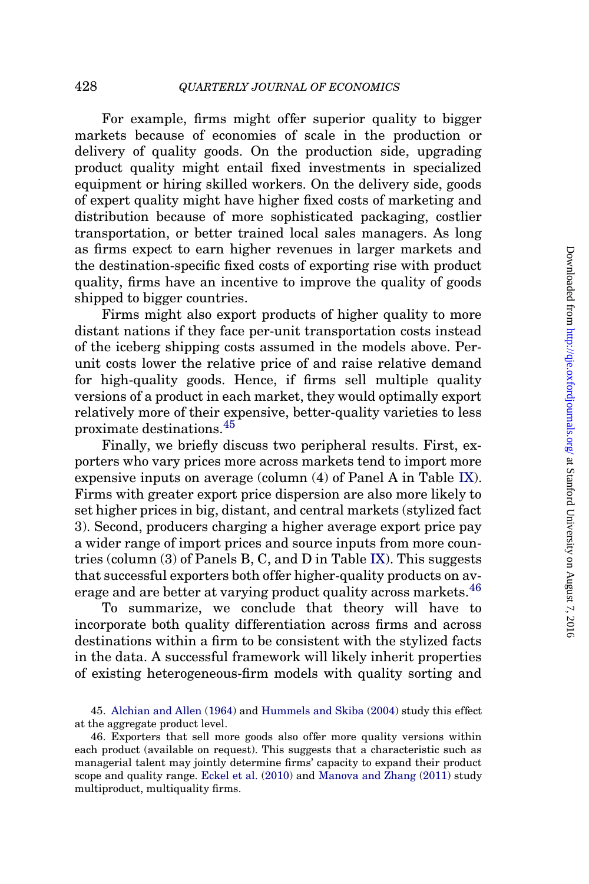For example, firms might offer superior quality to bigger markets because of economies of scale in the production or delivery of quality goods. On the production side, upgrading product quality might entail fixed investments in specialized equipment or hiring skilled workers. On the delivery side, goods of expert quality might have higher fixed costs of marketing and distribution because of more sophisticated packaging, costlier transportation, or better trained local sales managers. As long as firms expect to earn higher revenues in larger markets and the destination-specific fixed costs of exporting rise with product quality, firms have an incentive to improve the quality of goods shipped to bigger countries.

Firms might also export products of higher quality to more distant nations if they face per-unit transportation costs instead of the iceberg shipping costs assumed in the models above. Per-unit costs lower the relative price of and raise relative demand for high-quality goods. Hence, if firms sell multiple quality versions of a product in each market, they would optimally export relatively more of their expensive, better-quality varieties to less proximate destinations.[45]

Finally, we briefly discuss two peripheral results. First, exporters who vary prices more across markets tend to import more expensive inputs on average (column (4) of Panel A in Table IX). Firms with greater export price dispersion are also more likely to set higher prices in big, distant, and central markets (stylized fact 3). Second, producers charging a higher average export price pay a wider range of import prices and source inputs from more countries (column (3) of Panels B, C, and D in Table IX). This suggests that successful exporters both offer higher-quality products on average and are better at varying product quality across markets.[46]

To summarize, we conclude that theory will have to incorporate both quality differentiation across firms and across destinations within a firm to be consistent with the stylized facts in the data. A successful framework will likely inherit properties of existing heterogeneous-firm models with quality sorting and

45. Alchian and Allen (1964) and Hummels and Skiba (2004) study this effect at the aggregate product level.

46. Exporters that sell more goods also offer more quality versions within each product (available on request). This suggests that a characteristic such as managerial talent may jointly determine firms' capacity to expand their product scope and quality range. Eckel et al. (2010) and Manova and Zhang (2011) study multiproduct, multiquality firms.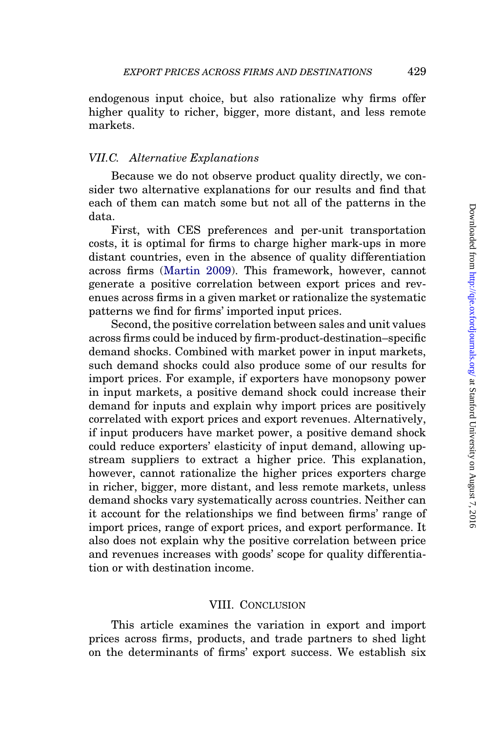endogenous input choice, but also rationalize why firms offer higher quality to richer, bigger, more distant, and less remote markets.

### VII.C. *Alternative Explanations*

Because we do not observe product quality directly, we consider two alternative explanations for our results and find that each of them can match some but not all of the patterns in the data.

First, with CES preferences and per-unit transportation costs, it is optimal for firms to charge higher mark-ups in more distant countries, even in the absence of quality differentiation across firms (Martin 2009). This framework, however, cannot generate a positive correlation between export prices and revenues across firms in a given market or rationalize the systematic patterns we find for firms' imported input prices.

Second, the positive correlation between sales and unit values across firms could be induced by firm-product-destination–specific demand shocks. Combined with market power in input markets, such demand shocks could also produce some of our results for import prices. For example, if exporters have monopsony power in input markets, a positive demand shock could increase their demand for inputs and explain why import prices are positively correlated with export prices and export revenues. Alternatively, if input producers have market power, a positive demand shock could reduce exporters' elasticity of input demand, allowing upstream suppliers to extract a higher price. This explanation, however, cannot rationalize the higher prices exporters charge in richer, bigger, more distant, and less remote markets, unless demand shocks vary systematically across countries. Neither can it account for the relationships we find between firms' range of import prices, range of export prices, and export performance. It also does not explain why the positive correlation between price and revenues increases with goods' scope for quality differentiation or with destination income.

## VIII. Conclusion

This article examines the variation in export and import prices across firms, products, and trade partners to shed light on the determinants of firms' export success. We establish six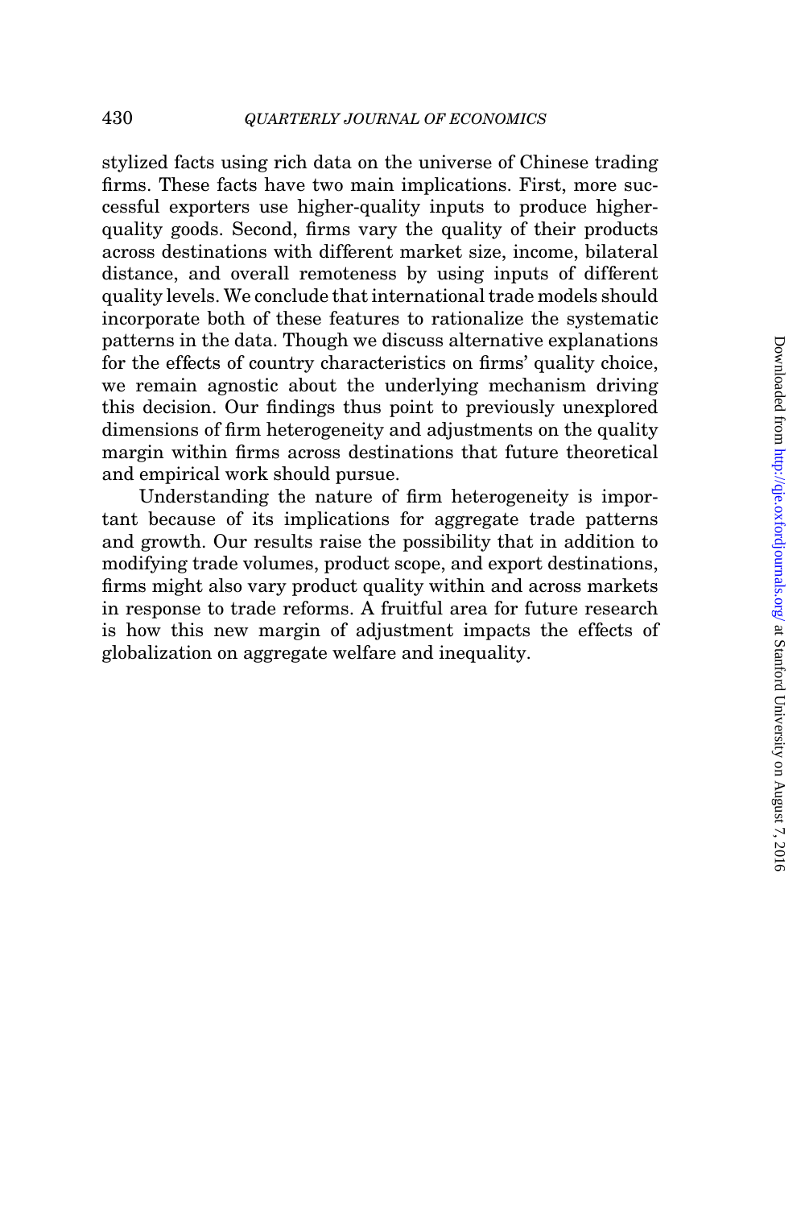stylized facts using rich data on the universe of Chinese trading firms. These facts have two main implications. First, more successful exporters use higher-quality inputs to produce higher-quality goods. Second, firms vary the quality of their products across destinations with different market size, income, bilateral distance, and overall remoteness by using inputs of different quality levels. We conclude that international trade models should incorporate both of these features to rationalize the systematic patterns in the data. Though we discuss alternative explanations for the effects of country characteristics on firms' quality choice, we remain agnostic about the underlying mechanism driving this decision. Our findings thus point to previously unexplored dimensions of firm heterogeneity and adjustments on the quality margin within firms across destinations that future theoretical and empirical work should pursue.

Understanding the nature of firm heterogeneity is important because of its implications for aggregate trade patterns and growth. Our results raise the possibility that in addition to modifying trade volumes, product scope, and export destinations, firms might also vary product quality within and across markets in response to trade reforms. A fruitful area for future research is how this new margin of adjustment impacts the effects of globalization on aggregate welfare and inequality.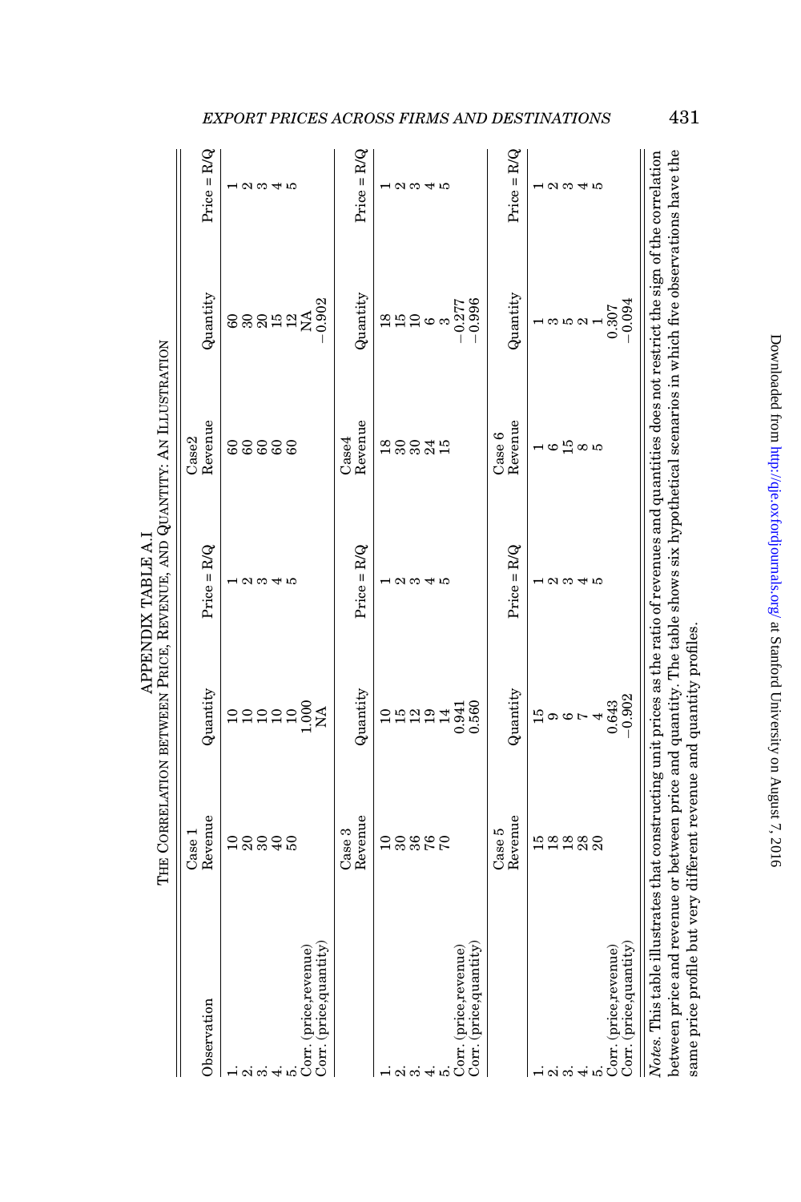APPENDIX TABLE A.I

THE CORRELATION BETWEEN PRICE, REVENUE, AND QUANTITY: AN ILLUSTRATION

| Observation | Case 1 Revenue | Quantity | Price = R/Q | Case2 Revenue | Quantity | Price = R/Q |
|---|---|---|---|---|---|---|
| 1. | 10 | 10 | 1 | 60 | 60 | 1 |
| 2. | 20 | 10 | 2 | 60 | 30 | 2 |
| 3. | 30 | 10 | 3 | 60 | 20 | 3 |
| 4. | 40 | 10 | 4 | 60 | 15 | 4 |
| 5. | 50 | 10 | 5 | 60 | 12 | 5 |
| Corr. (price,revenue) | | 1.000 | | | NA | |
| Corr. (price,quantity) | | NA | | | −0.902 | |
| | **Case 3 Revenue** | **Quantity** | **Price = R/Q** | **Case4 Revenue** | **Quantity** | **Price = R/Q** |
| 1. | 10 | 10 | 1 | 18 | 18 | 1 |
| 2. | 30 | 15 | 2 | 30 | 15 | 2 |
| 3. | 36 | 12 | 3 | 30 | 10 | 3 |
| 4. | 76 | 19 | 4 | 24 | 6 | 4 |
| 5. | 70 | 14 | 5 | 15 | 3 | 5 |
| Corr. (price,revenue) | | 0.941 | | | −0.277 | |
| Corr. (price,quantity) | | 0.560 | | | −0.996 | |
| | **Case 5 Revenue** | **Quantity** | **Price = R/Q** | **Case 6 Revenue** | **Quantity** | **Price = R/Q** |
| 1. | 15 | 15 | 1 | 1 | 1 | 1 |
| 2. | 18 | 9 | 2 | 6 | 3 | 2 |
| 3. | 18 | 6 | 3 | 15 | 5 | 3 |
| 4. | 28 | 7 | 4 | 8 | 2 | 4 |
| 5. | 20 | 4 | 5 | 5 | 1 | 5 |
| Corr. (price,revenue) | | 0.643 | | | 0.307 | |
| Corr. (price,quantity) | | −0.902 | | | −0.094 | |

*Notes.* This table illustrates that constructing unit prices as the ratio of revenues and quantities does not restrict the sign of the correlation between price and revenue or between price and quantity. The table shows six hypothetical scenarios in which five observations have the same price profile but very different revenue and quantity profiles.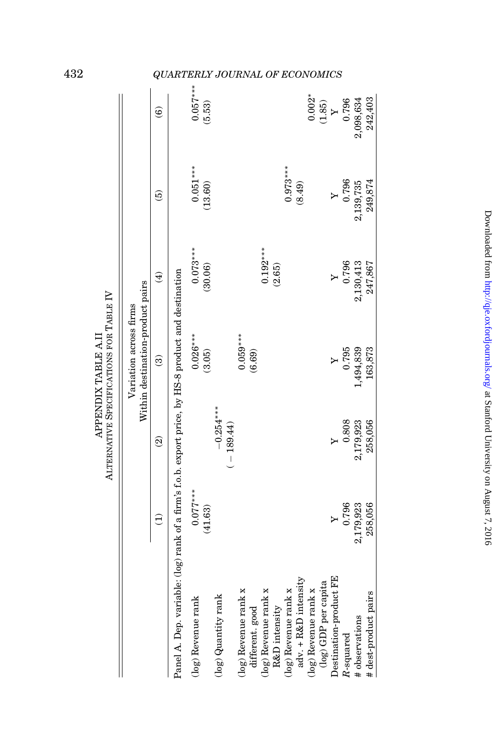# APPENDIX TABLE A.II

## Alternative Specifications for Table IV

| | Variation across firms | | | | | |
|---|---|---|---|---|---|---|
| | Within destination-product pairs | | | | | |
| | (1) | (2) | (3) | (4) | (5) | (6) |
| Panel A. Dep. variable: (log) rank of a firm's f.o.b. export price, by HS-8 product and destination | | | | | | |
| (log) Revenue rank | 0.077*** | | 0.026*** | 0.073*** | 0.051*** | 0.057*** |
| | (41.63) | | (3.05) | (30.06) | (13.60) | (5.53) |
| (log) Quantity rank | | −0.254*** | | | | |
| | | (−189.44) | | | | |
| (log) Revenue rank x different. good | | | 0.059*** | | | |
| | | | (6.69) | | | |
| (log) Revenue rank x R&D intensity | | | | 0.192*** | | |
| | | | | (2.65) | | |
| (log) Revenue rank x adv. + R&D intensity | | | | | 0.973*** | |
| | | | | | (8.49) | |
| (log) Revenue rank x (log) GDP per capita | | | | | | 0.002* |
| | | | | | | (1.85) |
| Destination-product FE | Y | Y | Y | Y | Y | Y |
| $R$-squared | 0.796 | 0.808 | 0.795 | 0.796 | 0.796 | 0.796 |
| # observations | 2,179,923 | 2,179,923 | 1,494,839 | 2,130,413 | 2,139,735 | 2,098,634 |
| # dest-product pairs | 258,056 | 258,056 | 163,873 | 247,867 | 249,874 | 242,403 |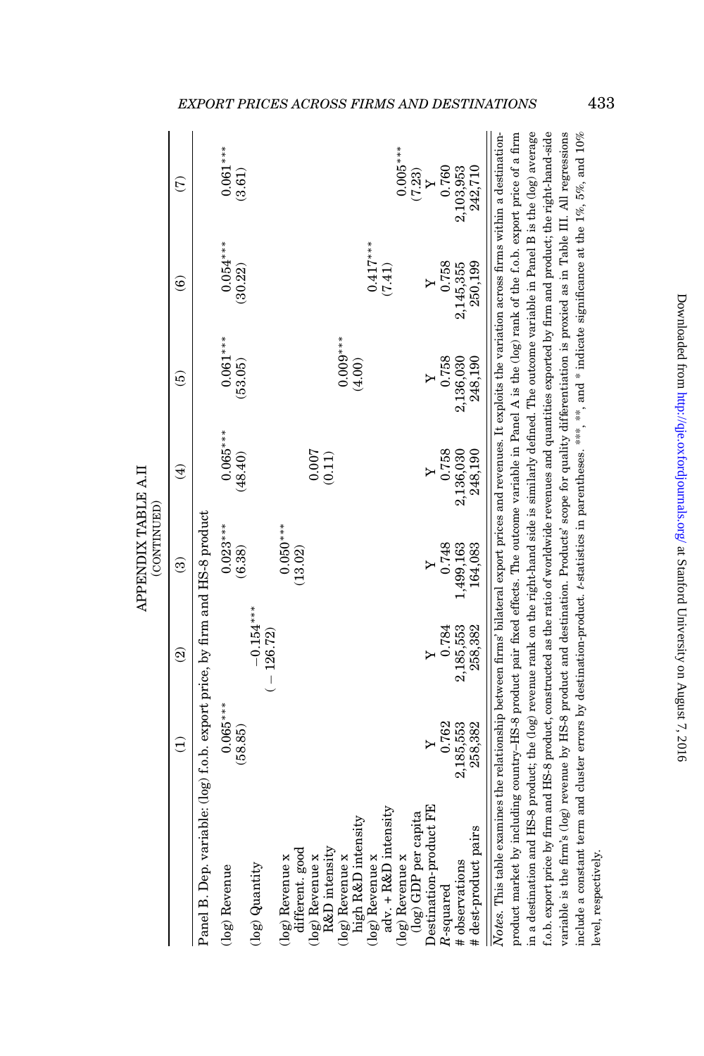APPENDIX TABLE A.II
(CONTINUED)

| | (1) | (2) | (3) | (4) | (5) | (6) | (7) |
|---|---|---|---|---|---|---|---|
| Panel B. Dep. variable: (log) f.o.b. export price, by firm and HS-8 product | | | | | | | |
| (log) Revenue | 0.065*** | | 0.023*** | 0.065*** | 0.061*** | 0.054*** | 0.061*** |
| | (58.85) | | (6.38) | (48.40) | (53.05) | (30.22) | (3.61) |
| (log) Quantity | | −0.154*** | | | | | |
| | | (−126.72) | | | | | |
| (log) Revenue x different. good | | | 0.050*** | | | | |
| | | | (13.02) | | | | |
| (log) Revenue x R&D intensity | | | | 0.007 | | | |
| | | | | (0.11) | | | |
| (log) Revenue x high R&D intensity | | | | | 0.009*** | | |
| | | | | | (4.00) | | |
| (log) Revenue x adv. + R&D intensity | | | | | | 0.417*** | |
| | | | | | | (7.41) | |
| (log) Revenue x (log) GDP per capita | | | | | | | 0.005*** |
| | | | | | | | (7.23) |
| Destination-product FE | Y | Y | Y | Y | Y | Y | Y |
| $R$-squared | 0.762 | 0.784 | 0.748 | 0.758 | 0.758 | 0.758 | 0.760 |
| # observations | 2,185,553 | 2,185,553 | 1,499,163 | 2,136,030 | 2,136,030 | 2,145,355 | 2,103,953 |
| # dest-product pairs | 258,382 | 258,382 | 164,083 | 248,190 | 248,190 | 250,199 | 242,710 |

*Notes.* This table examines the relationship between firms' bilateral export prices and revenues. It exploits the variation across firms within a destination-product market by including country–HS-8 product pair fixed effects. The outcome variable in Panel A is the (log) rank of the f.o.b. export price of a firm in a destination and HS-8 product; the (log) revenue rank on the right-hand side is similarly defined. The outcome variable in Panel B is the (log) average f.o.b. export price by firm and HS-8 product, constructed as the ratio of worldwide revenues and quantities exported by firm and product; the right-hand-side variable is the firm's (log) revenue by HS-8 product and destination. Products' scope for quality differentiation is proxied as in Table III. All regressions include a constant term and cluster errors by destination-product. *t*-statistics in parentheses. ***, **, and * indicate significance at the 1%, 5%, and 10% level, respectively.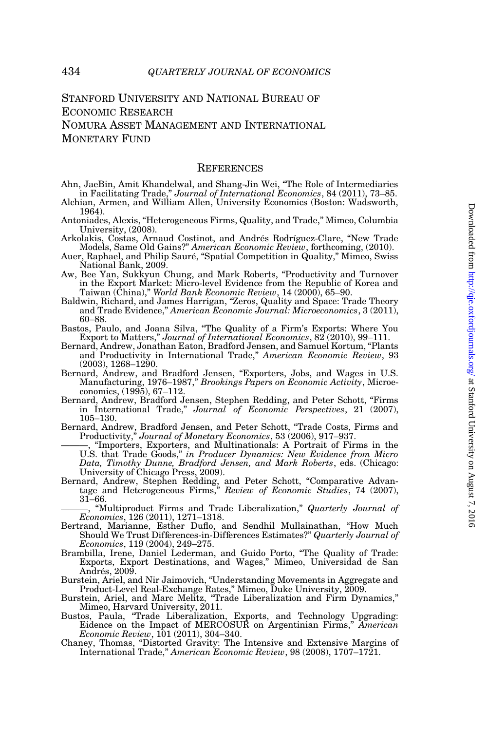Stanford University and National Bureau of Economic Research

Nomura Asset Management and International Monetary Fund

## References

Ahn, JaeBin, Amit Khandelwal, and Shang-Jin Wei, "The Role of Intermediaries in Facilitating Trade," *Journal of International Economics*, 84 (2011), 73–85.

Alchian, Armen, and William Allen, University Economics (Boston: Wadsworth, 1964).

Antoniades, Alexis, "Heterogeneous Firms, Quality, and Trade," Mimeo, Columbia University, (2008).

Arkolakis, Costas, Arnaud Costinot, and Andrés Rodríguez-Clare, "New Trade Models, Same Old Gains?" *American Economic Review*, forthcoming, (2010).

Auer, Raphael, and Philip Sauré, "Spatial Competition in Quality," Mimeo, Swiss National Bank, 2009.

Aw, Bee Yan, Sukkyun Chung, and Mark Roberts, "Productivity and Turnover in the Export Market: Micro-level Evidence from the Republic of Korea and Taiwan (China)," *World Bank Economic Review*, 14 (2000), 65–90.

Baldwin, Richard, and James Harrigan, "Zeros, Quality and Space: Trade Theory and Trade Evidence," *American Economic Journal: Microeconomics*, 3 (2011), 60–88.

Bastos, Paulo, and Joana Silva, "The Quality of a Firm's Exports: Where You Export to Matters," *Journal of International Economics*, 82 (2010), 99–111.

Bernard, Andrew, Jonathan Eaton, Bradford Jensen, and Samuel Kortum, "Plants and Productivity in International Trade," *American Economic Review*, 93 (2003), 1268–1290.

Bernard, Andrew, and Bradford Jensen, "Exporters, Jobs, and Wages in U.S. Manufacturing, 1976–1987," *Brookings Papers on Economic Activity*, Microeconomics, (1995), 67–112.

Bernard, Andrew, Bradford Jensen, Stephen Redding, and Peter Schott, "Firms in International Trade," *Journal of Economic Perspectives*, 21 (2007), 105–130.

Bernard, Andrew, Bradford Jensen, and Peter Schott, "Trade Costs, Firms and Productivity," *Journal of Monetary Economics*, 53 (2006), 917–937.

———, "Importers, Exporters, and Multinationals: A Portrait of Firms in the U.S. that Trade Goods," *in Producer Dynamics: New Evidence from Micro Data, Timothy Dunne, Bradford Jensen, and Mark Roberts*, eds. (Chicago: University of Chicago Press, 2009).

Bernard, Andrew, Stephen Redding, and Peter Schott, "Comparative Advantage and Heterogeneous Firms," *Review of Economic Studies*, 74 (2007), 31–66.

———, "Multiproduct Firms and Trade Liberalization," *Quarterly Journal of Economics*, 126 (2011), 1271–1318.

Bertrand, Marianne, Esther Duflo, and Sendhil Mullainathan, "How Much Should We Trust Differences-in-Differences Estimates?" *Quarterly Journal of Economics*, 119 (2004), 249–275.

Brambilla, Irene, Daniel Lederman, and Guido Porto, "The Quality of Trade: Exports, Export Destinations, and Wages," Mimeo, Universidad de San Andrés, 2009.

Burstein, Ariel, and Nir Jaimovich, "Understanding Movements in Aggregate and Product-Level Real-Exchange Rates," Mimeo, Duke University, 2009.

Burstein, Ariel, and Marc Melitz, "Trade Liberalization and Firm Dynamics," Mimeo, Harvard University, 2011.

Bustos, Paula, "Trade Liberalization, Exports, and Technology Upgrading: Eidence on the Impact of MERCOSUR on Argentinian Firms," *American Economic Review*, 101 (2011), 304–340.

Chaney, Thomas, "Distorted Gravity: The Intensive and Extensive Margins of International Trade," *American Economic Review*, 98 (2008), 1707–1721.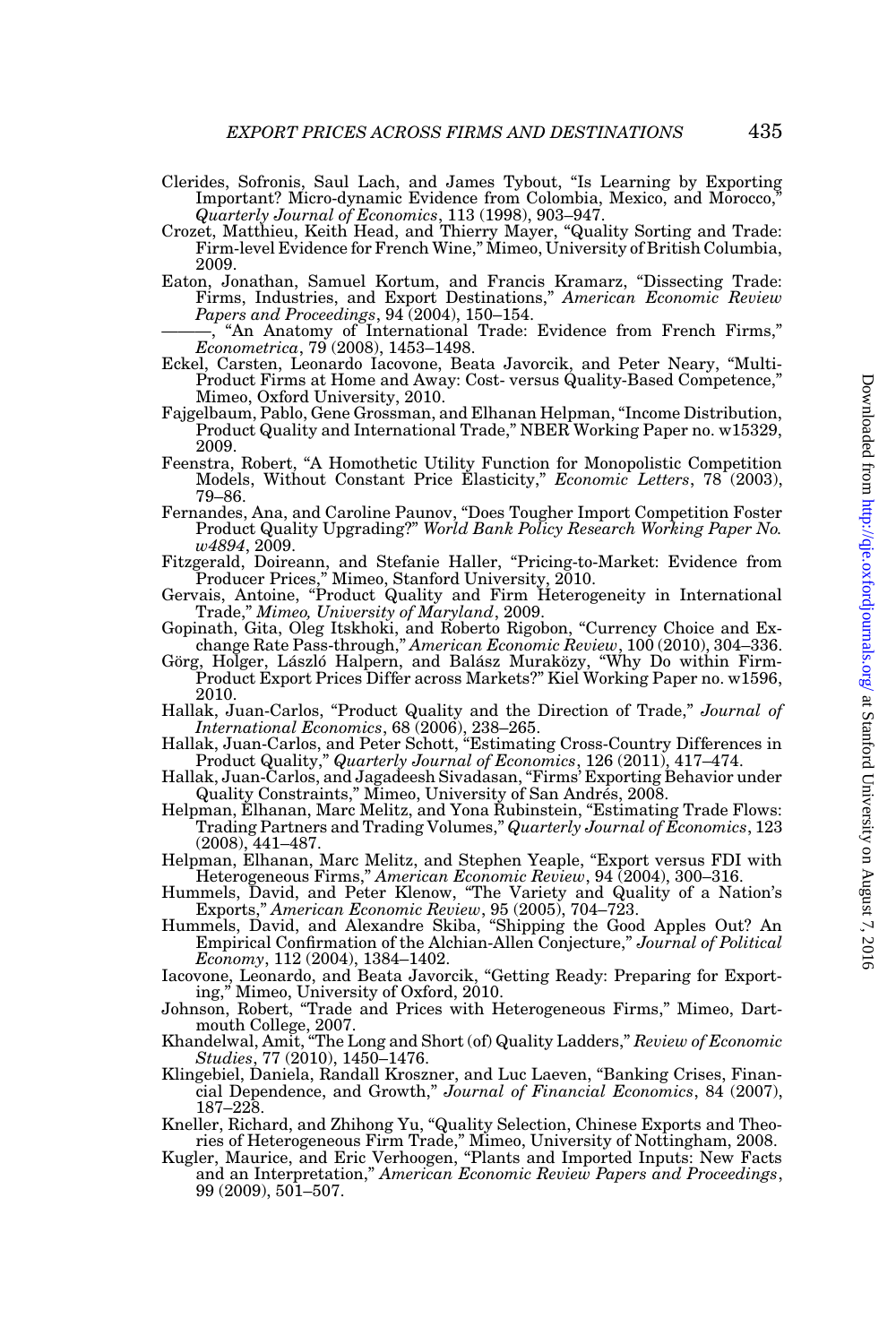Clerides, Sofronis, Saul Lach, and James Tybout, "Is Learning by Exporting Important? Micro-dynamic Evidence from Colombia, Mexico, and Morocco," *Quarterly Journal of Economics*, 113 (1998), 903–947.

Crozet, Matthieu, Keith Head, and Thierry Mayer, "Quality Sorting and Trade: Firm-level Evidence for French Wine," Mimeo, University of British Columbia, 2009.

Eaton, Jonathan, Samuel Kortum, and Francis Kramarz, "Dissecting Trade: Firms, Industries, and Export Destinations," *American Economic Review Papers and Proceedings*, 94 (2004), 150–154.

———, "An Anatomy of International Trade: Evidence from French Firms," *Econometrica*, 79 (2008), 1453–1498.

Eckel, Carsten, Leonardo Iacovone, Beata Javorcik, and Peter Neary, "Multi-Product Firms at Home and Away: Cost- versus Quality-Based Competence," Mimeo, Oxford University, 2010.

Fajgelbaum, Pablo, Gene Grossman, and Elhanan Helpman, "Income Distribution, Product Quality and International Trade," NBER Working Paper no. w15329, 2009.

Feenstra, Robert, "A Homothetic Utility Function for Monopolistic Competition Models, Without Constant Price Elasticity," *Economic Letters*, 78 (2003), 79–86.

Fernandes, Ana, and Caroline Paunov, "Does Tougher Import Competition Foster Product Quality Upgrading?" *World Bank Policy Research Working Paper No. w4894*, 2009.

Fitzgerald, Doireann, and Stefanie Haller, "Pricing-to-Market: Evidence from Producer Prices," Mimeo, Stanford University, 2010.

Gervais, Antoine, "Product Quality and Firm Heterogeneity in International Trade," *Mimeo, University of Maryland*, 2009.

Gopinath, Gita, Oleg Itskhoki, and Roberto Rigobon, "Currency Choice and Exchange Rate Pass-through," *American Economic Review*, 100 (2010), 304–336.

Görg, Holger, László Halpern, and Balász Muraközy, "Why Do within Firm-Product Export Prices Differ across Markets?" Kiel Working Paper no. w1596, 2010.

Hallak, Juan-Carlos, "Product Quality and the Direction of Trade," *Journal of International Economics*, 68 (2006), 238–265.

Hallak, Juan-Carlos, and Peter Schott, "Estimating Cross-Country Differences in Product Quality," *Quarterly Journal of Economics*, 126 (2011), 417–474.

Hallak, Juan-Carlos, and Jagadeesh Sivadasan, "Firms' Exporting Behavior under Quality Constraints," Mimeo, University of San Andrés, 2008.

Helpman, Elhanan, Marc Melitz, and Yona Rubinstein, "Estimating Trade Flows: Trading Partners and Trading Volumes," *Quarterly Journal of Economics*, 123 (2008), 441–487.

Helpman, Elhanan, Marc Melitz, and Stephen Yeaple, "Export versus FDI with Heterogeneous Firms," *American Economic Review*, 94 (2004), 300–316.

Hummels, David, and Peter Klenow, "The Variety and Quality of a Nation's Exports," *American Economic Review*, 95 (2005), 704–723.

Hummels, David, and Alexandre Skiba, "Shipping the Good Apples Out? An Empirical Confirmation of the Alchian-Allen Conjecture," *Journal of Political Economy*, 112 (2004), 1384–1402.

Iacovone, Leonardo, and Beata Javorcik, "Getting Ready: Preparing for Exporting," Mimeo, University of Oxford, 2010.

Johnson, Robert, "Trade and Prices with Heterogeneous Firms," Mimeo, Dartmouth College, 2007.

Khandelwal, Amit, "The Long and Short (of) Quality Ladders," *Review of Economic Studies*, 77 (2010), 1450–1476.

Klingebiel, Daniela, Randall Kroszner, and Luc Laeven, "Banking Crises, Financial Dependence, and Growth," *Journal of Financial Economics*, 84 (2007), 187–228.

Kneller, Richard, and Zhihong Yu, "Quality Selection, Chinese Exports and Theories of Heterogeneous Firm Trade," Mimeo, University of Nottingham, 2008.

Kugler, Maurice, and Eric Verhoogen, "Plants and Imported Inputs: New Facts and an Interpretation," *American Economic Review Papers and Proceedings*, 99 (2009), 501–507.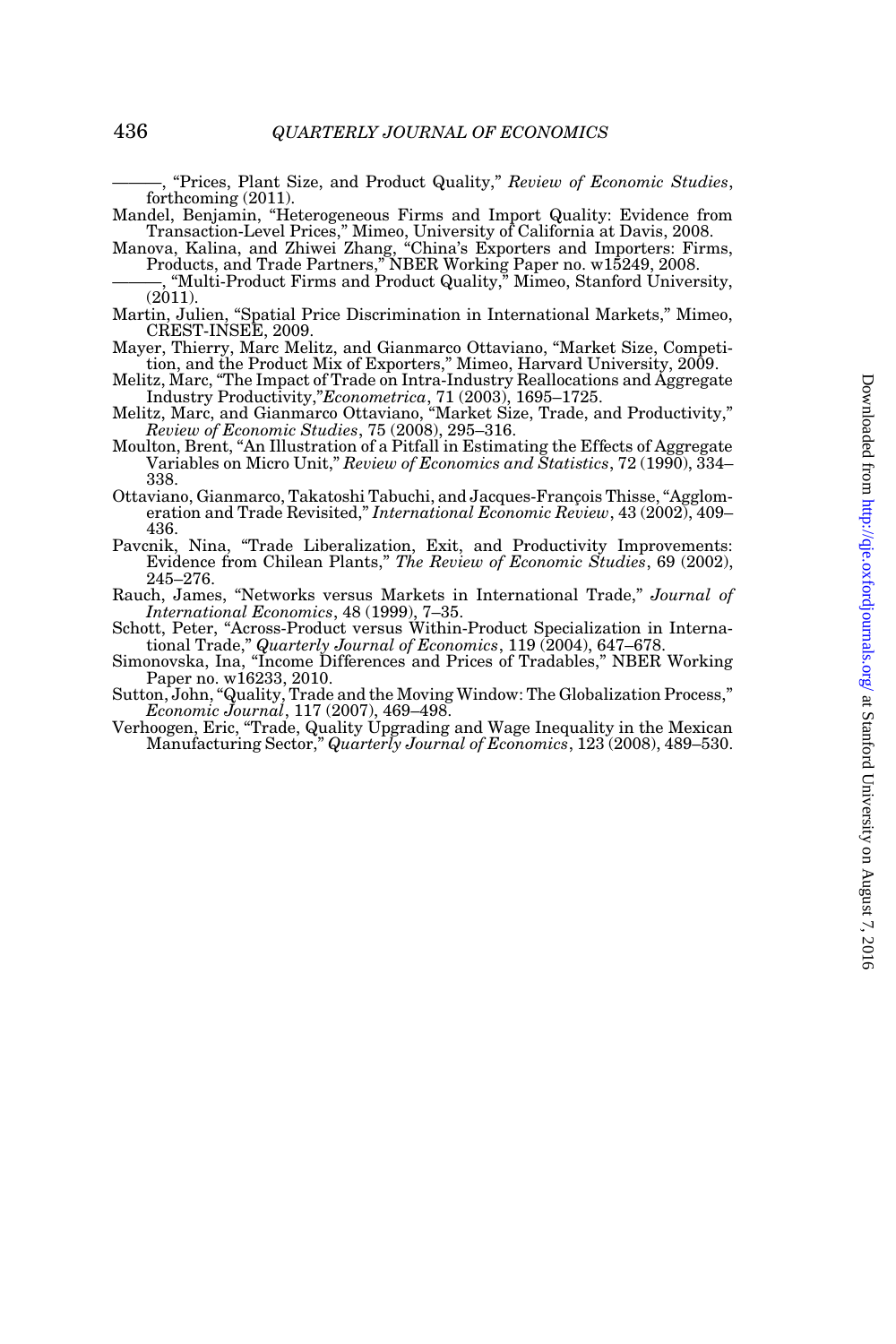———, "Prices, Plant Size, and Product Quality," *Review of Economic Studies*, forthcoming (2011).

Mandel, Benjamin, "Heterogeneous Firms and Import Quality: Evidence from Transaction-Level Prices," Mimeo, University of California at Davis, 2008.

Manova, Kalina, and Zhiwei Zhang, "China's Exporters and Importers: Firms, Products, and Trade Partners," NBER Working Paper no. w15249, 2008.

———, "Multi-Product Firms and Product Quality," Mimeo, Stanford University, (2011).

Martin, Julien, "Spatial Price Discrimination in International Markets," Mimeo, CREST-INSEE, 2009.

Mayer, Thierry, Marc Melitz, and Gianmarco Ottaviano, "Market Size, Competition, and the Product Mix of Exporters," Mimeo, Harvard University, 2009.

Melitz, Marc, "The Impact of Trade on Intra-Industry Reallocations and Aggregate Industry Productivity,"*Econometrica*, 71 (2003), 1695–1725.

Melitz, Marc, and Gianmarco Ottaviano, "Market Size, Trade, and Productivity," *Review of Economic Studies*, 75 (2008), 295–316.

Moulton, Brent, "An Illustration of a Pitfall in Estimating the Effects of Aggregate Variables on Micro Unit," *Review of Economics and Statistics*, 72 (1990), 334–338.

Ottaviano, Gianmarco, Takatoshi Tabuchi, and Jacques-François Thisse, "Agglomeration and Trade Revisited," *International Economic Review*, 43 (2002), 409–436.

Pavcnik, Nina, "Trade Liberalization, Exit, and Productivity Improvements: Evidence from Chilean Plants," *The Review of Economic Studies*, 69 (2002), 245–276.

Rauch, James, "Networks versus Markets in International Trade," *Journal of International Economics*, 48 (1999), 7–35.

Schott, Peter, "Across-Product versus Within-Product Specialization in International Trade," *Quarterly Journal of Economics*, 119 (2004), 647–678.

Simonovska, Ina, "Income Differences and Prices of Tradables," NBER Working Paper no. w16233, 2010.

Sutton, John, "Quality, Trade and the Moving Window: The Globalization Process," *Economic Journal*, 117 (2007), 469–498.

Verhoogen, Eric, "Trade, Quality Upgrading and Wage Inequality in the Mexican Manufacturing Sector," *Quarterly Journal of Economics*, 123 (2008), 489–530.